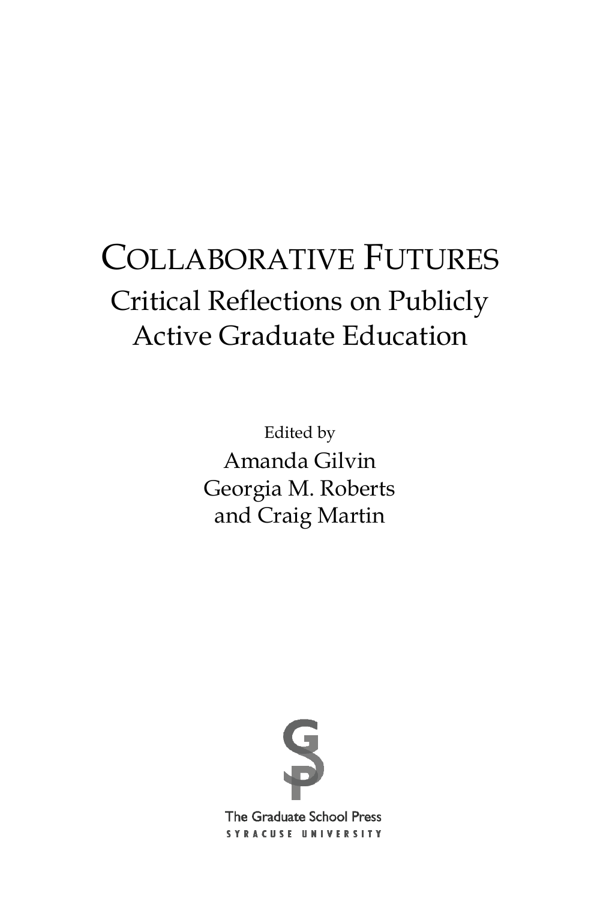# COLLABORATIVE FUTURES

## Critical Reflections on Publicly Active Graduate Education

Edited by

Amanda Gilvin
Georgia M. Roberts
and Craig Martin

The Graduate School Press
SYRACUSE UNIVERSITY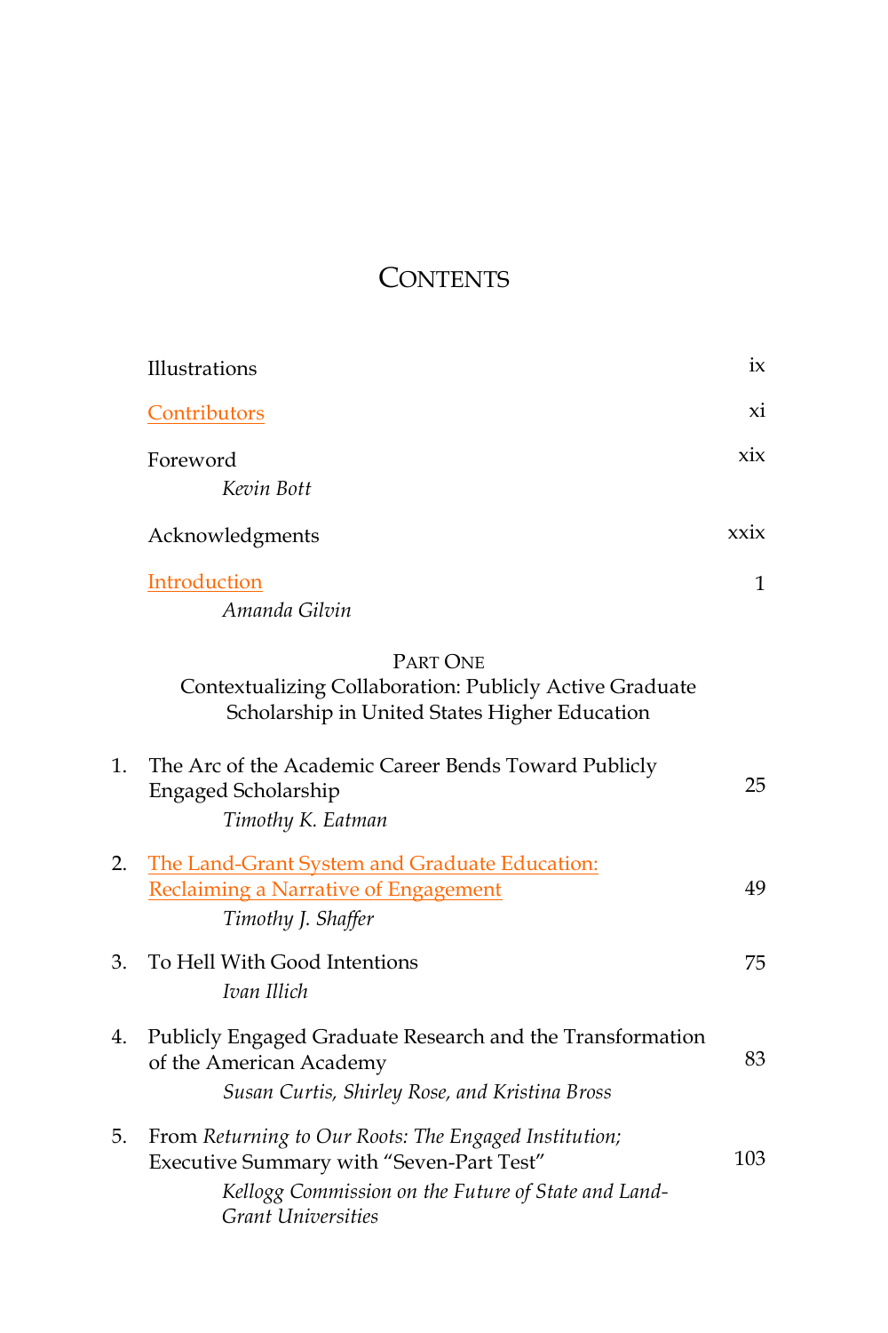# CONTENTS

Illustrations ix

Contributors xi

Foreword xix
*Kevin Bott*

Acknowledgments xxix

Introduction 1
*Amanda Gilvin*

## PART ONE
### Contextualizing Collaboration: Publicly Active Graduate Scholarship in United States Higher Education

1. The Arc of the Academic Career Bends Toward Publicly Engaged Scholarship 25
   *Timothy K. Eatman*

2. The Land-Grant System and Graduate Education: Reclaiming a Narrative of Engagement 49
   *Timothy J. Shaffer*

3. To Hell With Good Intentions 75
   *Ivan Illich*

4. Publicly Engaged Graduate Research and the Transformation of the American Academy 83
   *Susan Curtis, Shirley Rose, and Kristina Bross*

5. From *Returning to Our Roots: The Engaged Institution;* Executive Summary with "Seven-Part Test" 103
   *Kellogg Commission on the Future of State and Land-Grant Universities*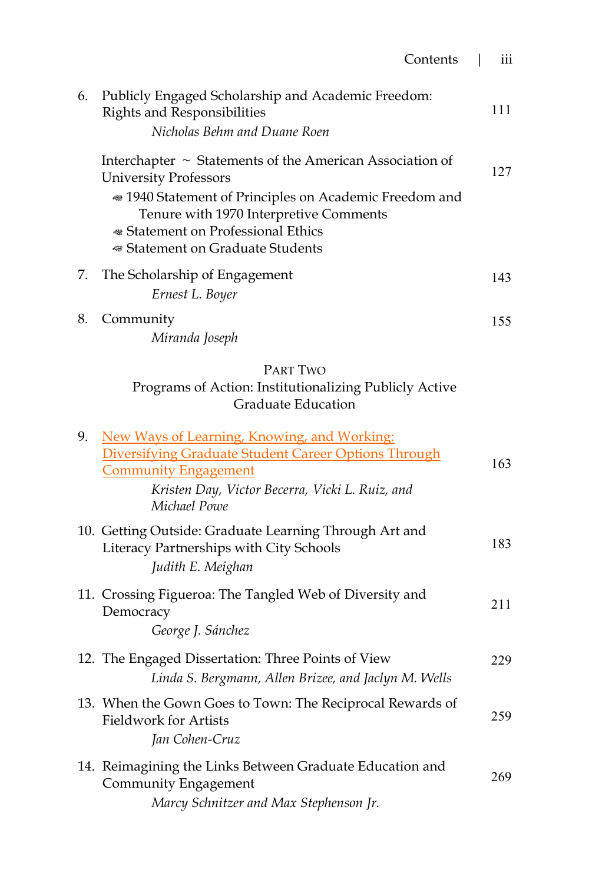6. Publicly Engaged Scholarship and Academic Freedom: Rights and Responsibilities — 111
   *Nicholas Behm and Duane Roen*

   Interchapter ~ Statements of the American Association of University Professors — 127
   - 1940 Statement of Principles on Academic Freedom and Tenure with 1970 Interpretive Comments
   - Statement on Professional Ethics
   - Statement on Graduate Students

7. The Scholarship of Engagement — 143
   *Ernest L. Boyer*

8. Community — 155
   *Miranda Joseph*

## Part Two
## Programs of Action: Institutionalizing Publicly Active Graduate Education

9. New Ways of Learning, Knowing, and Working: Diversifying Graduate Student Career Options Through Community Engagement — 163
   *Kristen Day, Victor Becerra, Vicki L. Ruiz, and Michael Powe*

10. Getting Outside: Graduate Learning Through Art and Literacy Partnerships with City Schools — 183
    *Judith E. Meighan*

11. Crossing Figueroa: The Tangled Web of Diversity and Democracy — 211
    *George J. Sánchez*

12. The Engaged Dissertation: Three Points of View — 229
    *Linda S. Bergmann, Allen Brizee, and Jaclyn M. Wells*

13. When the Gown Goes to Town: The Reciprocal Rewards of Fieldwork for Artists — 259
    *Jan Cohen-Cruz*

14. Reimagining the Links Between Graduate Education and Community Engagement — 269
    *Marcy Schnitzer and Max Stephenson Jr.*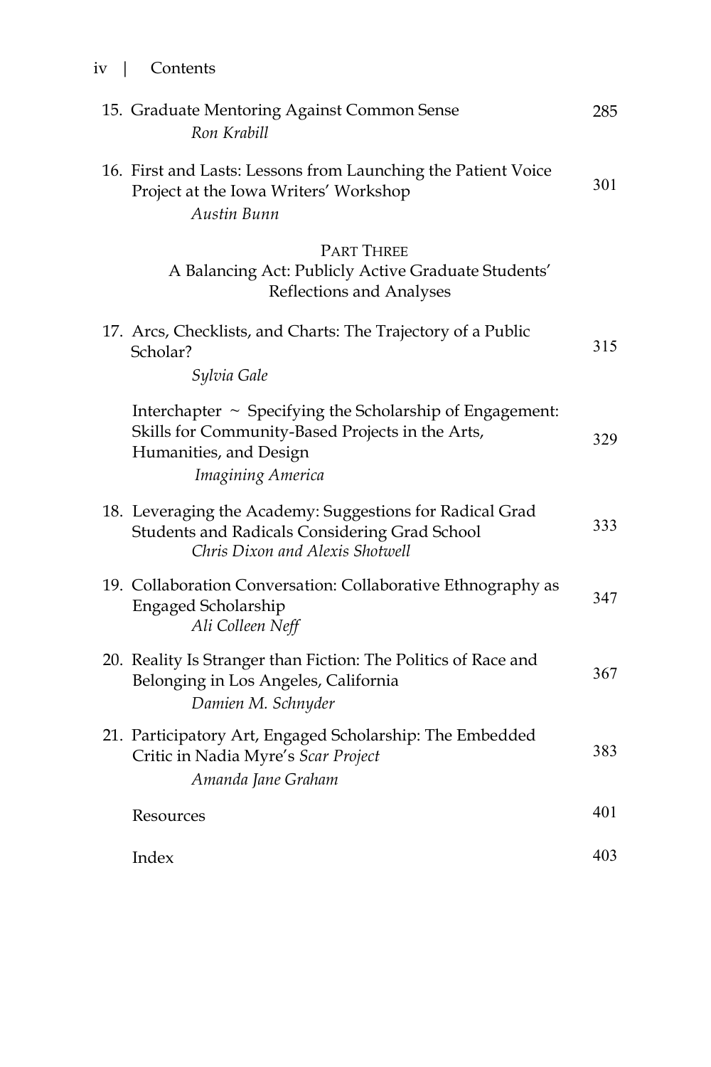15. Graduate Mentoring Against Common Sense — 285
    *Ron Krabill*

16. First and Lasts: Lessons from Launching the Patient Voice Project at the Iowa Writers' Workshop — 301
    *Austin Bunn*

## Part Three
## A Balancing Act: Publicly Active Graduate Students' Reflections and Analyses

17. Arcs, Checklists, and Charts: The Trajectory of a Public Scholar? — 315
    *Sylvia Gale*

    Interchapter ~ Specifying the Scholarship of Engagement: Skills for Community-Based Projects in the Arts, Humanities, and Design — 329
    *Imagining America*

18. Leveraging the Academy: Suggestions for Radical Grad Students and Radicals Considering Grad School — 333
    *Chris Dixon and Alexis Shotwell*

19. Collaboration Conversation: Collaborative Ethnography as Engaged Scholarship — 347
    *Ali Colleen Neff*

20. Reality Is Stranger than Fiction: The Politics of Race and Belonging in Los Angeles, California — 367
    *Damien M. Schnyder*

21. Participatory Art, Engaged Scholarship: The Embedded Critic in Nadia Myre's *Scar Project* — 383
    *Amanda Jane Graham*

Resources — 401

Index — 403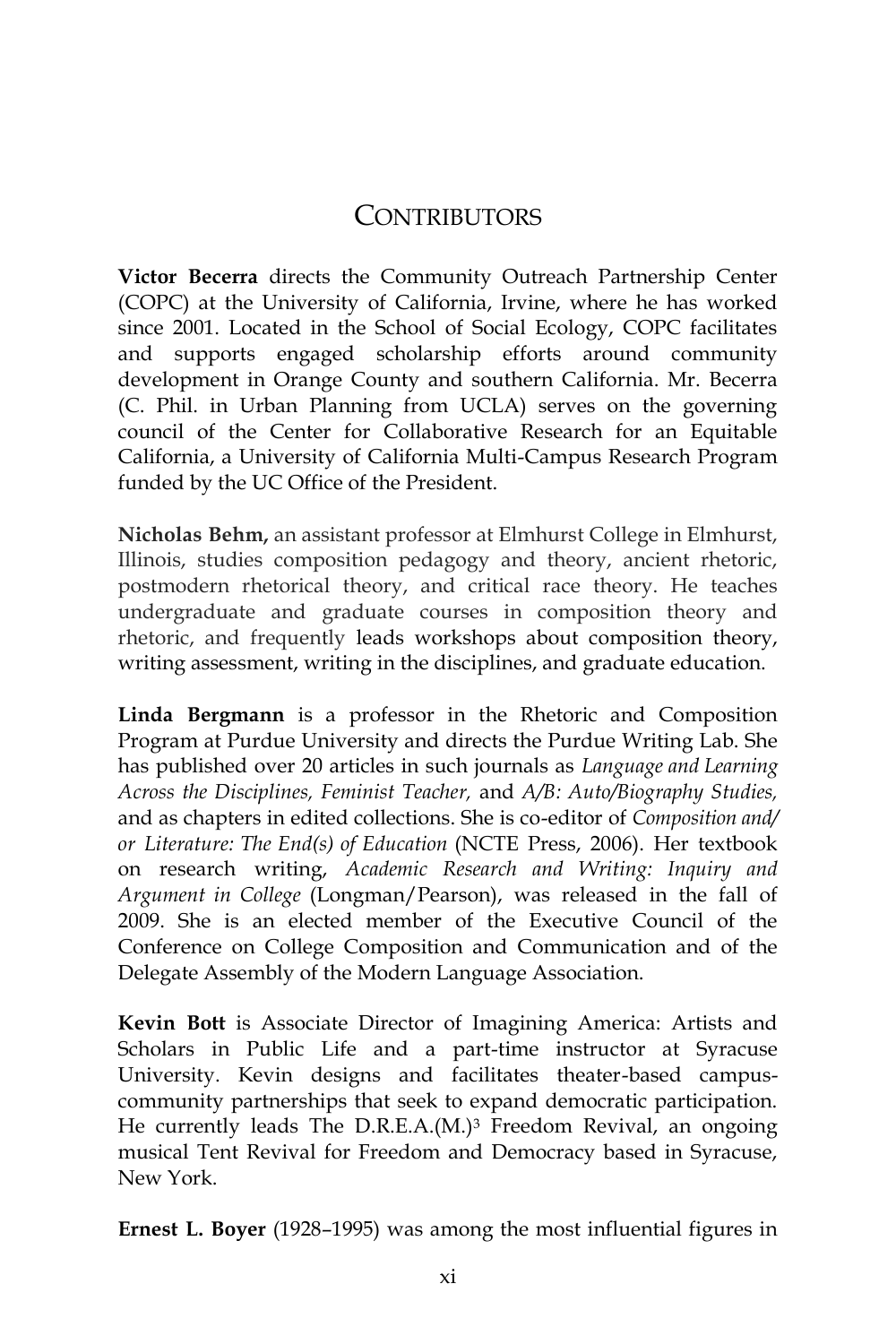# Contributors

**Victor Becerra** directs the Community Outreach Partnership Center (COPC) at the University of California, Irvine, where he has worked since 2001. Located in the School of Social Ecology, COPC facilitates and supports engaged scholarship efforts around community development in Orange County and southern California. Mr. Becerra (C. Phil. in Urban Planning from UCLA) serves on the governing council of the Center for Collaborative Research for an Equitable California, a University of California Multi-Campus Research Program funded by the UC Office of the President.

**Nicholas Behm,** an assistant professor at Elmhurst College in Elmhurst, Illinois, studies composition pedagogy and theory, ancient rhetoric, postmodern rhetorical theory, and critical race theory. He teaches undergraduate and graduate courses in composition theory and rhetoric, and frequently leads workshops about composition theory, writing assessment, writing in the disciplines, and graduate education.

**Linda Bergmann** is a professor in the Rhetoric and Composition Program at Purdue University and directs the Purdue Writing Lab. She has published over 20 articles in such journals as *Language and Learning Across the Disciplines, Feminist Teacher,* and *A/B: Auto/Biography Studies,* and as chapters in edited collections. She is co-editor of *Composition and/or Literature: The End(s) of Education* (NCTE Press, 2006). Her textbook on research writing, *Academic Research and Writing: Inquiry and Argument in College* (Longman/Pearson), was released in the fall of 2009. She is an elected member of the Executive Council of the Conference on College Composition and Communication and of the Delegate Assembly of the Modern Language Association.

**Kevin Bott** is Associate Director of Imagining America: Artists and Scholars in Public Life and a part-time instructor at Syracuse University. Kevin designs and facilitates theater-based campus-community partnerships that seek to expand democratic participation. He currently leads The D.R.E.A.(M.)[3] Freedom Revival, an ongoing musical Tent Revival for Freedom and Democracy based in Syracuse, New York.

**Ernest L. Boyer** (1928–1995) was among the most influential figures in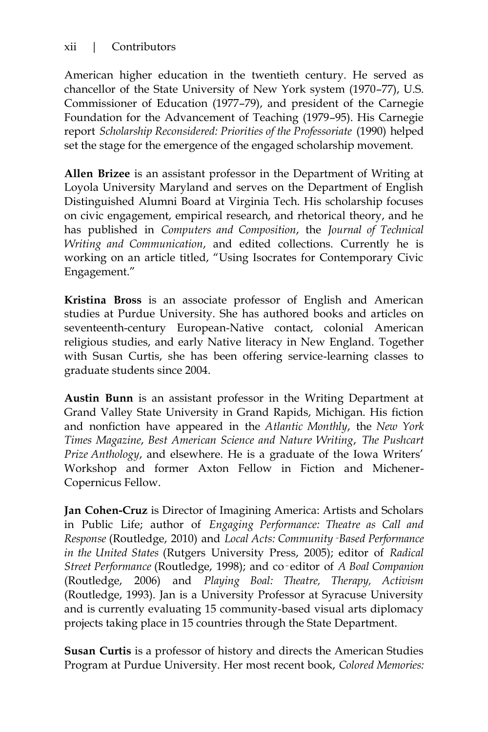American higher education in the twentieth century. He served as chancellor of the State University of New York system (1970–77), U.S. Commissioner of Education (1977–79), and president of the Carnegie Foundation for the Advancement of Teaching (1979–95). His Carnegie report *Scholarship Reconsidered: Priorities of the Professoriate* (1990) helped set the stage for the emergence of the engaged scholarship movement.

**Allen Brizee** is an assistant professor in the Department of Writing at Loyola University Maryland and serves on the Department of English Distinguished Alumni Board at Virginia Tech. His scholarship focuses on civic engagement, empirical research, and rhetorical theory, and he has published in *Computers and Composition*, the *Journal of Technical Writing and Communication*, and edited collections. Currently he is working on an article titled, "Using Isocrates for Contemporary Civic Engagement."

**Kristina Bross** is an associate professor of English and American studies at Purdue University. She has authored books and articles on seventeenth-century European-Native contact, colonial American religious studies, and early Native literacy in New England. Together with Susan Curtis, she has been offering service-learning classes to graduate students since 2004.

**Austin Bunn** is an assistant professor in the Writing Department at Grand Valley State University in Grand Rapids, Michigan. His fiction and nonfiction have appeared in the *Atlantic Monthly*, the *New York Times Magazine*, *Best American Science and Nature Writing*, *The Pushcart Prize Anthology*, and elsewhere. He is a graduate of the Iowa Writers' Workshop and former Axton Fellow in Fiction and Michener-Copernicus Fellow.

**Jan Cohen-Cruz** is Director of Imagining America: Artists and Scholars in Public Life; author of *Engaging Performance: Theatre as Call and Response* (Routledge, 2010) and *Local Acts: Community-Based Performance in the United States* (Rutgers University Press, 2005); editor of *Radical Street Performance* (Routledge, 1998); and co-editor of *A Boal Companion* (Routledge, 2006) and *Playing Boal: Theatre, Therapy, Activism* (Routledge, 1993). Jan is a University Professor at Syracuse University and is currently evaluating 15 community-based visual arts diplomacy projects taking place in 15 countries through the State Department.

**Susan Curtis** is a professor of history and directs the American Studies Program at Purdue University. Her most recent book, *Colored Memories:*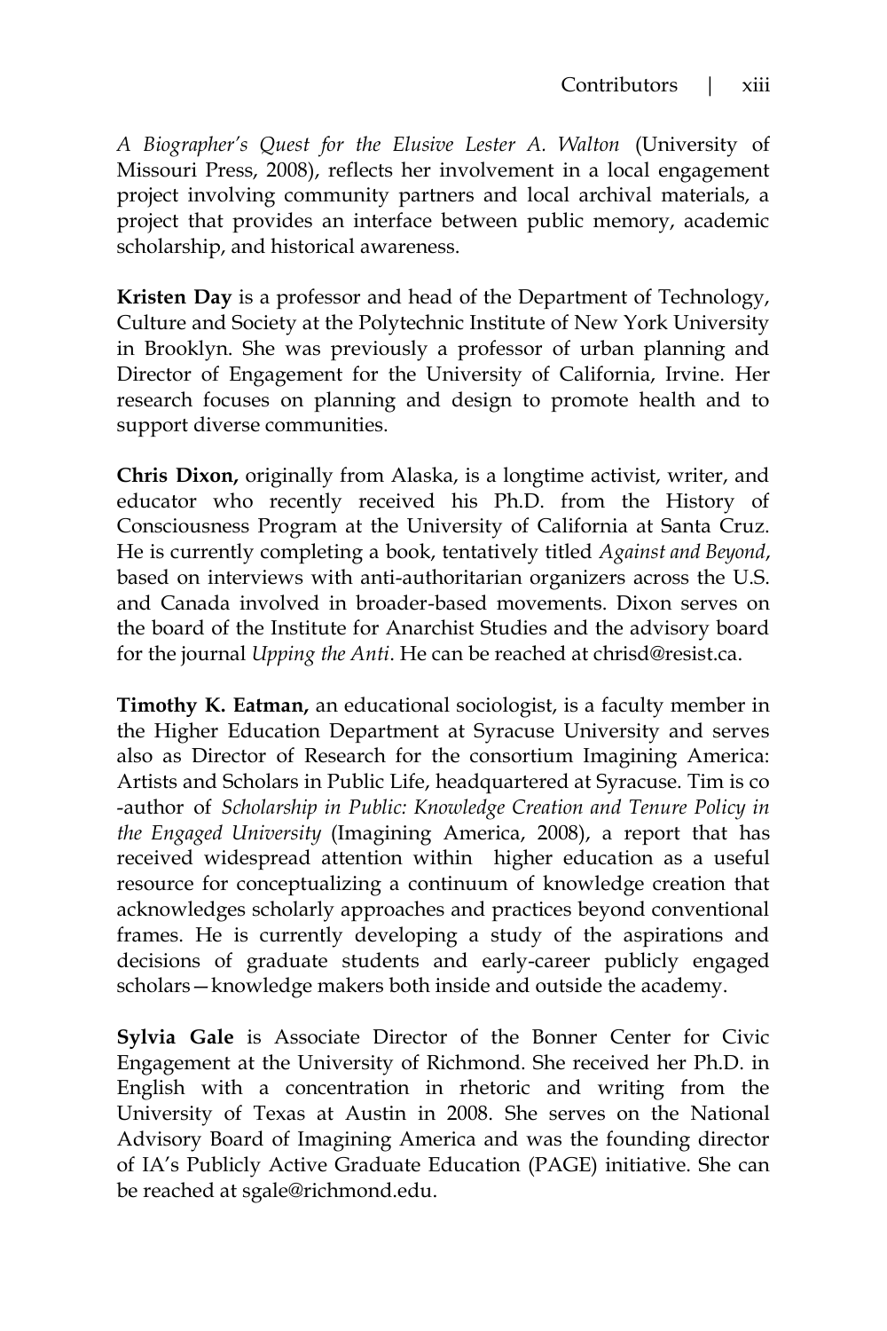*A Biographer's Quest for the Elusive Lester A. Walton* (University of Missouri Press, 2008), reflects her involvement in a local engagement project involving community partners and local archival materials, a project that provides an interface between public memory, academic scholarship, and historical awareness.

**Kristen Day** is a professor and head of the Department of Technology, Culture and Society at the Polytechnic Institute of New York University in Brooklyn. She was previously a professor of urban planning and Director of Engagement for the University of California, Irvine. Her research focuses on planning and design to promote health and to support diverse communities.

**Chris Dixon,** originally from Alaska, is a longtime activist, writer, and educator who recently received his Ph.D. from the History of Consciousness Program at the University of California at Santa Cruz. He is currently completing a book, tentatively titled *Against and Beyond*, based on interviews with anti-authoritarian organizers across the U.S. and Canada involved in broader-based movements. Dixon serves on the board of the Institute for Anarchist Studies and the advisory board for the journal *Upping the Anti*. He can be reached at chrisd@resist.ca.

**Timothy K. Eatman,** an educational sociologist, is a faculty member in the Higher Education Department at Syracuse University and serves also as Director of Research for the consortium Imagining America: Artists and Scholars in Public Life, headquartered at Syracuse. Tim is co-author of *Scholarship in Public: Knowledge Creation and Tenure Policy in the Engaged University* (Imagining America, 2008), a report that has received widespread attention within higher education as a useful resource for conceptualizing a continuum of knowledge creation that acknowledges scholarly approaches and practices beyond conventional frames. He is currently developing a study of the aspirations and decisions of graduate students and early-career publicly engaged scholars—knowledge makers both inside and outside the academy.

**Sylvia Gale** is Associate Director of the Bonner Center for Civic Engagement at the University of Richmond. She received her Ph.D. in English with a concentration in rhetoric and writing from the University of Texas at Austin in 2008. She serves on the National Advisory Board of Imagining America and was the founding director of IA's Publicly Active Graduate Education (PAGE) initiative. She can be reached at sgale@richmond.edu.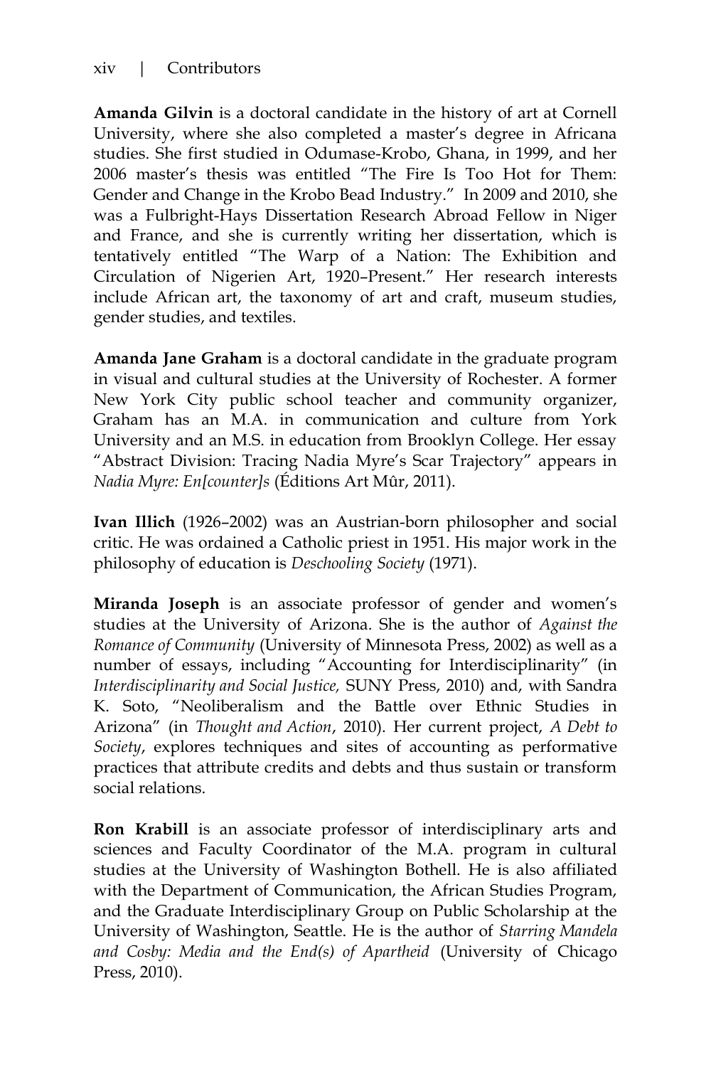**Amanda Gilvin** is a doctoral candidate in the history of art at Cornell University, where she also completed a master's degree in Africana studies. She first studied in Odumase-Krobo, Ghana, in 1999, and her 2006 master's thesis was entitled "The Fire Is Too Hot for Them: Gender and Change in the Krobo Bead Industry." In 2009 and 2010, she was a Fulbright-Hays Dissertation Research Abroad Fellow in Niger and France, and she is currently writing her dissertation, which is tentatively entitled "The Warp of a Nation: The Exhibition and Circulation of Nigerien Art, 1920–Present." Her research interests include African art, the taxonomy of art and craft, museum studies, gender studies, and textiles.

**Amanda Jane Graham** is a doctoral candidate in the graduate program in visual and cultural studies at the University of Rochester. A former New York City public school teacher and community organizer, Graham has an M.A. in communication and culture from York University and an M.S. in education from Brooklyn College. Her essay "Abstract Division: Tracing Nadia Myre's Scar Trajectory" appears in *Nadia Myre: En[counter]s* (Éditions Art Mûr, 2011).

**Ivan Illich** (1926–2002) was an Austrian-born philosopher and social critic. He was ordained a Catholic priest in 1951. His major work in the philosophy of education is *Deschooling Society* (1971).

**Miranda Joseph** is an associate professor of gender and women's studies at the University of Arizona. She is the author of *Against the Romance of Community* (University of Minnesota Press, 2002) as well as a number of essays, including "Accounting for Interdisciplinarity" (in *Interdisciplinarity and Social Justice,* SUNY Press, 2010) and, with Sandra K. Soto, "Neoliberalism and the Battle over Ethnic Studies in Arizona" (in *Thought and Action*, 2010). Her current project, *A Debt to Society*, explores techniques and sites of accounting as performative practices that attribute credits and debts and thus sustain or transform social relations.

**Ron Krabill** is an associate professor of interdisciplinary arts and sciences and Faculty Coordinator of the M.A. program in cultural studies at the University of Washington Bothell. He is also affiliated with the Department of Communication, the African Studies Program, and the Graduate Interdisciplinary Group on Public Scholarship at the University of Washington, Seattle. He is the author of *Starring Mandela and Cosby: Media and the End(s) of Apartheid* (University of Chicago Press, 2010).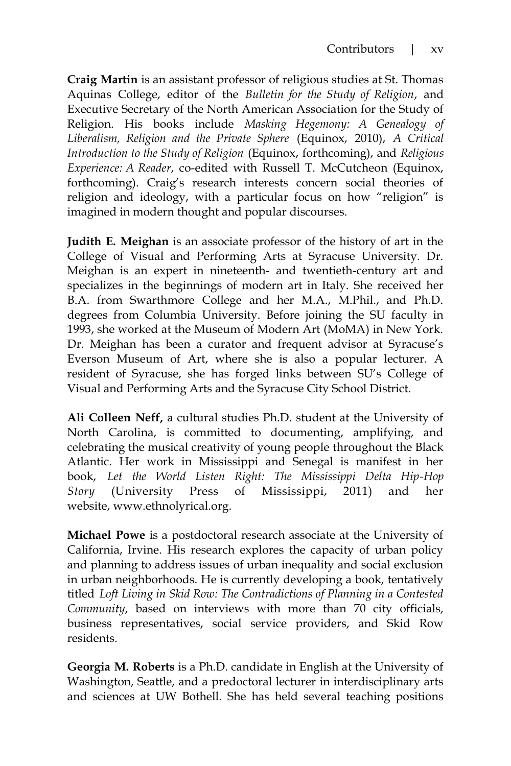**Craig Martin** is an assistant professor of religious studies at St. Thomas Aquinas College, editor of the *Bulletin for the Study of Religion*, and Executive Secretary of the North American Association for the Study of Religion. His books include *Masking Hegemony: A Genealogy of Liberalism, Religion and the Private Sphere* (Equinox, 2010), *A Critical Introduction to the Study of Religion* (Equinox, forthcoming), and *Religious Experience: A Reader*, co-edited with Russell T. McCutcheon (Equinox, forthcoming). Craig's research interests concern social theories of religion and ideology, with a particular focus on how "religion" is imagined in modern thought and popular discourses.

**Judith E. Meighan** is an associate professor of the history of art in the College of Visual and Performing Arts at Syracuse University. Dr. Meighan is an expert in nineteenth- and twentieth-century art and specializes in the beginnings of modern art in Italy. She received her B.A. from Swarthmore College and her M.A., M.Phil., and Ph.D. degrees from Columbia University. Before joining the SU faculty in 1993, she worked at the Museum of Modern Art (MoMA) in New York. Dr. Meighan has been a curator and frequent advisor at Syracuse's Everson Museum of Art, where she is also a popular lecturer. A resident of Syracuse, she has forged links between SU's College of Visual and Performing Arts and the Syracuse City School District.

**Ali Colleen Neff,** a cultural studies Ph.D. student at the University of North Carolina, is committed to documenting, amplifying, and celebrating the musical creativity of young people throughout the Black Atlantic. Her work in Mississippi and Senegal is manifest in her book, *Let the World Listen Right: The Mississippi Delta Hip-Hop Story* (University Press of Mississippi, 2011) and her website, www.ethnolyrical.org.

**Michael Powe** is a postdoctoral research associate at the University of California, Irvine. His research explores the capacity of urban policy and planning to address issues of urban inequality and social exclusion in urban neighborhoods. He is currently developing a book, tentatively titled *Loft Living in Skid Row: The Contradictions of Planning in a Contested Community*, based on interviews with more than 70 city officials, business representatives, social service providers, and Skid Row residents.

**Georgia M. Roberts** is a Ph.D. candidate in English at the University of Washington, Seattle, and a predoctoral lecturer in interdisciplinary arts and sciences at UW Bothell. She has held several teaching positions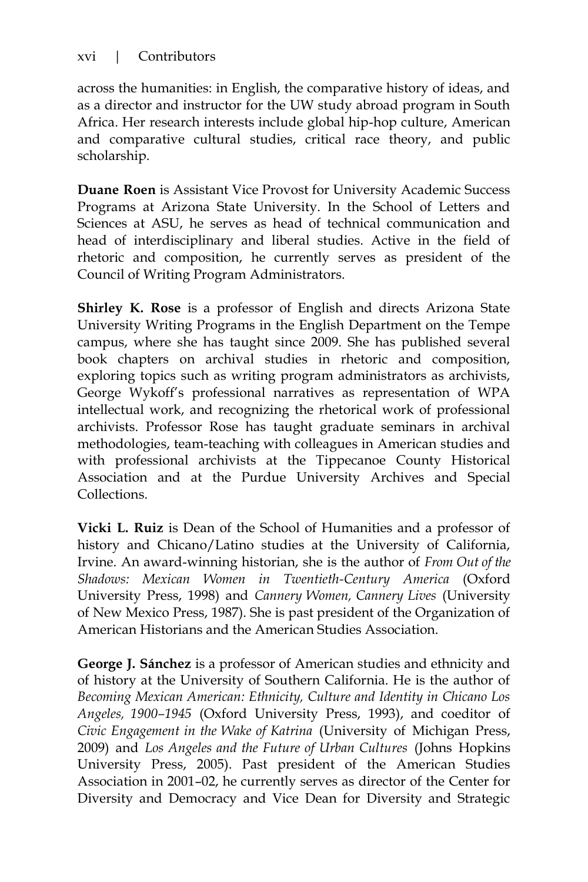across the humanities: in English, the comparative history of ideas, and as a director and instructor for the UW study abroad program in South Africa. Her research interests include global hip-hop culture, American and comparative cultural studies, critical race theory, and public scholarship.

**Duane Roen** is Assistant Vice Provost for University Academic Success Programs at Arizona State University. In the School of Letters and Sciences at ASU, he serves as head of technical communication and head of interdisciplinary and liberal studies. Active in the field of rhetoric and composition, he currently serves as president of the Council of Writing Program Administrators.

**Shirley K. Rose** is a professor of English and directs Arizona State University Writing Programs in the English Department on the Tempe campus, where she has taught since 2009. She has published several book chapters on archival studies in rhetoric and composition, exploring topics such as writing program administrators as archivists, George Wykoff's professional narratives as representation of WPA intellectual work, and recognizing the rhetorical work of professional archivists. Professor Rose has taught graduate seminars in archival methodologies, team-teaching with colleagues in American studies and with professional archivists at the Tippecanoe County Historical Association and at the Purdue University Archives and Special Collections.

**Vicki L. Ruiz** is Dean of the School of Humanities and a professor of history and Chicano/Latino studies at the University of California, Irvine. An award-winning historian, she is the author of *From Out of the Shadows: Mexican Women in Twentieth-Century America* (Oxford University Press, 1998) and *Cannery Women, Cannery Lives* (University of New Mexico Press, 1987). She is past president of the Organization of American Historians and the American Studies Association.

**George J. Sánchez** is a professor of American studies and ethnicity and of history at the University of Southern California. He is the author of *Becoming Mexican American: Ethnicity, Culture and Identity in Chicano Los Angeles, 1900–1945* (Oxford University Press, 1993), and coeditor of *Civic Engagement in the Wake of Katrina* (University of Michigan Press, 2009) and *Los Angeles and the Future of Urban Cultures* (Johns Hopkins University Press, 2005). Past president of the American Studies Association in 2001–02, he currently serves as director of the Center for Diversity and Democracy and Vice Dean for Diversity and Strategic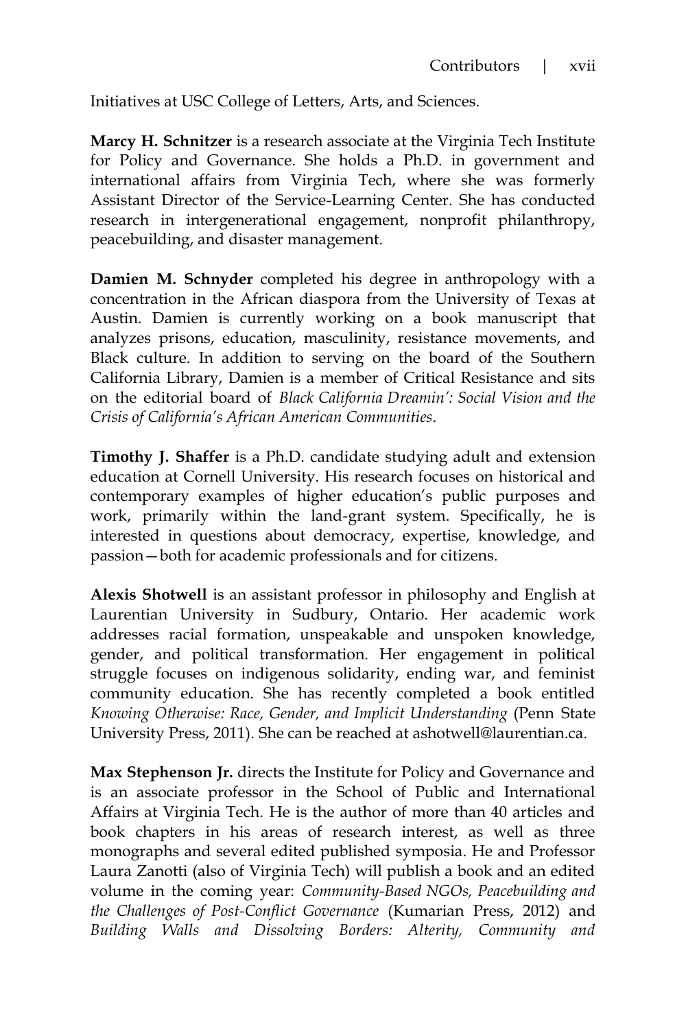Initiatives at USC College of Letters, Arts, and Sciences.

**Marcy H. Schnitzer** is a research associate at the Virginia Tech Institute for Policy and Governance. She holds a Ph.D. in government and international affairs from Virginia Tech, where she was formerly Assistant Director of the Service-Learning Center. She has conducted research in intergenerational engagement, nonprofit philanthropy, peacebuilding, and disaster management.

**Damien M. Schnyder** completed his degree in anthropology with a concentration in the African diaspora from the University of Texas at Austin. Damien is currently working on a book manuscript that analyzes prisons, education, masculinity, resistance movements, and Black culture. In addition to serving on the board of the Southern California Library, Damien is a member of Critical Resistance and sits on the editorial board of *Black California Dreamin': Social Vision and the Crisis of California's African American Communities*.

**Timothy J. Shaffer** is a Ph.D. candidate studying adult and extension education at Cornell University. His research focuses on historical and contemporary examples of higher education's public purposes and work, primarily within the land-grant system. Specifically, he is interested in questions about democracy, expertise, knowledge, and passion—both for academic professionals and for citizens.

**Alexis Shotwell** is an assistant professor in philosophy and English at Laurentian University in Sudbury, Ontario. Her academic work addresses racial formation, unspeakable and unspoken knowledge, gender, and political transformation. Her engagement in political struggle focuses on indigenous solidarity, ending war, and feminist community education. She has recently completed a book entitled *Knowing Otherwise: Race, Gender, and Implicit Understanding* (Penn State University Press, 2011). She can be reached at ashotwell@laurentian.ca.

**Max Stephenson Jr.** directs the Institute for Policy and Governance and is an associate professor in the School of Public and International Affairs at Virginia Tech. He is the author of more than 40 articles and book chapters in his areas of research interest, as well as three monographs and several edited published symposia. He and Professor Laura Zanotti (also of Virginia Tech) will publish a book and an edited volume in the coming year: *Community-Based NGOs, Peacebuilding and the Challenges of Post-Conflict Governance* (Kumarian Press, 2012) and *Building Walls and Dissolving Borders: Alterity, Community and*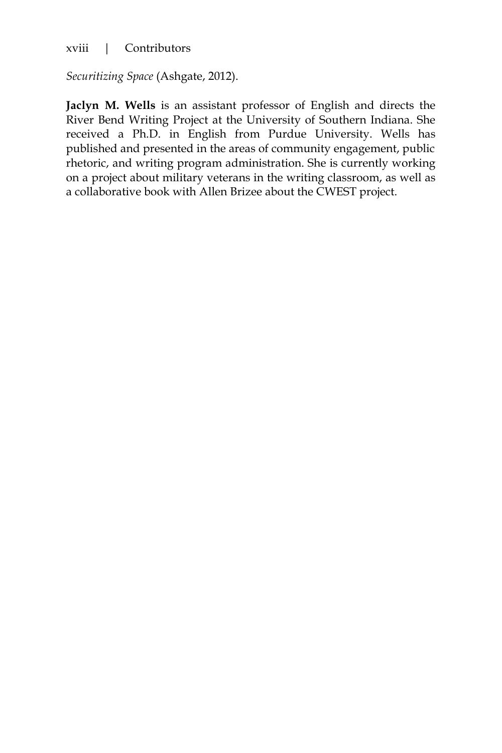*Securitizing Space* (Ashgate, 2012).

**Jaclyn M. Wells** is an assistant professor of English and directs the River Bend Writing Project at the University of Southern Indiana. She received a Ph.D. in English from Purdue University. Wells has published and presented in the areas of community engagement, public rhetoric, and writing program administration. She is currently working on a project about military veterans in the writing classroom, as well as a collaborative book with Allen Brizee about the CWEST project.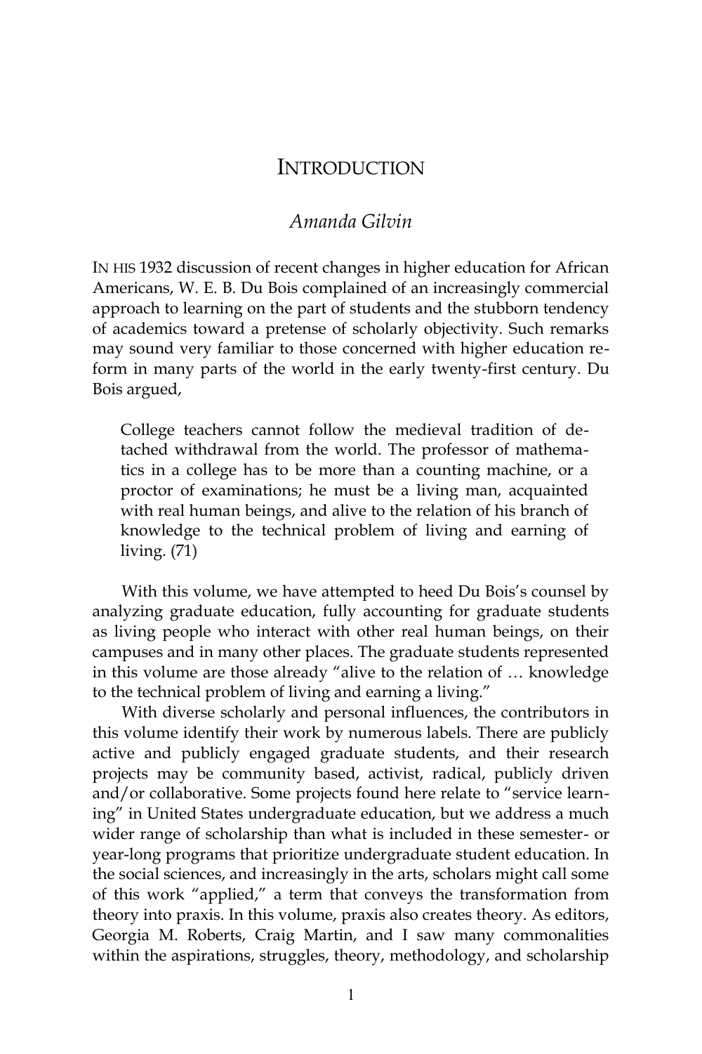# INTRODUCTION

*Amanda Gilvin*

IN HIS 1932 discussion of recent changes in higher education for African Americans, W. E. B. Du Bois complained of an increasingly commercial approach to learning on the part of students and the stubborn tendency of academics toward a pretense of scholarly objectivity. Such remarks may sound very familiar to those concerned with higher education reform in many parts of the world in the early twenty-first century. Du Bois argued,

> College teachers cannot follow the medieval tradition of detached withdrawal from the world. The professor of mathematics in a college has to be more than a counting machine, or a proctor of examinations; he must be a living man, acquainted with real human beings, and alive to the relation of his branch of knowledge to the technical problem of living and earning of living. (71)

With this volume, we have attempted to heed Du Bois's counsel by analyzing graduate education, fully accounting for graduate students as living people who interact with other real human beings, on their campuses and in many other places. The graduate students represented in this volume are those already "alive to the relation of … knowledge to the technical problem of living and earning a living."

With diverse scholarly and personal influences, the contributors in this volume identify their work by numerous labels. There are publicly active and publicly engaged graduate students, and their research projects may be community based, activist, radical, publicly driven and/or collaborative. Some projects found here relate to "service learning" in United States undergraduate education, but we address a much wider range of scholarship than what is included in these semester- or year-long programs that prioritize undergraduate student education. In the social sciences, and increasingly in the arts, scholars might call some of this work "applied," a term that conveys the transformation from theory into praxis. In this volume, praxis also creates theory. As editors, Georgia M. Roberts, Craig Martin, and I saw many commonalities within the aspirations, struggles, theory, methodology, and scholarship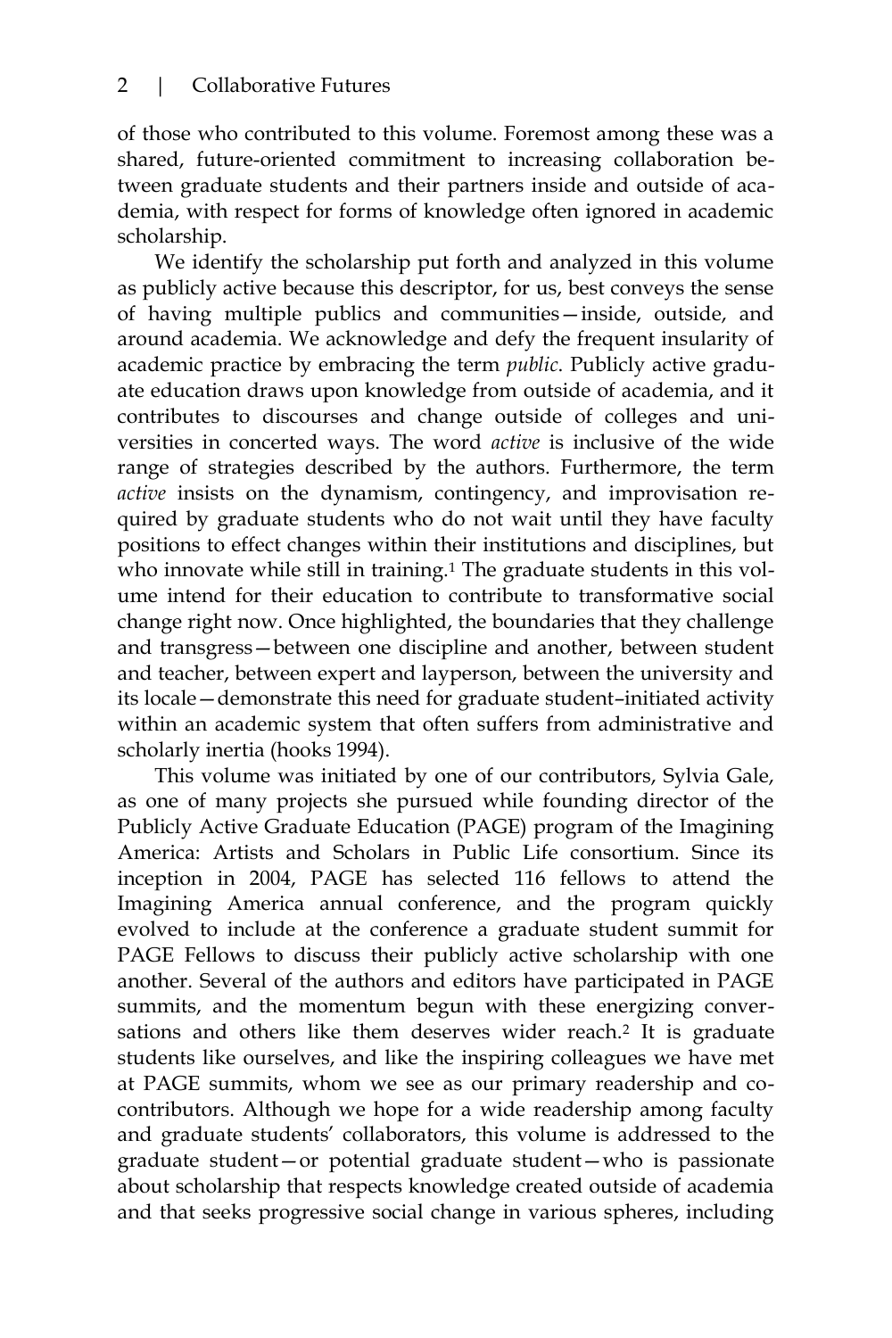of those who contributed to this volume. Foremost among these was a shared, future-oriented commitment to increasing collaboration between graduate students and their partners inside and outside of academia, with respect for forms of knowledge often ignored in academic scholarship.

We identify the scholarship put forth and analyzed in this volume as publicly active because this descriptor, for us, best conveys the sense of having multiple publics and communities—inside, outside, and around academia. We acknowledge and defy the frequent insularity of academic practice by embracing the term *public*. Publicly active graduate education draws upon knowledge from outside of academia, and it contributes to discourses and change outside of colleges and universities in concerted ways. The word *active* is inclusive of the wide range of strategies described by the authors. Furthermore, the term *active* insists on the dynamism, contingency, and improvisation required by graduate students who do not wait until they have faculty positions to effect changes within their institutions and disciplines, but who innovate while still in training.[1] The graduate students in this volume intend for their education to contribute to transformative social change right now. Once highlighted, the boundaries that they challenge and transgress—between one discipline and another, between student and teacher, between expert and layperson, between the university and its locale—demonstrate this need for graduate student–initiated activity within an academic system that often suffers from administrative and scholarly inertia (hooks 1994).

This volume was initiated by one of our contributors, Sylvia Gale, as one of many projects she pursued while founding director of the Publicly Active Graduate Education (PAGE) program of the Imagining America: Artists and Scholars in Public Life consortium. Since its inception in 2004, PAGE has selected 116 fellows to attend the Imagining America annual conference, and the program quickly evolved to include at the conference a graduate student summit for PAGE Fellows to discuss their publicly active scholarship with one another. Several of the authors and editors have participated in PAGE summits, and the momentum begun with these energizing conversations and others like them deserves wider reach.[2] It is graduate students like ourselves, and like the inspiring colleagues we have met at PAGE summits, whom we see as our primary readership and co-contributors. Although we hope for a wide readership among faculty and graduate students' collaborators, this volume is addressed to the graduate student—or potential graduate student—who is passionate about scholarship that respects knowledge created outside of academia and that seeks progressive social change in various spheres, including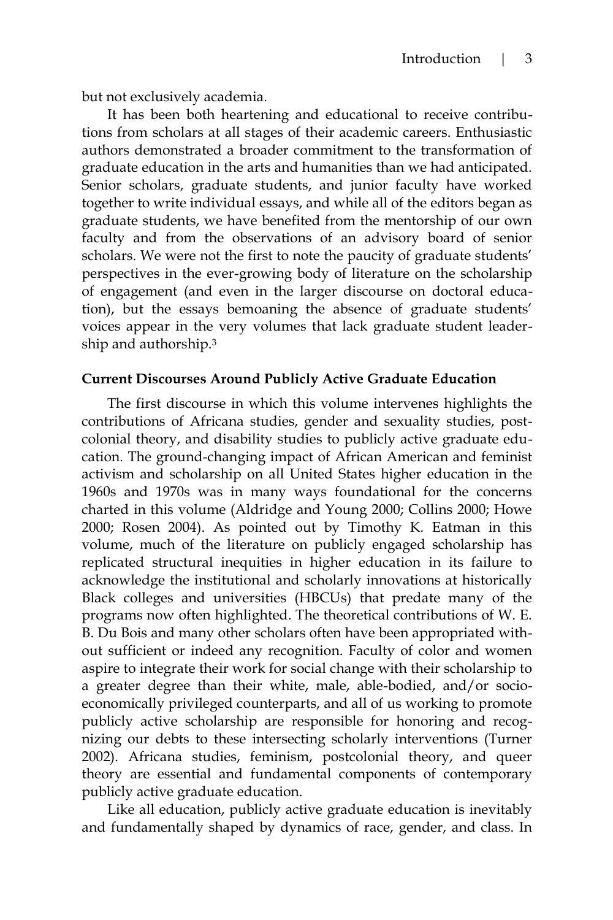but not exclusively academia.

It has been both heartening and educational to receive contributions from scholars at all stages of their academic careers. Enthusiastic authors demonstrated a broader commitment to the transformation of graduate education in the arts and humanities than we had anticipated. Senior scholars, graduate students, and junior faculty have worked together to write individual essays, and while all of the editors began as graduate students, we have benefited from the mentorship of our own faculty and from the observations of an advisory board of senior scholars. We were not the first to note the paucity of graduate students' perspectives in the ever-growing body of literature on the scholarship of engagement (and even in the larger discourse on doctoral education), but the essays bemoaning the absence of graduate students' voices appear in the very volumes that lack graduate student leadership and authorship.[3]

**Current Discourses Around Publicly Active Graduate Education**

The first discourse in which this volume intervenes highlights the contributions of Africana studies, gender and sexuality studies, postcolonial theory, and disability studies to publicly active graduate education. The ground-changing impact of African American and feminist activism and scholarship on all United States higher education in the 1960s and 1970s was in many ways foundational for the concerns charted in this volume (Aldridge and Young 2000; Collins 2000; Howe 2000; Rosen 2004). As pointed out by Timothy K. Eatman in this volume, much of the literature on publicly engaged scholarship has replicated structural inequities in higher education in its failure to acknowledge the institutional and scholarly innovations at historically Black colleges and universities (HBCUs) that predate many of the programs now often highlighted. The theoretical contributions of W. E. B. Du Bois and many other scholars often have been appropriated without sufficient or indeed any recognition. Faculty of color and women aspire to integrate their work for social change with their scholarship to a greater degree than their white, male, able-bodied, and/or socioeconomically privileged counterparts, and all of us working to promote publicly active scholarship are responsible for honoring and recognizing our debts to these intersecting scholarly interventions (Turner 2002). Africana studies, feminism, postcolonial theory, and queer theory are essential and fundamental components of contemporary publicly active graduate education.

Like all education, publicly active graduate education is inevitably and fundamentally shaped by dynamics of race, gender, and class. In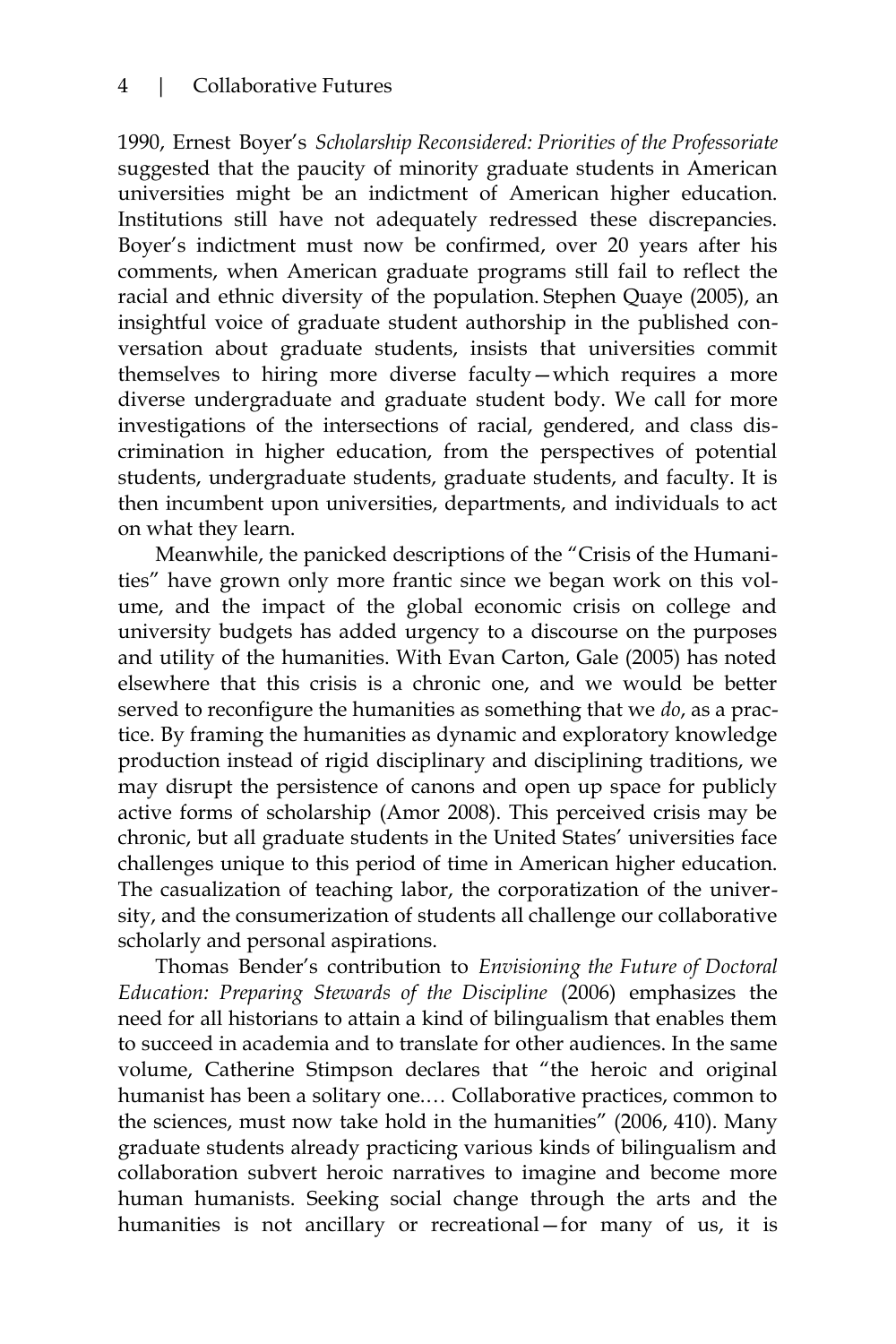1990, Ernest Boyer's *Scholarship Reconsidered: Priorities of the Professoriate* suggested that the paucity of minority graduate students in American universities might be an indictment of American higher education. Institutions still have not adequately redressed these discrepancies. Boyer's indictment must now be confirmed, over 20 years after his comments, when American graduate programs still fail to reflect the racial and ethnic diversity of the population. Stephen Quaye (2005), an insightful voice of graduate student authorship in the published conversation about graduate students, insists that universities commit themselves to hiring more diverse faculty—which requires a more diverse undergraduate and graduate student body. We call for more investigations of the intersections of racial, gendered, and class discrimination in higher education, from the perspectives of potential students, undergraduate students, graduate students, and faculty. It is then incumbent upon universities, departments, and individuals to act on what they learn.

Meanwhile, the panicked descriptions of the "Crisis of the Humanities" have grown only more frantic since we began work on this volume, and the impact of the global economic crisis on college and university budgets has added urgency to a discourse on the purposes and utility of the humanities. With Evan Carton, Gale (2005) has noted elsewhere that this crisis is a chronic one, and we would be better served to reconfigure the humanities as something that we *do*, as a practice. By framing the humanities as dynamic and exploratory knowledge production instead of rigid disciplinary and disciplining traditions, we may disrupt the persistence of canons and open up space for publicly active forms of scholarship (Amor 2008). This perceived crisis may be chronic, but all graduate students in the United States' universities face challenges unique to this period of time in American higher education. The casualization of teaching labor, the corporatization of the university, and the consumerization of students all challenge our collaborative scholarly and personal aspirations.

Thomas Bender's contribution to *Envisioning the Future of Doctoral Education: Preparing Stewards of the Discipline* (2006) emphasizes the need for all historians to attain a kind of bilingualism that enables them to succeed in academia and to translate for other audiences. In the same volume, Catherine Stimpson declares that "the heroic and original humanist has been a solitary one.… Collaborative practices, common to the sciences, must now take hold in the humanities" (2006, 410). Many graduate students already practicing various kinds of bilingualism and collaboration subvert heroic narratives to imagine and become more human humanists. Seeking social change through the arts and the humanities is not ancillary or recreational—for many of us, it is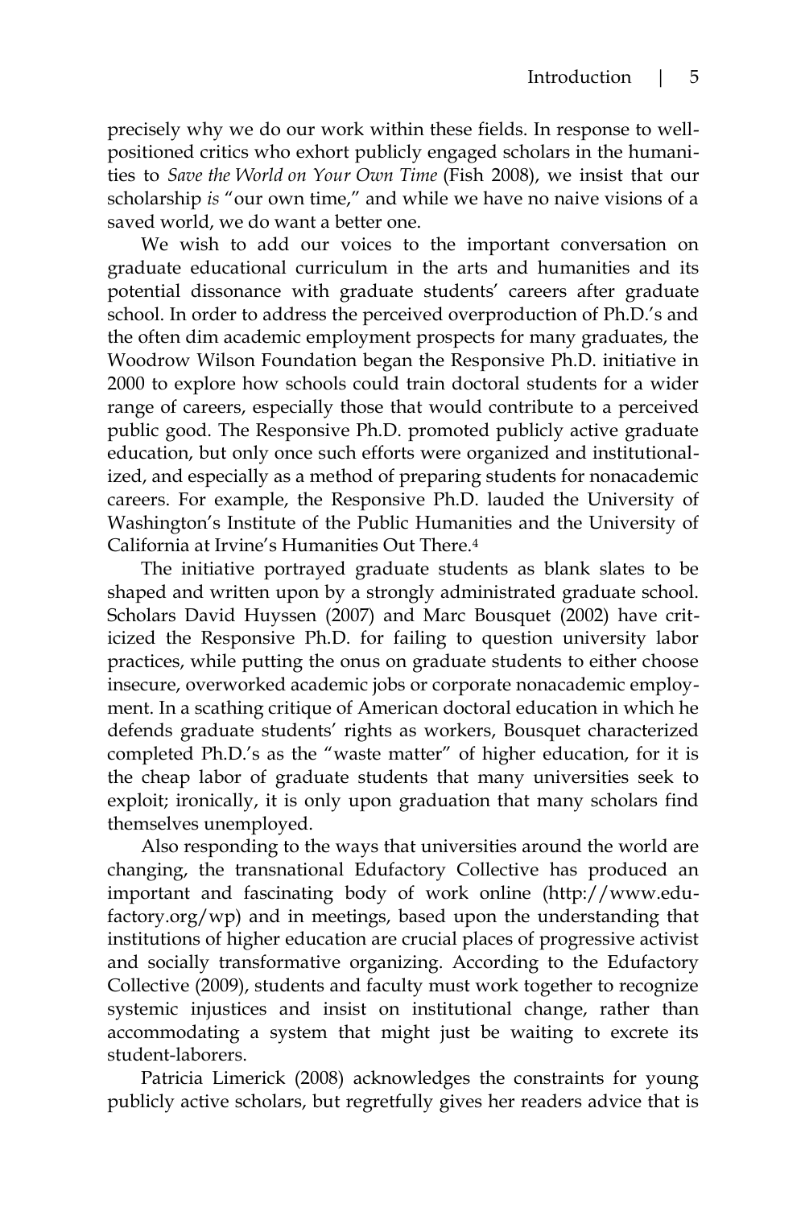precisely why we do our work within these fields. In response to well-positioned critics who exhort publicly engaged scholars in the humanities to *Save the World on Your Own Time* (Fish 2008), we insist that our scholarship *is* "our own time," and while we have no naive visions of a saved world, we do want a better one.

We wish to add our voices to the important conversation on graduate educational curriculum in the arts and humanities and its potential dissonance with graduate students' careers after graduate school. In order to address the perceived overproduction of Ph.D.'s and the often dim academic employment prospects for many graduates, the Woodrow Wilson Foundation began the Responsive Ph.D. initiative in 2000 to explore how schools could train doctoral students for a wider range of careers, especially those that would contribute to a perceived public good. The Responsive Ph.D. promoted publicly active graduate education, but only once such efforts were organized and institutionalized, and especially as a method of preparing students for nonacademic careers. For example, the Responsive Ph.D. lauded the University of Washington's Institute of the Public Humanities and the University of California at Irvine's Humanities Out There.[4]

The initiative portrayed graduate students as blank slates to be shaped and written upon by a strongly administrated graduate school. Scholars David Huyssen (2007) and Marc Bousquet (2002) have criticized the Responsive Ph.D. for failing to question university labor practices, while putting the onus on graduate students to either choose insecure, overworked academic jobs or corporate nonacademic employment. In a scathing critique of American doctoral education in which he defends graduate students' rights as workers, Bousquet characterized completed Ph.D.'s as the "waste matter" of higher education, for it is the cheap labor of graduate students that many universities seek to exploit; ironically, it is only upon graduation that many scholars find themselves unemployed.

Also responding to the ways that universities around the world are changing, the transnational Edufactory Collective has produced an important and fascinating body of work online (http://www.edu-factory.org/wp) and in meetings, based upon the understanding that institutions of higher education are crucial places of progressive activist and socially transformative organizing. According to the Edufactory Collective (2009), students and faculty must work together to recognize systemic injustices and insist on institutional change, rather than accommodating a system that might just be waiting to excrete its student-laborers.

Patricia Limerick (2008) acknowledges the constraints for young publicly active scholars, but regretfully gives her readers advice that is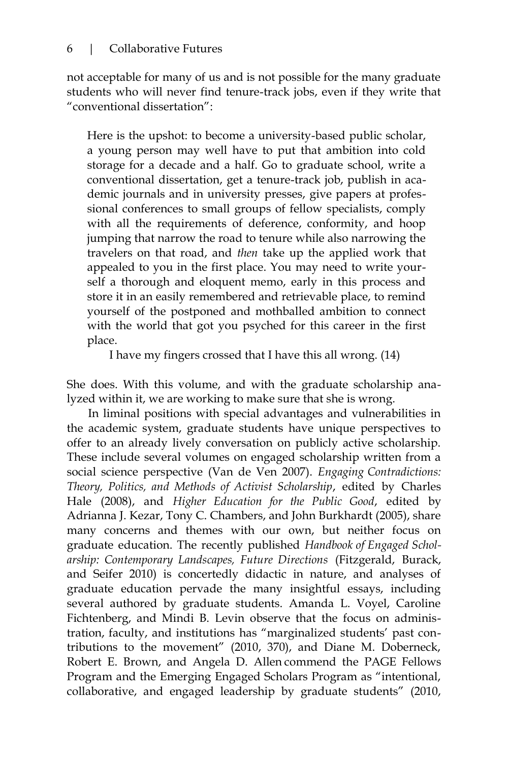not acceptable for many of us and is not possible for the many graduate students who will never find tenure-track jobs, even if they write that "conventional dissertation":

> Here is the upshot: to become a university-based public scholar, a young person may well have to put that ambition into cold storage for a decade and a half. Go to graduate school, write a conventional dissertation, get a tenure-track job, publish in academic journals and in university presses, give papers at professional conferences to small groups of fellow specialists, comply with all the requirements of deference, conformity, and hoop jumping that narrow the road to tenure while also narrowing the travelers on that road, and *then* take up the applied work that appealed to you in the first place. You may need to write yourself a thorough and eloquent memo, early in this process and store it in an easily remembered and retrievable place, to remind yourself of the postponed and mothballed ambition to connect with the world that got you psyched for this career in the first place.
>
> I have my fingers crossed that I have this all wrong. (14)

She does. With this volume, and with the graduate scholarship analyzed within it, we are working to make sure that she is wrong.

In liminal positions with special advantages and vulnerabilities in the academic system, graduate students have unique perspectives to offer to an already lively conversation on publicly active scholarship. These include several volumes on engaged scholarship written from a social science perspective (Van de Ven 2007). *Engaging Contradictions: Theory, Politics, and Methods of Activist Scholarship*, edited by Charles Hale (2008), and *Higher Education for the Public Good*, edited by Adrianna J. Kezar, Tony C. Chambers, and John Burkhardt (2005), share many concerns and themes with our own, but neither focus on graduate education. The recently published *Handbook of Engaged Scholarship: Contemporary Landscapes, Future Directions* (Fitzgerald, Burack, and Seifer 2010) is concertedly didactic in nature, and analyses of graduate education pervade the many insightful essays, including several authored by graduate students. Amanda L. Voyel, Caroline Fichtenberg, and Mindi B. Levin observe that the focus on administration, faculty, and institutions has "marginalized students' past contributions to the movement" (2010, 370), and Diane M. Doberneck, Robert E. Brown, and Angela D. Allen commend the PAGE Fellows Program and the Emerging Engaged Scholars Program as "intentional, collaborative, and engaged leadership by graduate students" (2010,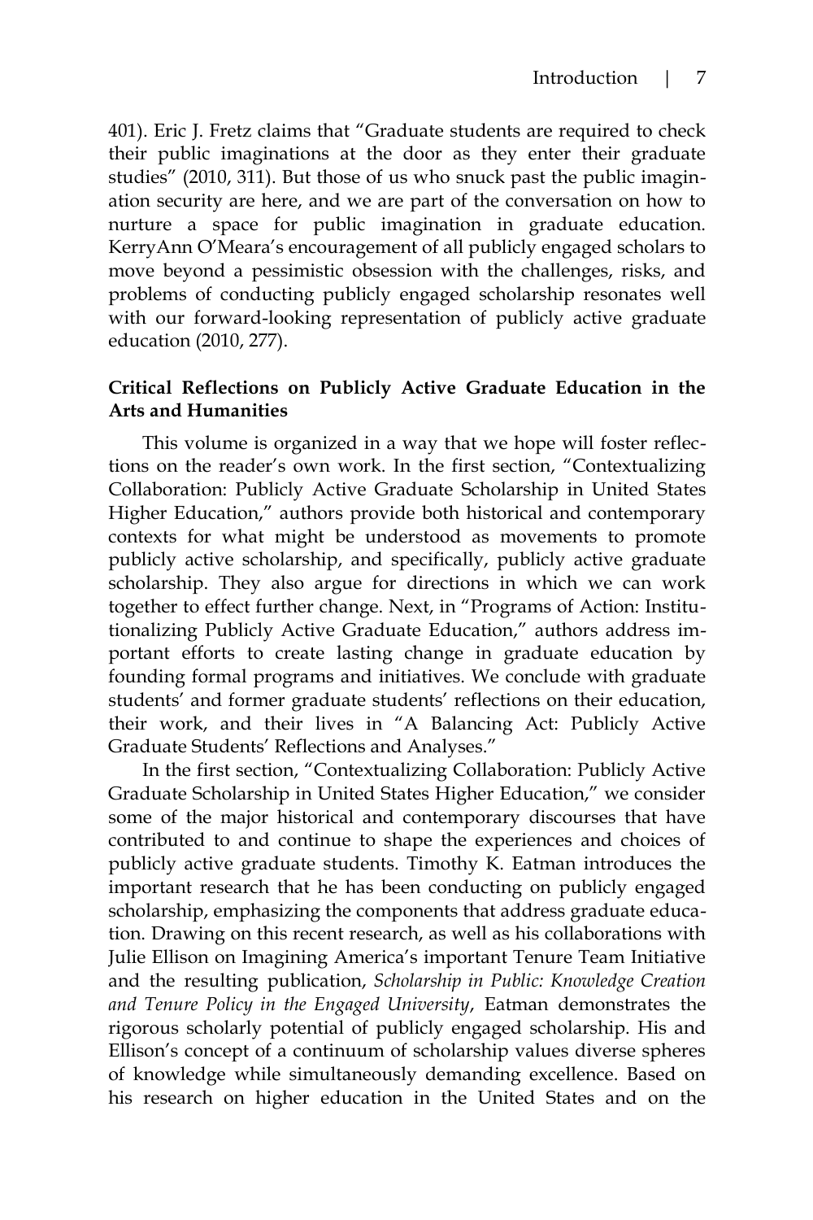401). Eric J. Fretz claims that "Graduate students are required to check their public imaginations at the door as they enter their graduate studies" (2010, 311). But those of us who snuck past the public imagination security are here, and we are part of the conversation on how to nurture a space for public imagination in graduate education. KerryAnn O'Meara's encouragement of all publicly engaged scholars to move beyond a pessimistic obsession with the challenges, risks, and problems of conducting publicly engaged scholarship resonates well with our forward-looking representation of publicly active graduate education (2010, 277).

**Critical Reflections on Publicly Active Graduate Education in the Arts and Humanities**

This volume is organized in a way that we hope will foster reflections on the reader's own work. In the first section, "Contextualizing Collaboration: Publicly Active Graduate Scholarship in United States Higher Education," authors provide both historical and contemporary contexts for what might be understood as movements to promote publicly active scholarship, and specifically, publicly active graduate scholarship. They also argue for directions in which we can work together to effect further change. Next, in "Programs of Action: Institutionalizing Publicly Active Graduate Education," authors address important efforts to create lasting change in graduate education by founding formal programs and initiatives. We conclude with graduate students' and former graduate students' reflections on their education, their work, and their lives in "A Balancing Act: Publicly Active Graduate Students' Reflections and Analyses."

In the first section, "Contextualizing Collaboration: Publicly Active Graduate Scholarship in United States Higher Education," we consider some of the major historical and contemporary discourses that have contributed to and continue to shape the experiences and choices of publicly active graduate students. Timothy K. Eatman introduces the important research that he has been conducting on publicly engaged scholarship, emphasizing the components that address graduate education. Drawing on this recent research, as well as his collaborations with Julie Ellison on Imagining America's important Tenure Team Initiative and the resulting publication, *Scholarship in Public: Knowledge Creation and Tenure Policy in the Engaged University*, Eatman demonstrates the rigorous scholarly potential of publicly engaged scholarship. His and Ellison's concept of a continuum of scholarship values diverse spheres of knowledge while simultaneously demanding excellence. Based on his research on higher education in the United States and on the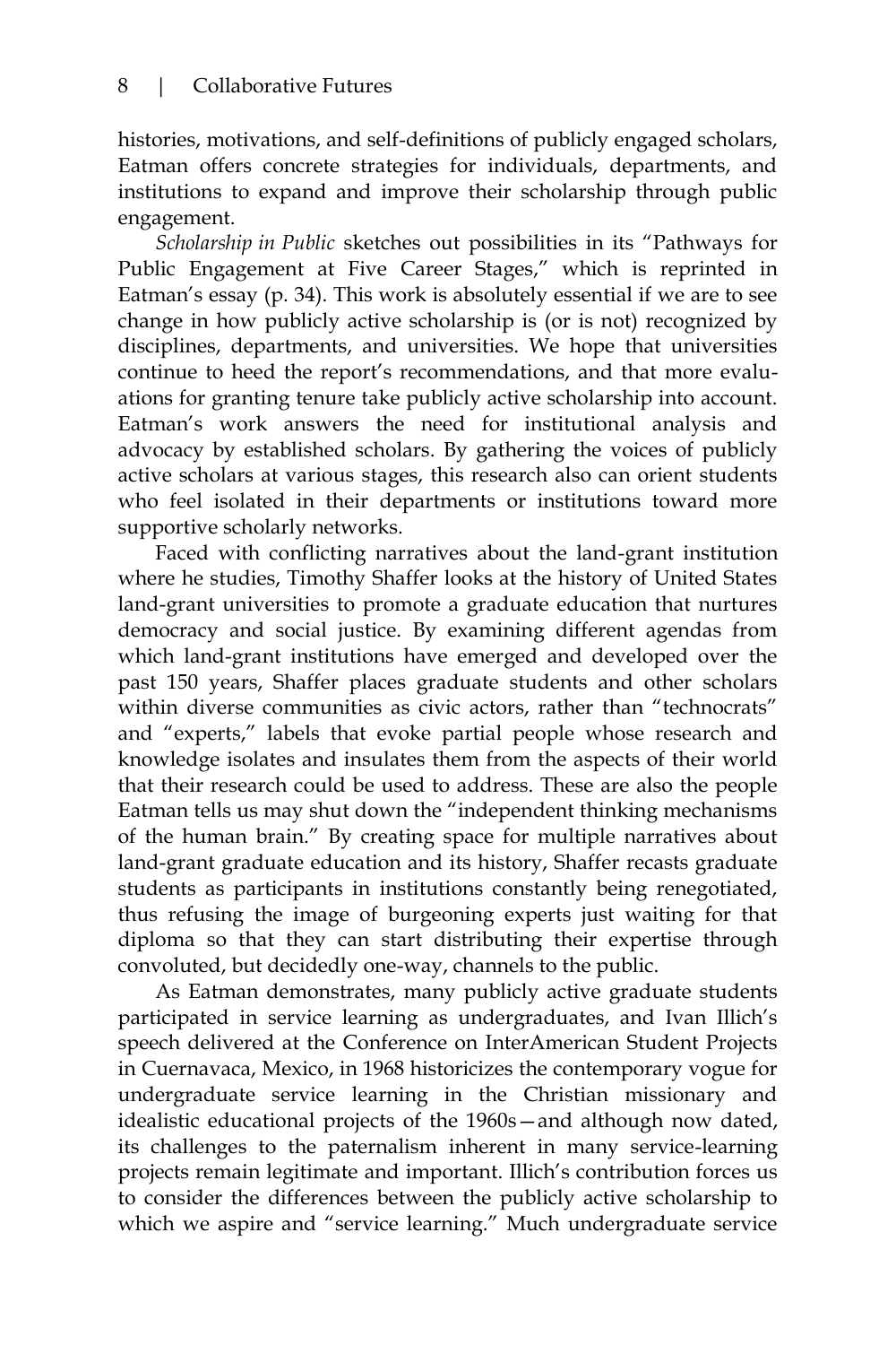histories, motivations, and self-definitions of publicly engaged scholars, Eatman offers concrete strategies for individuals, departments, and institutions to expand and improve their scholarship through public engagement.

*Scholarship in Public* sketches out possibilities in its "Pathways for Public Engagement at Five Career Stages," which is reprinted in Eatman's essay (p. 34). This work is absolutely essential if we are to see change in how publicly active scholarship is (or is not) recognized by disciplines, departments, and universities. We hope that universities continue to heed the report's recommendations, and that more evaluations for granting tenure take publicly active scholarship into account. Eatman's work answers the need for institutional analysis and advocacy by established scholars. By gathering the voices of publicly active scholars at various stages, this research also can orient students who feel isolated in their departments or institutions toward more supportive scholarly networks.

Faced with conflicting narratives about the land-grant institution where he studies, Timothy Shaffer looks at the history of United States land-grant universities to promote a graduate education that nurtures democracy and social justice. By examining different agendas from which land-grant institutions have emerged and developed over the past 150 years, Shaffer places graduate students and other scholars within diverse communities as civic actors, rather than "technocrats" and "experts," labels that evoke partial people whose research and knowledge isolates and insulates them from the aspects of their world that their research could be used to address. These are also the people Eatman tells us may shut down the "independent thinking mechanisms of the human brain." By creating space for multiple narratives about land-grant graduate education and its history, Shaffer recasts graduate students as participants in institutions constantly being renegotiated, thus refusing the image of burgeoning experts just waiting for that diploma so that they can start distributing their expertise through convoluted, but decidedly one-way, channels to the public.

As Eatman demonstrates, many publicly active graduate students participated in service learning as undergraduates, and Ivan Illich's speech delivered at the Conference on InterAmerican Student Projects in Cuernavaca, Mexico, in 1968 historicizes the contemporary vogue for undergraduate service learning in the Christian missionary and idealistic educational projects of the 1960s—and although now dated, its challenges to the paternalism inherent in many service-learning projects remain legitimate and important. Illich's contribution forces us to consider the differences between the publicly active scholarship to which we aspire and "service learning." Much undergraduate service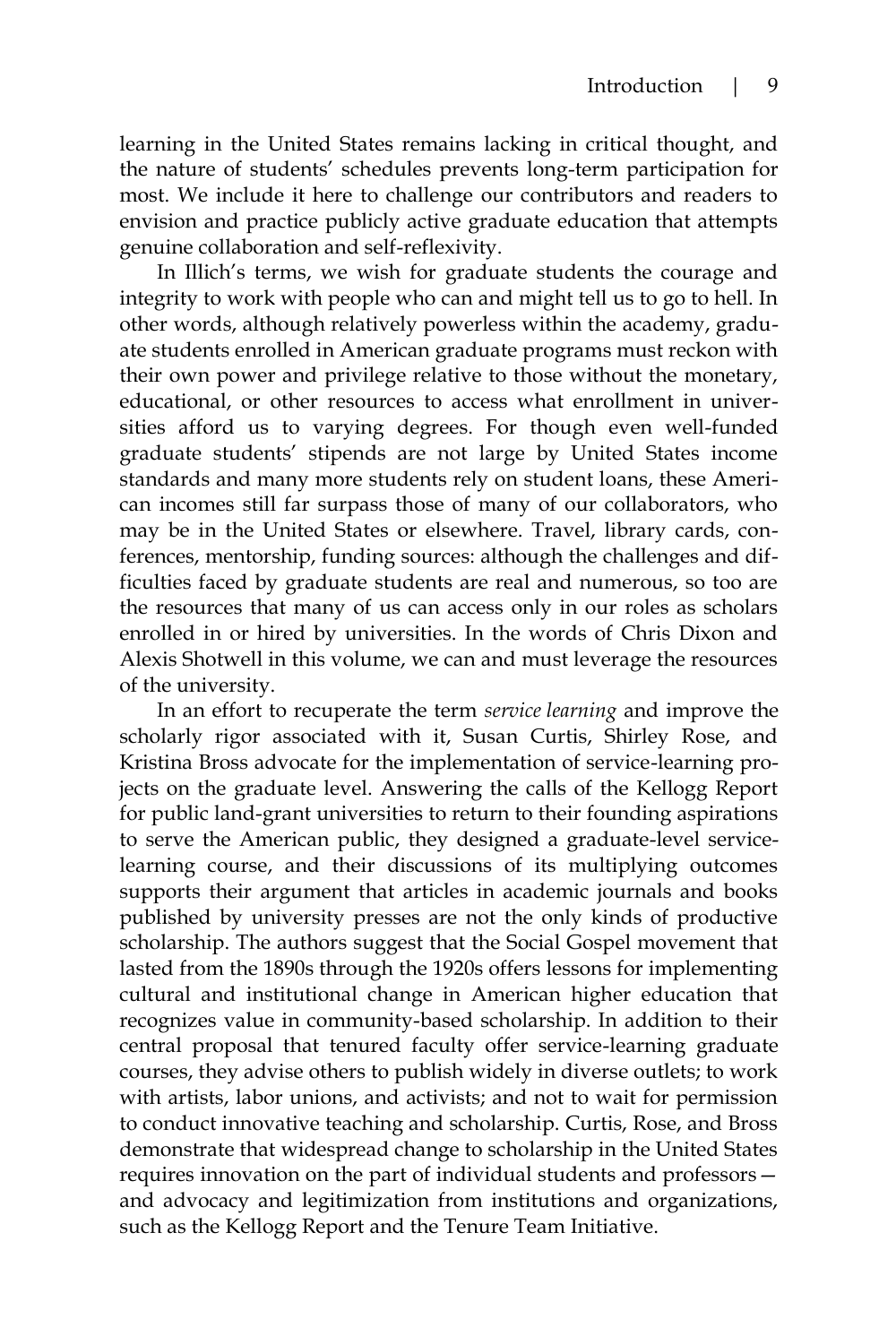learning in the United States remains lacking in critical thought, and the nature of students' schedules prevents long-term participation for most. We include it here to challenge our contributors and readers to envision and practice publicly active graduate education that attempts genuine collaboration and self-reflexivity.

In Illich's terms, we wish for graduate students the courage and integrity to work with people who can and might tell us to go to hell. In other words, although relatively powerless within the academy, graduate students enrolled in American graduate programs must reckon with their own power and privilege relative to those without the monetary, educational, or other resources to access what enrollment in universities afford us to varying degrees. For though even well-funded graduate students' stipends are not large by United States income standards and many more students rely on student loans, these American incomes still far surpass those of many of our collaborators, who may be in the United States or elsewhere. Travel, library cards, conferences, mentorship, funding sources: although the challenges and difficulties faced by graduate students are real and numerous, so too are the resources that many of us can access only in our roles as scholars enrolled in or hired by universities. In the words of Chris Dixon and Alexis Shotwell in this volume, we can and must leverage the resources of the university.

In an effort to recuperate the term *service learning* and improve the scholarly rigor associated with it, Susan Curtis, Shirley Rose, and Kristina Bross advocate for the implementation of service-learning projects on the graduate level. Answering the calls of the Kellogg Report for public land-grant universities to return to their founding aspirations to serve the American public, they designed a graduate-level service-learning course, and their discussions of its multiplying outcomes supports their argument that articles in academic journals and books published by university presses are not the only kinds of productive scholarship. The authors suggest that the Social Gospel movement that lasted from the 1890s through the 1920s offers lessons for implementing cultural and institutional change in American higher education that recognizes value in community-based scholarship. In addition to their central proposal that tenured faculty offer service-learning graduate courses, they advise others to publish widely in diverse outlets; to work with artists, labor unions, and activists; and not to wait for permission to conduct innovative teaching and scholarship. Curtis, Rose, and Bross demonstrate that widespread change to scholarship in the United States requires innovation on the part of individual students and professors—and advocacy and legitimization from institutions and organizations, such as the Kellogg Report and the Tenure Team Initiative.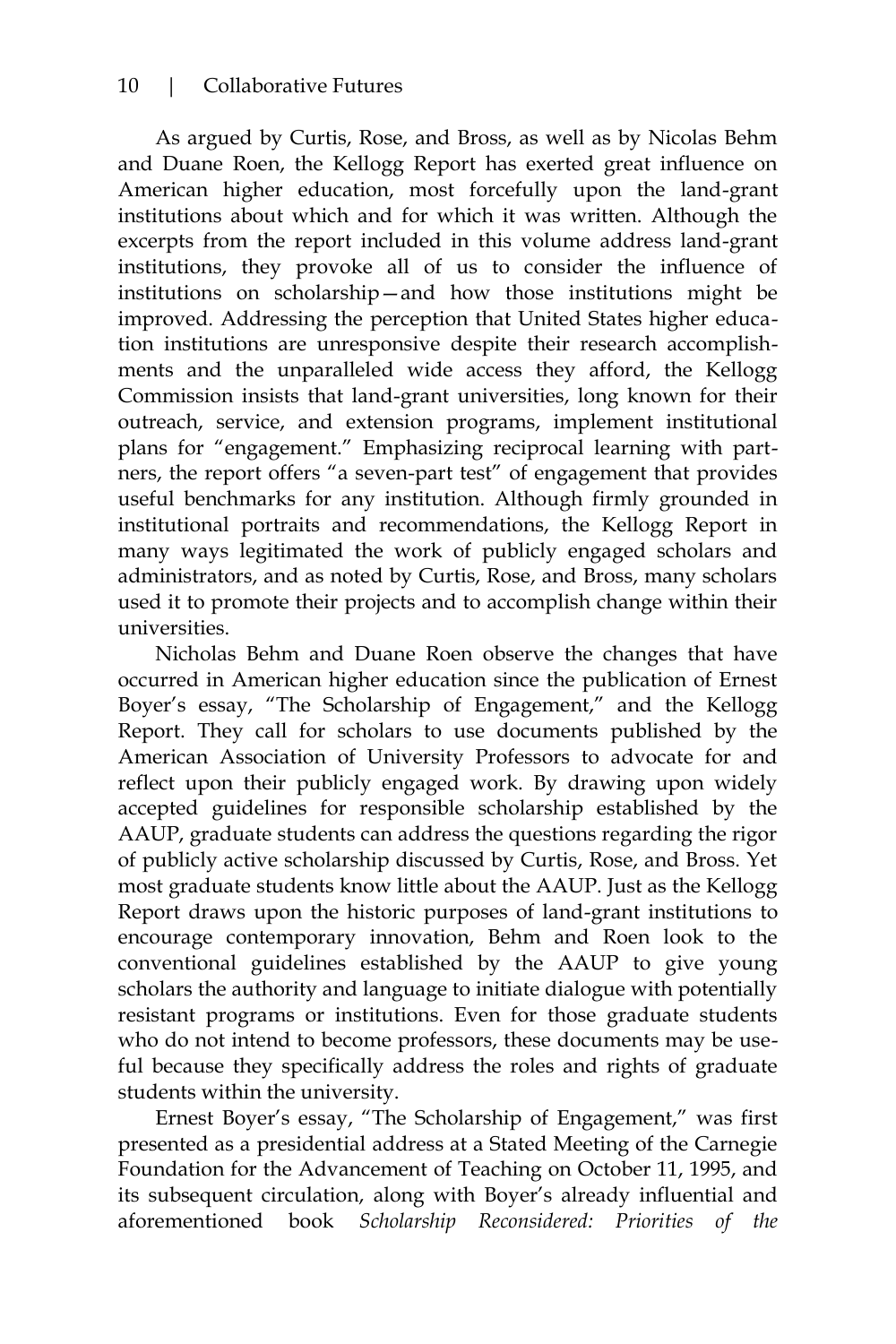As argued by Curtis, Rose, and Bross, as well as by Nicolas Behm and Duane Roen, the Kellogg Report has exerted great influence on American higher education, most forcefully upon the land-grant institutions about which and for which it was written. Although the excerpts from the report included in this volume address land-grant institutions, they provoke all of us to consider the influence of institutions on scholarship—and how those institutions might be improved. Addressing the perception that United States higher education institutions are unresponsive despite their research accomplishments and the unparalleled wide access they afford, the Kellogg Commission insists that land-grant universities, long known for their outreach, service, and extension programs, implement institutional plans for "engagement." Emphasizing reciprocal learning with partners, the report offers "a seven-part test" of engagement that provides useful benchmarks for any institution. Although firmly grounded in institutional portraits and recommendations, the Kellogg Report in many ways legitimated the work of publicly engaged scholars and administrators, and as noted by Curtis, Rose, and Bross, many scholars used it to promote their projects and to accomplish change within their universities.

Nicholas Behm and Duane Roen observe the changes that have occurred in American higher education since the publication of Ernest Boyer's essay, "The Scholarship of Engagement," and the Kellogg Report. They call for scholars to use documents published by the American Association of University Professors to advocate for and reflect upon their publicly engaged work. By drawing upon widely accepted guidelines for responsible scholarship established by the AAUP, graduate students can address the questions regarding the rigor of publicly active scholarship discussed by Curtis, Rose, and Bross. Yet most graduate students know little about the AAUP. Just as the Kellogg Report draws upon the historic purposes of land-grant institutions to encourage contemporary innovation, Behm and Roen look to the conventional guidelines established by the AAUP to give young scholars the authority and language to initiate dialogue with potentially resistant programs or institutions. Even for those graduate students who do not intend to become professors, these documents may be useful because they specifically address the roles and rights of graduate students within the university.

Ernest Boyer's essay, "The Scholarship of Engagement," was first presented as a presidential address at a Stated Meeting of the Carnegie Foundation for the Advancement of Teaching on October 11, 1995, and its subsequent circulation, along with Boyer's already influential and aforementioned book *Scholarship Reconsidered: Priorities of the*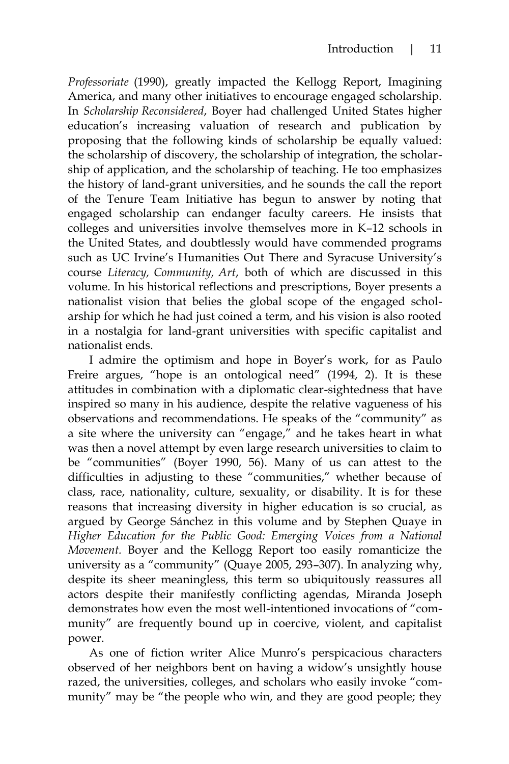*Professoriate* (1990), greatly impacted the Kellogg Report, Imagining America, and many other initiatives to encourage engaged scholarship. In *Scholarship Reconsidered*, Boyer had challenged United States higher education's increasing valuation of research and publication by proposing that the following kinds of scholarship be equally valued: the scholarship of discovery, the scholarship of integration, the scholarship of application, and the scholarship of teaching. He too emphasizes the history of land-grant universities, and he sounds the call the report of the Tenure Team Initiative has begun to answer by noting that engaged scholarship can endanger faculty careers. He insists that colleges and universities involve themselves more in K–12 schools in the United States, and doubtlessly would have commended programs such as UC Irvine's Humanities Out There and Syracuse University's course *Literacy, Community, Art*, both of which are discussed in this volume. In his historical reflections and prescriptions, Boyer presents a nationalist vision that belies the global scope of the engaged scholarship for which he had just coined a term, and his vision is also rooted in a nostalgia for land-grant universities with specific capitalist and nationalist ends.

I admire the optimism and hope in Boyer's work, for as Paulo Freire argues, "hope is an ontological need" (1994, 2). It is these attitudes in combination with a diplomatic clear-sightedness that have inspired so many in his audience, despite the relative vagueness of his observations and recommendations. He speaks of the "community" as a site where the university can "engage," and he takes heart in what was then a novel attempt by even large research universities to claim to be "communities" (Boyer 1990, 56). Many of us can attest to the difficulties in adjusting to these "communities," whether because of class, race, nationality, culture, sexuality, or disability. It is for these reasons that increasing diversity in higher education is so crucial, as argued by George Sánchez in this volume and by Stephen Quaye in *Higher Education for the Public Good: Emerging Voices from a National Movement.* Boyer and the Kellogg Report too easily romanticize the university as a "community" (Quaye 2005, 293–307). In analyzing why, despite its sheer meaninglessness, this term so ubiquitously reassures all actors despite their manifestly conflicting agendas, Miranda Joseph demonstrates how even the most well-intentioned invocations of "community" are frequently bound up in coercive, violent, and capitalist power.

As one of fiction writer Alice Munro's perspicacious characters observed of her neighbors bent on having a widow's unsightly house razed, the universities, colleges, and scholars who easily invoke "community" may be "the people who win, and they are good people; they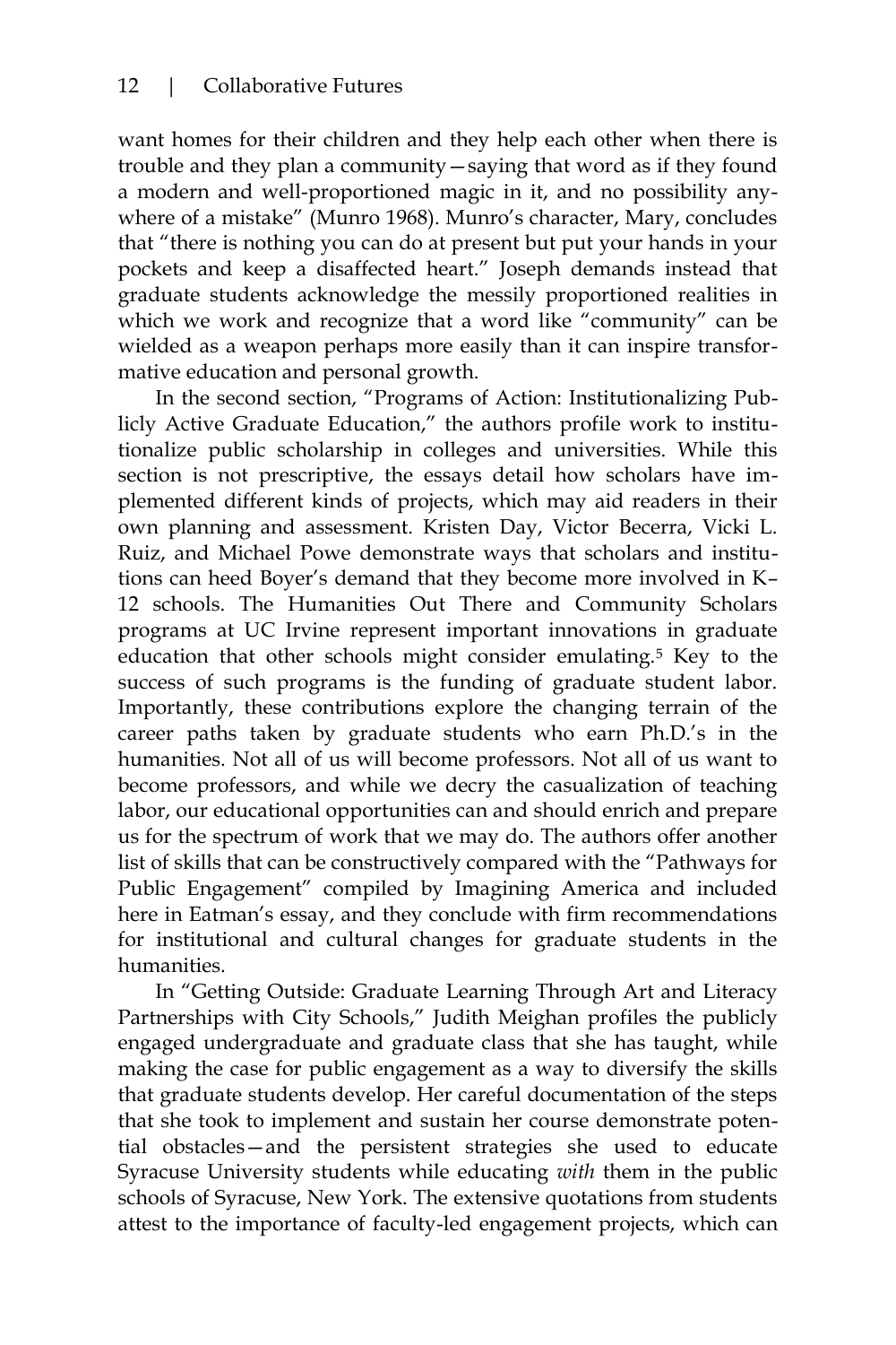want homes for their children and they help each other when there is trouble and they plan a community—saying that word as if they found a modern and well-proportioned magic in it, and no possibility anywhere of a mistake" (Munro 1968). Munro's character, Mary, concludes that "there is nothing you can do at present but put your hands in your pockets and keep a disaffected heart." Joseph demands instead that graduate students acknowledge the messily proportioned realities in which we work and recognize that a word like "community" can be wielded as a weapon perhaps more easily than it can inspire transformative education and personal growth.

In the second section, "Programs of Action: Institutionalizing Publicly Active Graduate Education," the authors profile work to institutionalize public scholarship in colleges and universities. While this section is not prescriptive, the essays detail how scholars have implemented different kinds of projects, which may aid readers in their own planning and assessment. Kristen Day, Victor Becerra, Vicki L. Ruiz, and Michael Powe demonstrate ways that scholars and institutions can heed Boyer's demand that they become more involved in K–12 schools. The Humanities Out There and Community Scholars programs at UC Irvine represent important innovations in graduate education that other schools might consider emulating.[5] Key to the success of such programs is the funding of graduate student labor. Importantly, these contributions explore the changing terrain of the career paths taken by graduate students who earn Ph.D.'s in the humanities. Not all of us will become professors. Not all of us want to become professors, and while we decry the casualization of teaching labor, our educational opportunities can and should enrich and prepare us for the spectrum of work that we may do. The authors offer another list of skills that can be constructively compared with the "Pathways for Public Engagement" compiled by Imagining America and included here in Eatman's essay, and they conclude with firm recommendations for institutional and cultural changes for graduate students in the humanities.

In "Getting Outside: Graduate Learning Through Art and Literacy Partnerships with City Schools," Judith Meighan profiles the publicly engaged undergraduate and graduate class that she has taught, while making the case for public engagement as a way to diversify the skills that graduate students develop. Her careful documentation of the steps that she took to implement and sustain her course demonstrate potential obstacles—and the persistent strategies she used to educate Syracuse University students while educating *with* them in the public schools of Syracuse, New York. The extensive quotations from students attest to the importance of faculty-led engagement projects, which can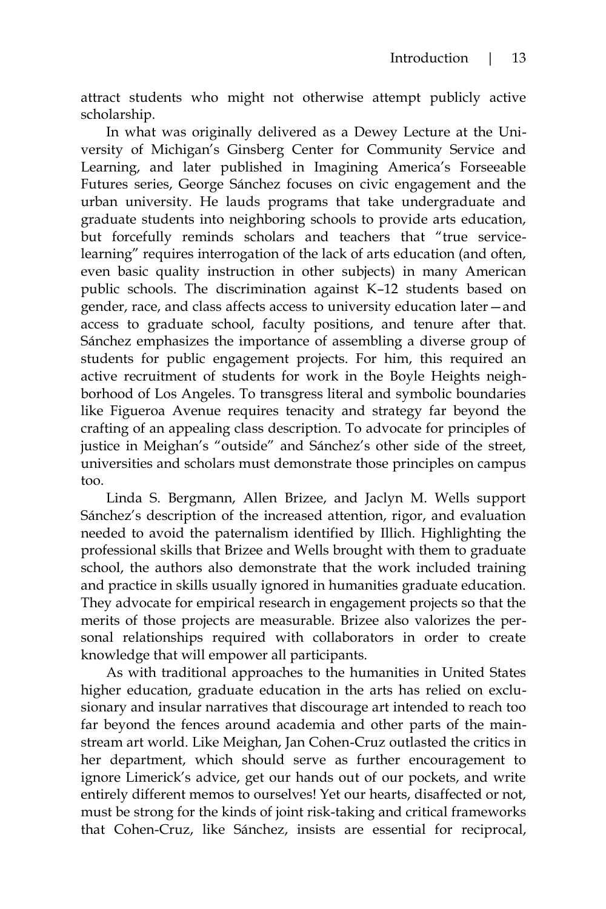attract students who might not otherwise attempt publicly active scholarship.

In what was originally delivered as a Dewey Lecture at the University of Michigan's Ginsberg Center for Community Service and Learning, and later published in Imagining America's Forseeable Futures series, George Sánchez focuses on civic engagement and the urban university. He lauds programs that take undergraduate and graduate students into neighboring schools to provide arts education, but forcefully reminds scholars and teachers that "true service-learning" requires interrogation of the lack of arts education (and often, even basic quality instruction in other subjects) in many American public schools. The discrimination against K–12 students based on gender, race, and class affects access to university education later—and access to graduate school, faculty positions, and tenure after that. Sánchez emphasizes the importance of assembling a diverse group of students for public engagement projects. For him, this required an active recruitment of students for work in the Boyle Heights neighborhood of Los Angeles. To transgress literal and symbolic boundaries like Figueroa Avenue requires tenacity and strategy far beyond the crafting of an appealing class description. To advocate for principles of justice in Meighan's "outside" and Sánchez's other side of the street, universities and scholars must demonstrate those principles on campus too.

Linda S. Bergmann, Allen Brizee, and Jaclyn M. Wells support Sánchez's description of the increased attention, rigor, and evaluation needed to avoid the paternalism identified by Illich. Highlighting the professional skills that Brizee and Wells brought with them to graduate school, the authors also demonstrate that the work included training and practice in skills usually ignored in humanities graduate education. They advocate for empirical research in engagement projects so that the merits of those projects are measurable. Brizee also valorizes the personal relationships required with collaborators in order to create knowledge that will empower all participants.

As with traditional approaches to the humanities in United States higher education, graduate education in the arts has relied on exclusionary and insular narratives that discourage art intended to reach too far beyond the fences around academia and other parts of the mainstream art world. Like Meighan, Jan Cohen-Cruz outlasted the critics in her department, which should serve as further encouragement to ignore Limerick's advice, get our hands out of our pockets, and write entirely different memos to ourselves! Yet our hearts, disaffected or not, must be strong for the kinds of joint risk-taking and critical frameworks that Cohen-Cruz, like Sánchez, insists are essential for reciprocal,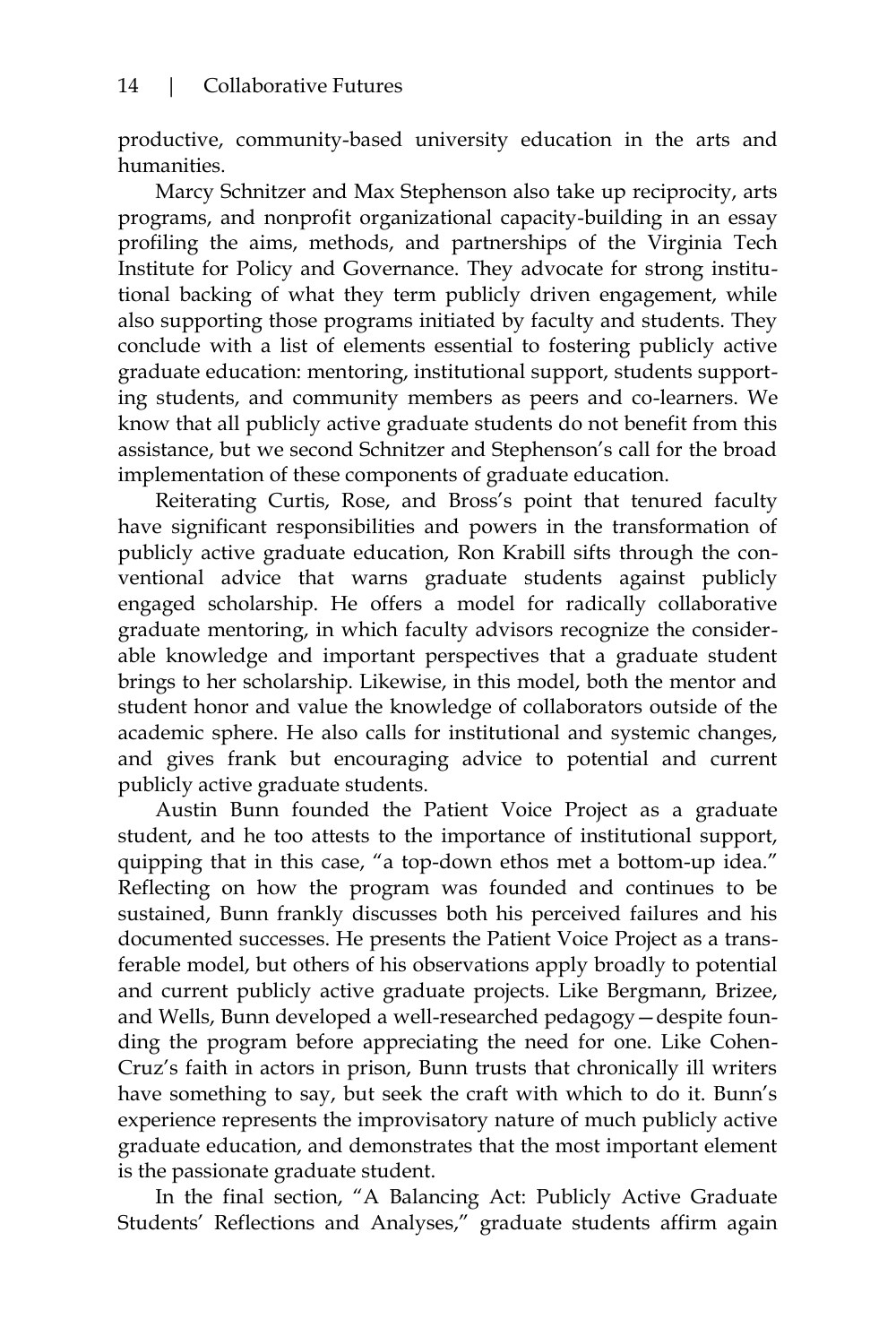productive, community-based university education in the arts and humanities.

Marcy Schnitzer and Max Stephenson also take up reciprocity, arts programs, and nonprofit organizational capacity-building in an essay profiling the aims, methods, and partnerships of the Virginia Tech Institute for Policy and Governance. They advocate for strong institutional backing of what they term publicly driven engagement, while also supporting those programs initiated by faculty and students. They conclude with a list of elements essential to fostering publicly active graduate education: mentoring, institutional support, students supporting students, and community members as peers and co-learners. We know that all publicly active graduate students do not benefit from this assistance, but we second Schnitzer and Stephenson's call for the broad implementation of these components of graduate education.

Reiterating Curtis, Rose, and Bross's point that tenured faculty have significant responsibilities and powers in the transformation of publicly active graduate education, Ron Krabill sifts through the conventional advice that warns graduate students against publicly engaged scholarship. He offers a model for radically collaborative graduate mentoring, in which faculty advisors recognize the considerable knowledge and important perspectives that a graduate student brings to her scholarship. Likewise, in this model, both the mentor and student honor and value the knowledge of collaborators outside of the academic sphere. He also calls for institutional and systemic changes, and gives frank but encouraging advice to potential and current publicly active graduate students.

Austin Bunn founded the Patient Voice Project as a graduate student, and he too attests to the importance of institutional support, quipping that in this case, "a top-down ethos met a bottom-up idea." Reflecting on how the program was founded and continues to be sustained, Bunn frankly discusses both his perceived failures and his documented successes. He presents the Patient Voice Project as a transferable model, but others of his observations apply broadly to potential and current publicly active graduate projects. Like Bergmann, Brizee, and Wells, Bunn developed a well-researched pedagogy—despite founding the program before appreciating the need for one. Like Cohen-Cruz's faith in actors in prison, Bunn trusts that chronically ill writers have something to say, but seek the craft with which to do it. Bunn's experience represents the improvisatory nature of much publicly active graduate education, and demonstrates that the most important element is the passionate graduate student.

In the final section, "A Balancing Act: Publicly Active Graduate Students' Reflections and Analyses," graduate students affirm again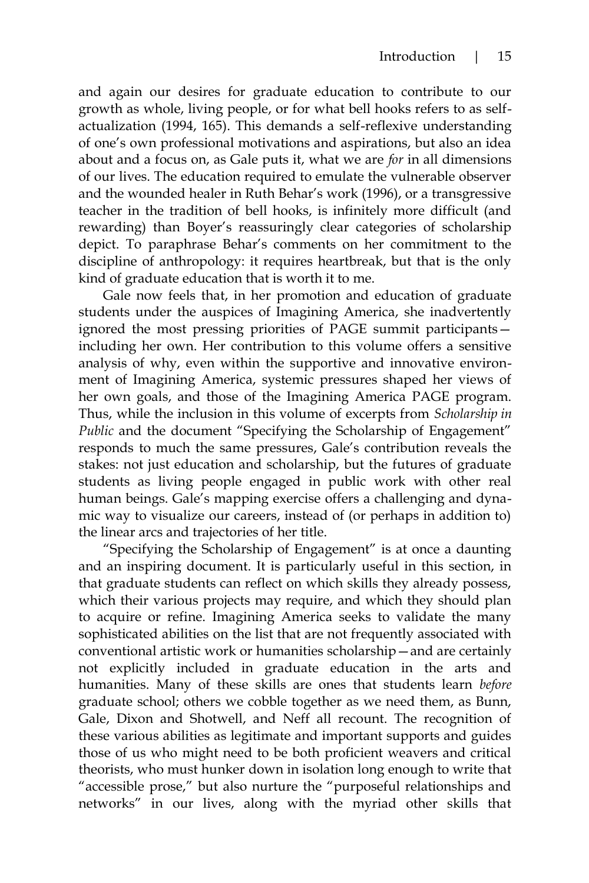and again our desires for graduate education to contribute to our growth as whole, living people, or for what bell hooks refers to as self-actualization (1994, 165). This demands a self-reflexive understanding of one's own professional motivations and aspirations, but also an idea about and a focus on, as Gale puts it, what we are *for* in all dimensions of our lives. The education required to emulate the vulnerable observer and the wounded healer in Ruth Behar's work (1996), or a transgressive teacher in the tradition of bell hooks, is infinitely more difficult (and rewarding) than Boyer's reassuringly clear categories of scholarship depict. To paraphrase Behar's comments on her commitment to the discipline of anthropology: it requires heartbreak, but that is the only kind of graduate education that is worth it to me.

Gale now feels that, in her promotion and education of graduate students under the auspices of Imagining America, she inadvertently ignored the most pressing priorities of PAGE summit participants—including her own. Her contribution to this volume offers a sensitive analysis of why, even within the supportive and innovative environment of Imagining America, systemic pressures shaped her views of her own goals, and those of the Imagining America PAGE program. Thus, while the inclusion in this volume of excerpts from *Scholarship in Public* and the document "Specifying the Scholarship of Engagement" responds to much the same pressures, Gale's contribution reveals the stakes: not just education and scholarship, but the futures of graduate students as living people engaged in public work with other real human beings. Gale's mapping exercise offers a challenging and dynamic way to visualize our careers, instead of (or perhaps in addition to) the linear arcs and trajectories of her title.

"Specifying the Scholarship of Engagement" is at once a daunting and an inspiring document. It is particularly useful in this section, in that graduate students can reflect on which skills they already possess, which their various projects may require, and which they should plan to acquire or refine. Imagining America seeks to validate the many sophisticated abilities on the list that are not frequently associated with conventional artistic work or humanities scholarship—and are certainly not explicitly included in graduate education in the arts and humanities. Many of these skills are ones that students learn *before* graduate school; others we cobble together as we need them, as Bunn, Gale, Dixon and Shotwell, and Neff all recount. The recognition of these various abilities as legitimate and important supports and guides those of us who might need to be both proficient weavers and critical theorists, who must hunker down in isolation long enough to write that "accessible prose," but also nurture the "purposeful relationships and networks" in our lives, along with the myriad other skills that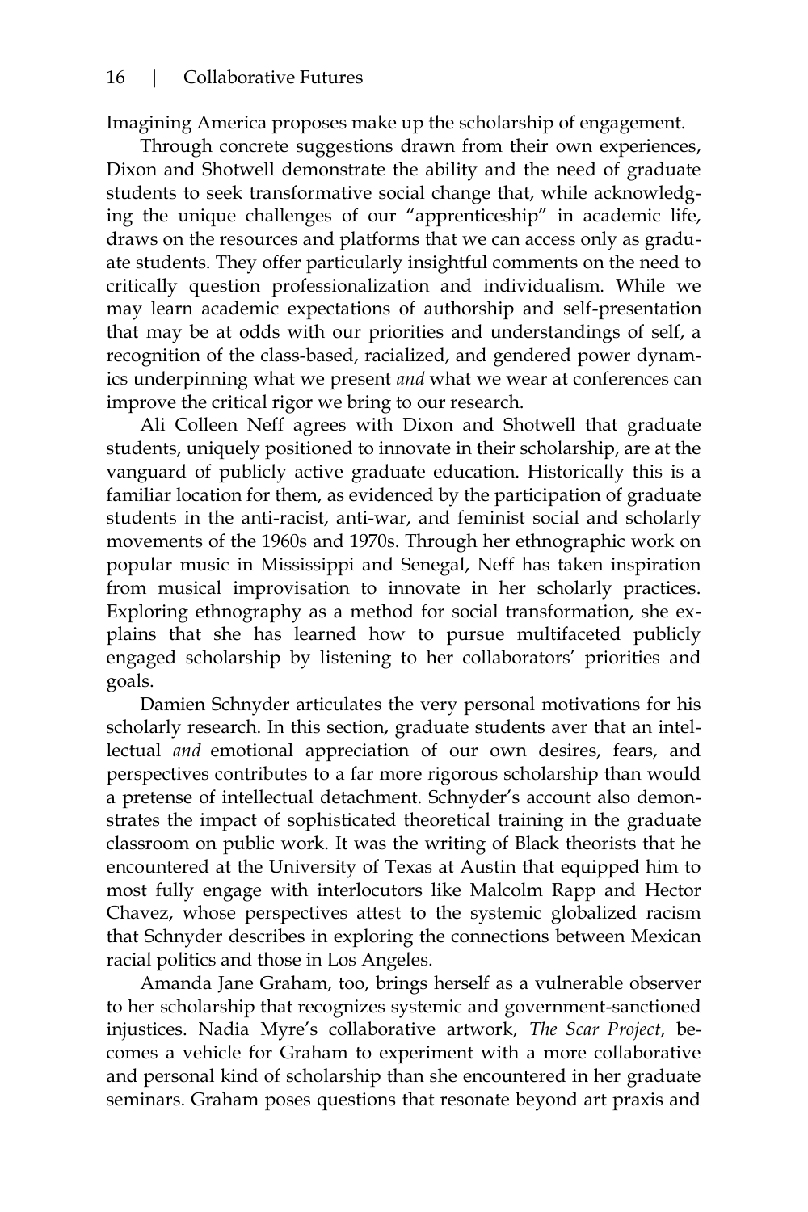Imagining America proposes make up the scholarship of engagement.

Through concrete suggestions drawn from their own experiences, Dixon and Shotwell demonstrate the ability and the need of graduate students to seek transformative social change that, while acknowledging the unique challenges of our "apprenticeship" in academic life, draws on the resources and platforms that we can access only as graduate students. They offer particularly insightful comments on the need to critically question professionalization and individualism. While we may learn academic expectations of authorship and self-presentation that may be at odds with our priorities and understandings of self, a recognition of the class-based, racialized, and gendered power dynamics underpinning what we present *and* what we wear at conferences can improve the critical rigor we bring to our research.

Ali Colleen Neff agrees with Dixon and Shotwell that graduate students, uniquely positioned to innovate in their scholarship, are at the vanguard of publicly active graduate education. Historically this is a familiar location for them, as evidenced by the participation of graduate students in the anti-racist, anti-war, and feminist social and scholarly movements of the 1960s and 1970s. Through her ethnographic work on popular music in Mississippi and Senegal, Neff has taken inspiration from musical improvisation to innovate in her scholarly practices. Exploring ethnography as a method for social transformation, she explains that she has learned how to pursue multifaceted publicly engaged scholarship by listening to her collaborators' priorities and goals.

Damien Schnyder articulates the very personal motivations for his scholarly research. In this section, graduate students aver that an intellectual *and* emotional appreciation of our own desires, fears, and perspectives contributes to a far more rigorous scholarship than would a pretense of intellectual detachment. Schnyder's account also demonstrates the impact of sophisticated theoretical training in the graduate classroom on public work. It was the writing of Black theorists that he encountered at the University of Texas at Austin that equipped him to most fully engage with interlocutors like Malcolm Rapp and Hector Chavez, whose perspectives attest to the systemic globalized racism that Schnyder describes in exploring the connections between Mexican racial politics and those in Los Angeles.

Amanda Jane Graham, too, brings herself as a vulnerable observer to her scholarship that recognizes systemic and government-sanctioned injustices. Nadia Myre's collaborative artwork, *The Scar Project*, becomes a vehicle for Graham to experiment with a more collaborative and personal kind of scholarship than she encountered in her graduate seminars. Graham poses questions that resonate beyond art praxis and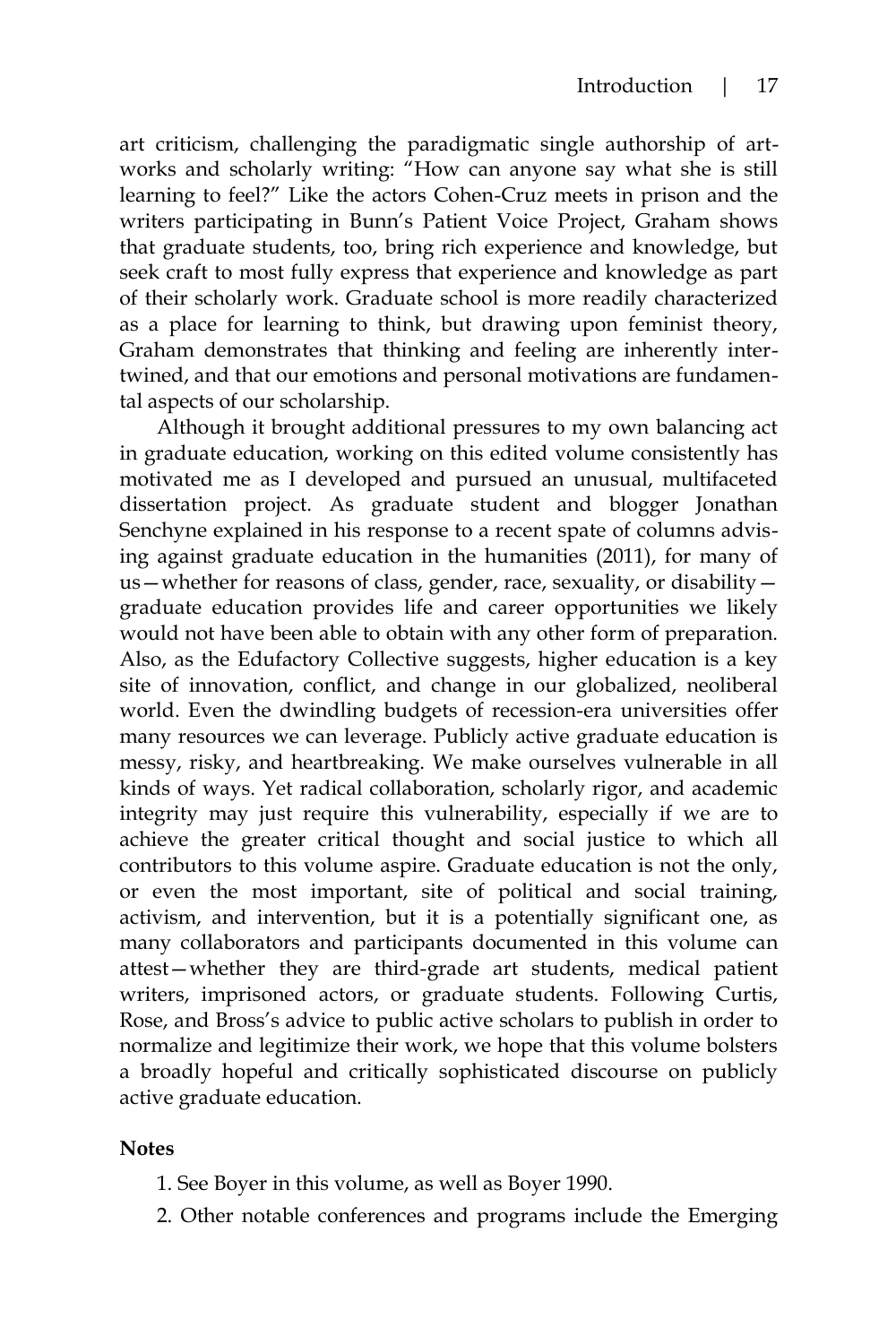art criticism, challenging the paradigmatic single authorship of artworks and scholarly writing: "How can anyone say what she is still learning to feel?" Like the actors Cohen-Cruz meets in prison and the writers participating in Bunn's Patient Voice Project, Graham shows that graduate students, too, bring rich experience and knowledge, but seek craft to most fully express that experience and knowledge as part of their scholarly work. Graduate school is more readily characterized as a place for learning to think, but drawing upon feminist theory, Graham demonstrates that thinking and feeling are inherently intertwined, and that our emotions and personal motivations are fundamental aspects of our scholarship.

Although it brought additional pressures to my own balancing act in graduate education, working on this edited volume consistently has motivated me as I developed and pursued an unusual, multifaceted dissertation project. As graduate student and blogger Jonathan Senchyne explained in his response to a recent spate of columns advising against graduate education in the humanities (2011), for many of us—whether for reasons of class, gender, race, sexuality, or disability—graduate education provides life and career opportunities we likely would not have been able to obtain with any other form of preparation. Also, as the Edufactory Collective suggests, higher education is a key site of innovation, conflict, and change in our globalized, neoliberal world. Even the dwindling budgets of recession-era universities offer many resources we can leverage. Publicly active graduate education is messy, risky, and heartbreaking. We make ourselves vulnerable in all kinds of ways. Yet radical collaboration, scholarly rigor, and academic integrity may just require this vulnerability, especially if we are to achieve the greater critical thought and social justice to which all contributors to this volume aspire. Graduate education is not the only, or even the most important, site of political and social training, activism, and intervention, but it is a potentially significant one, as many collaborators and participants documented in this volume can attest—whether they are third-grade art students, medical patient writers, imprisoned actors, or graduate students. Following Curtis, Rose, and Bross's advice to public active scholars to publish in order to normalize and legitimize their work, we hope that this volume bolsters a broadly hopeful and critically sophisticated discourse on publicly active graduate education.

**Notes**

1. See Boyer in this volume, as well as Boyer 1990.
2. Other notable conferences and programs include the Emerging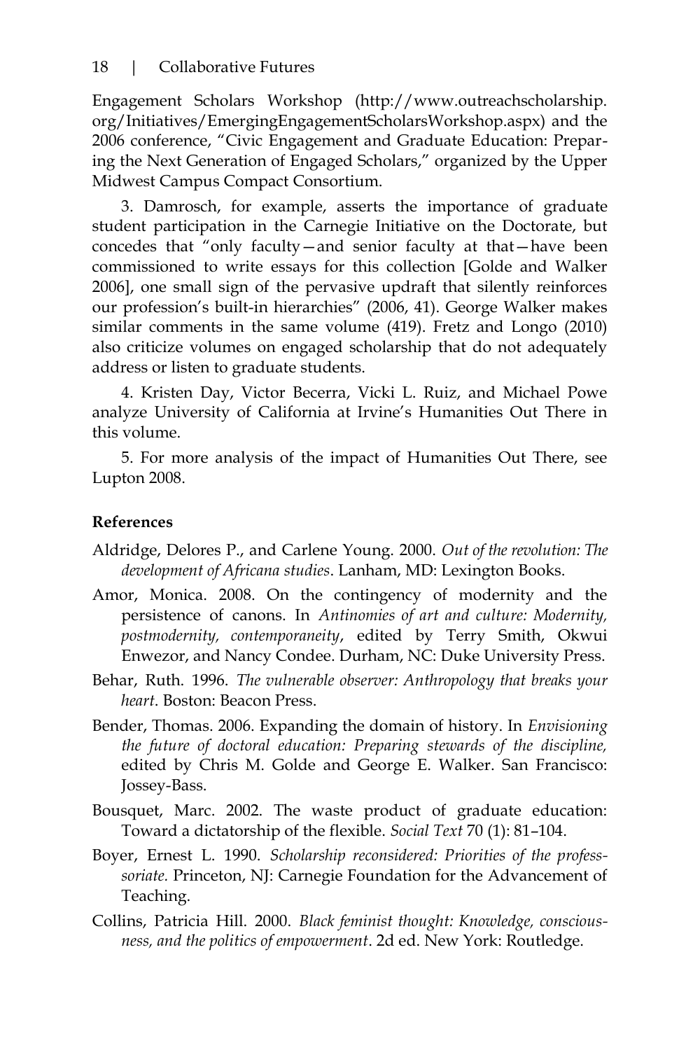Engagement Scholars Workshop (http://www.outreachscholarship.org/Initiatives/EmergingEngagementScholarsWorkshop.aspx) and the 2006 conference, "Civic Engagement and Graduate Education: Preparing the Next Generation of Engaged Scholars," organized by the Upper Midwest Campus Compact Consortium.

3. Damrosch, for example, asserts the importance of graduate student participation in the Carnegie Initiative on the Doctorate, but concedes that "only faculty—and senior faculty at that—have been commissioned to write essays for this collection [Golde and Walker 2006], one small sign of the pervasive updraft that silently reinforces our profession's built-in hierarchies" (2006, 41). George Walker makes similar comments in the same volume (419). Fretz and Longo (2010) also criticize volumes on engaged scholarship that do not adequately address or listen to graduate students.

4. Kristen Day, Victor Becerra, Vicki L. Ruiz, and Michael Powe analyze University of California at Irvine's Humanities Out There in this volume.

5. For more analysis of the impact of Humanities Out There, see Lupton 2008.

**References**

Aldridge, Delores P., and Carlene Young. 2000. *Out of the revolution: The development of Africana studies*. Lanham, MD: Lexington Books.

Amor, Monica. 2008. On the contingency of modernity and the persistence of canons. In *Antinomies of art and culture: Modernity, postmodernity, contemporaneity*, edited by Terry Smith, Okwui Enwezor, and Nancy Condee. Durham, NC: Duke University Press.

Behar, Ruth. 1996. *The vulnerable observer: Anthropology that breaks your heart.* Boston: Beacon Press.

Bender, Thomas. 2006. Expanding the domain of history. In *Envisioning the future of doctoral education: Preparing stewards of the discipline,* edited by Chris M. Golde and George E. Walker. San Francisco: Jossey-Bass.

Bousquet, Marc. 2002. The waste product of graduate education: Toward a dictatorship of the flexible. *Social Text* 70 (1): 81–104.

Boyer, Ernest L. 1990. *Scholarship reconsidered: Priorities of the professsoriate.* Princeton, NJ: Carnegie Foundation for the Advancement of Teaching.

Collins, Patricia Hill. 2000. *Black feminist thought: Knowledge, consciousness, and the politics of empowerment*. 2d ed. New York: Routledge.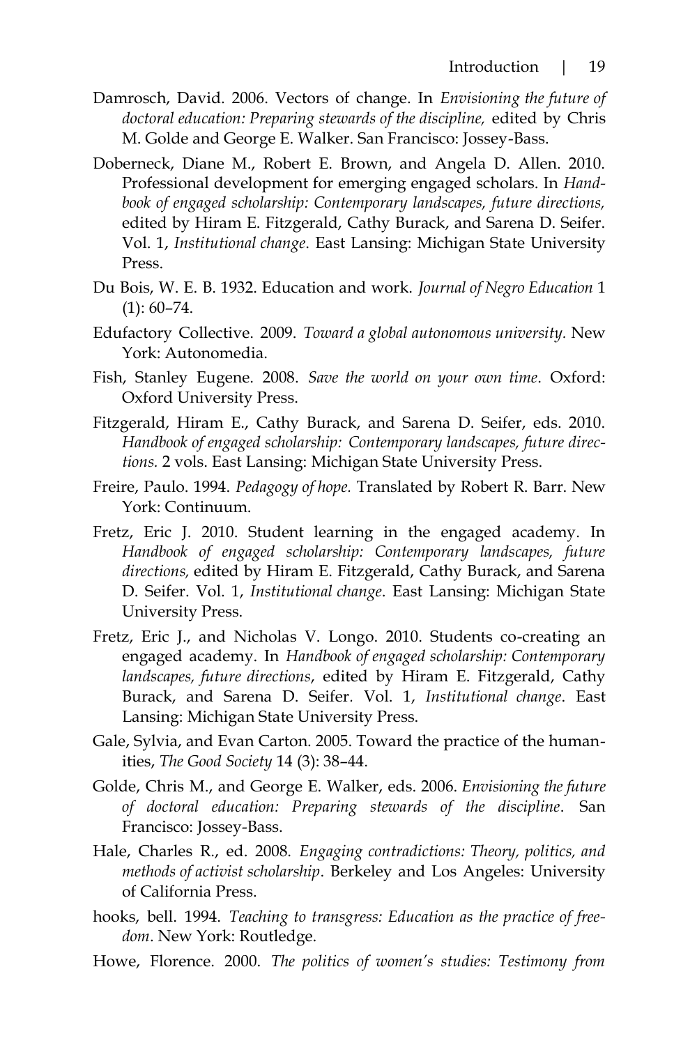Damrosch, David. 2006. Vectors of change. In *Envisioning the future of doctoral education: Preparing stewards of the discipline,* edited by Chris M. Golde and George E. Walker. San Francisco: Jossey-Bass.

Doberneck, Diane M., Robert E. Brown, and Angela D. Allen. 2010. Professional development for emerging engaged scholars. In *Handbook of engaged scholarship: Contemporary landscapes, future directions,* edited by Hiram E. Fitzgerald, Cathy Burack, and Sarena D. Seifer. Vol. 1, *Institutional change*. East Lansing: Michigan State University Press.

Du Bois, W. E. B. 1932. Education and work. *Journal of Negro Education* 1 (1): 60–74.

Edufactory Collective. 2009. *Toward a global autonomous university.* New York: Autonomedia.

Fish, Stanley Eugene. 2008. *Save the world on your own time*. Oxford: Oxford University Press.

Fitzgerald, Hiram E., Cathy Burack, and Sarena D. Seifer, eds. 2010. *Handbook of engaged scholarship: Contemporary landscapes, future directions.* 2 vols. East Lansing: Michigan State University Press.

Freire, Paulo. 1994. *Pedagogy of hope.* Translated by Robert R. Barr. New York: Continuum.

Fretz, Eric J. 2010. Student learning in the engaged academy. In *Handbook of engaged scholarship: Contemporary landscapes, future directions,* edited by Hiram E. Fitzgerald, Cathy Burack, and Sarena D. Seifer. Vol. 1, *Institutional change*. East Lansing: Michigan State University Press.

Fretz, Eric J., and Nicholas V. Longo. 2010. Students co-creating an engaged academy. In *Handbook of engaged scholarship: Contemporary landscapes, future directions*, edited by Hiram E. Fitzgerald, Cathy Burack, and Sarena D. Seifer. Vol. 1, *Institutional change*. East Lansing: Michigan State University Press.

Gale, Sylvia, and Evan Carton. 2005. Toward the practice of the humanities, *The Good Society* 14 (3): 38–44.

Golde, Chris M., and George E. Walker, eds. 2006. *Envisioning the future of doctoral education: Preparing stewards of the discipline*. San Francisco: Jossey-Bass.

Hale, Charles R., ed. 2008. *Engaging contradictions: Theory, politics, and methods of activist scholarship*. Berkeley and Los Angeles: University of California Press.

hooks, bell. 1994. *Teaching to transgress: Education as the practice of freedom*. New York: Routledge.

Howe, Florence. 2000. *The politics of women's studies: Testimony from*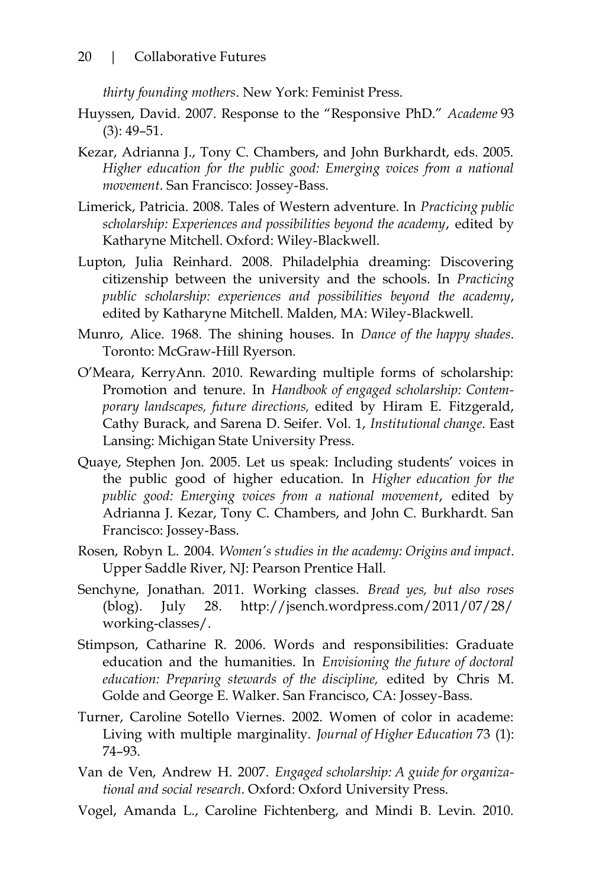*thirty founding mothers*. New York: Feminist Press.

Huyssen, David. 2007. Response to the "Responsive PhD." *Academe* 93 (3): 49–51.

Kezar, Adrianna J., Tony C. Chambers, and John Burkhardt, eds. 2005. *Higher education for the public good: Emerging voices from a national movement*. San Francisco: Jossey-Bass.

Limerick, Patricia. 2008. Tales of Western adventure. In *Practicing public scholarship: Experiences and possibilities beyond the academy*, edited by Katharyne Mitchell. Oxford: Wiley-Blackwell.

Lupton, Julia Reinhard. 2008. Philadelphia dreaming: Discovering citizenship between the university and the schools. In *Practicing public scholarship: experiences and possibilities beyond the academy*, edited by Katharyne Mitchell. Malden, MA: Wiley-Blackwell.

Munro, Alice. 1968. The shining houses. In *Dance of the happy shades*. Toronto: McGraw-Hill Ryerson.

O'Meara, KerryAnn. 2010. Rewarding multiple forms of scholarship: Promotion and tenure. In *Handbook of engaged scholarship: Contemporary landscapes, future directions,* edited by Hiram E. Fitzgerald, Cathy Burack, and Sarena D. Seifer. Vol. 1, *Institutional change*. East Lansing: Michigan State University Press.

Quaye, Stephen Jon. 2005. Let us speak: Including students' voices in the public good of higher education. In *Higher education for the public good: Emerging voices from a national movement*, edited by Adrianna J. Kezar, Tony C. Chambers, and John C. Burkhardt. San Francisco: Jossey-Bass.

Rosen, Robyn L. 2004. *Women's studies in the academy: Origins and impact*. Upper Saddle River, NJ: Pearson Prentice Hall.

Senchyne, Jonathan. 2011. Working classes. *Bread yes, but also roses* (blog). July 28. http://jsench.wordpress.com/2011/07/28/working-classes/.

Stimpson, Catharine R. 2006. Words and responsibilities: Graduate education and the humanities. In *Envisioning the future of doctoral education: Preparing stewards of the discipline,* edited by Chris M. Golde and George E. Walker. San Francisco, CA: Jossey-Bass.

Turner, Caroline Sotello Viernes. 2002. Women of color in academe: Living with multiple marginality. *Journal of Higher Education* 73 (1): 74–93.

Van de Ven, Andrew H. 2007. *Engaged scholarship: A guide for organizational and social research*. Oxford: Oxford University Press.

Vogel, Amanda L., Caroline Fichtenberg, and Mindi B. Levin. 2010.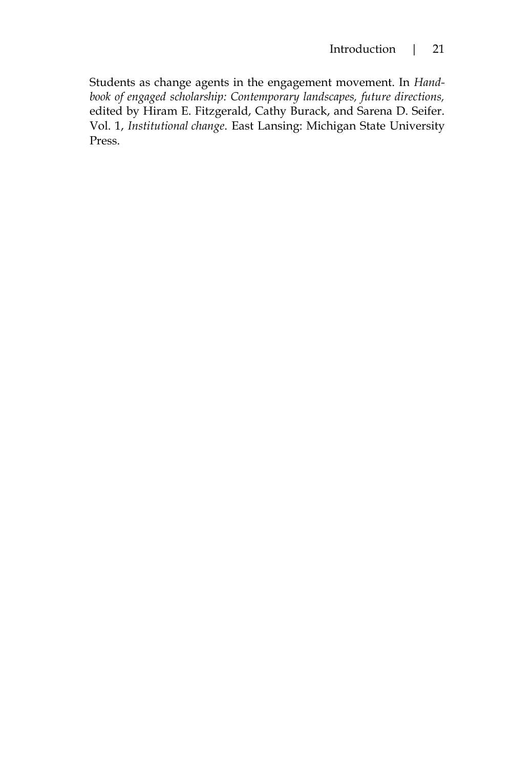Students as change agents in the engagement movement. In *Handbook of engaged scholarship: Contemporary landscapes, future directions,* edited by Hiram E. Fitzgerald, Cathy Burack, and Sarena D. Seifer. Vol. 1, *Institutional change*. East Lansing: Michigan State University Press.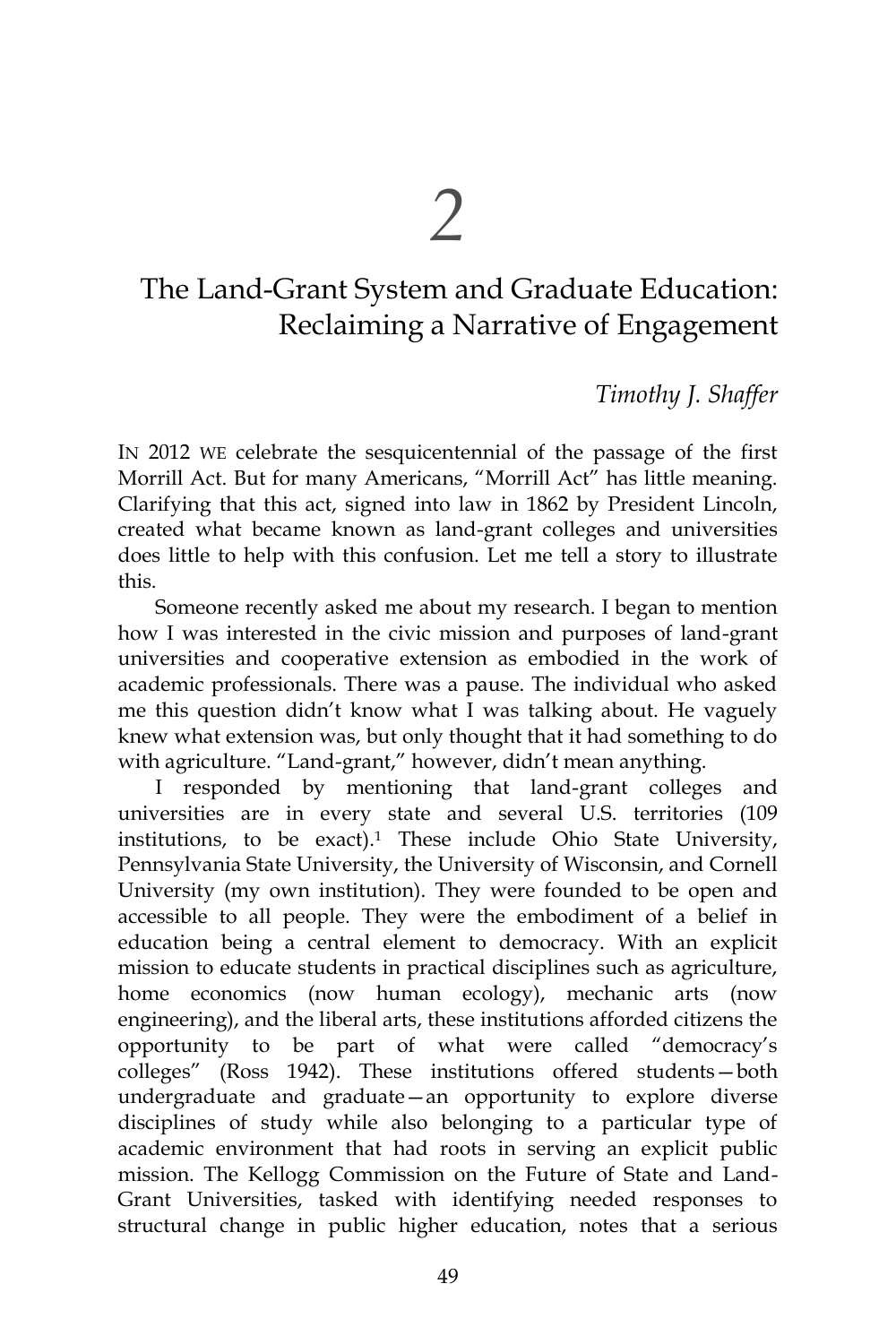# 2

# The Land-Grant System and Graduate Education: Reclaiming a Narrative of Engagement

*Timothy J. Shaffer*

IN 2012 WE celebrate the sesquicentennial of the passage of the first Morrill Act. But for many Americans, "Morrill Act" has little meaning. Clarifying that this act, signed into law in 1862 by President Lincoln, created what became known as land-grant colleges and universities does little to help with this confusion. Let me tell a story to illustrate this.

Someone recently asked me about my research. I began to mention how I was interested in the civic mission and purposes of land-grant universities and cooperative extension as embodied in the work of academic professionals. There was a pause. The individual who asked me this question didn't know what I was talking about. He vaguely knew what extension was, but only thought that it had something to do with agriculture. "Land-grant," however, didn't mean anything.

I responded by mentioning that land-grant colleges and universities are in every state and several U.S. territories (109 institutions, to be exact).[1] These include Ohio State University, Pennsylvania State University, the University of Wisconsin, and Cornell University (my own institution). They were founded to be open and accessible to all people. They were the embodiment of a belief in education being a central element to democracy. With an explicit mission to educate students in practical disciplines such as agriculture, home economics (now human ecology), mechanic arts (now engineering), and the liberal arts, these institutions afforded citizens the opportunity to be part of what were called "democracy's colleges" (Ross 1942). These institutions offered students—both undergraduate and graduate—an opportunity to explore diverse disciplines of study while also belonging to a particular type of academic environment that had roots in serving an explicit public mission. The Kellogg Commission on the Future of State and Land-Grant Universities, tasked with identifying needed responses to structural change in public higher education, notes that a serious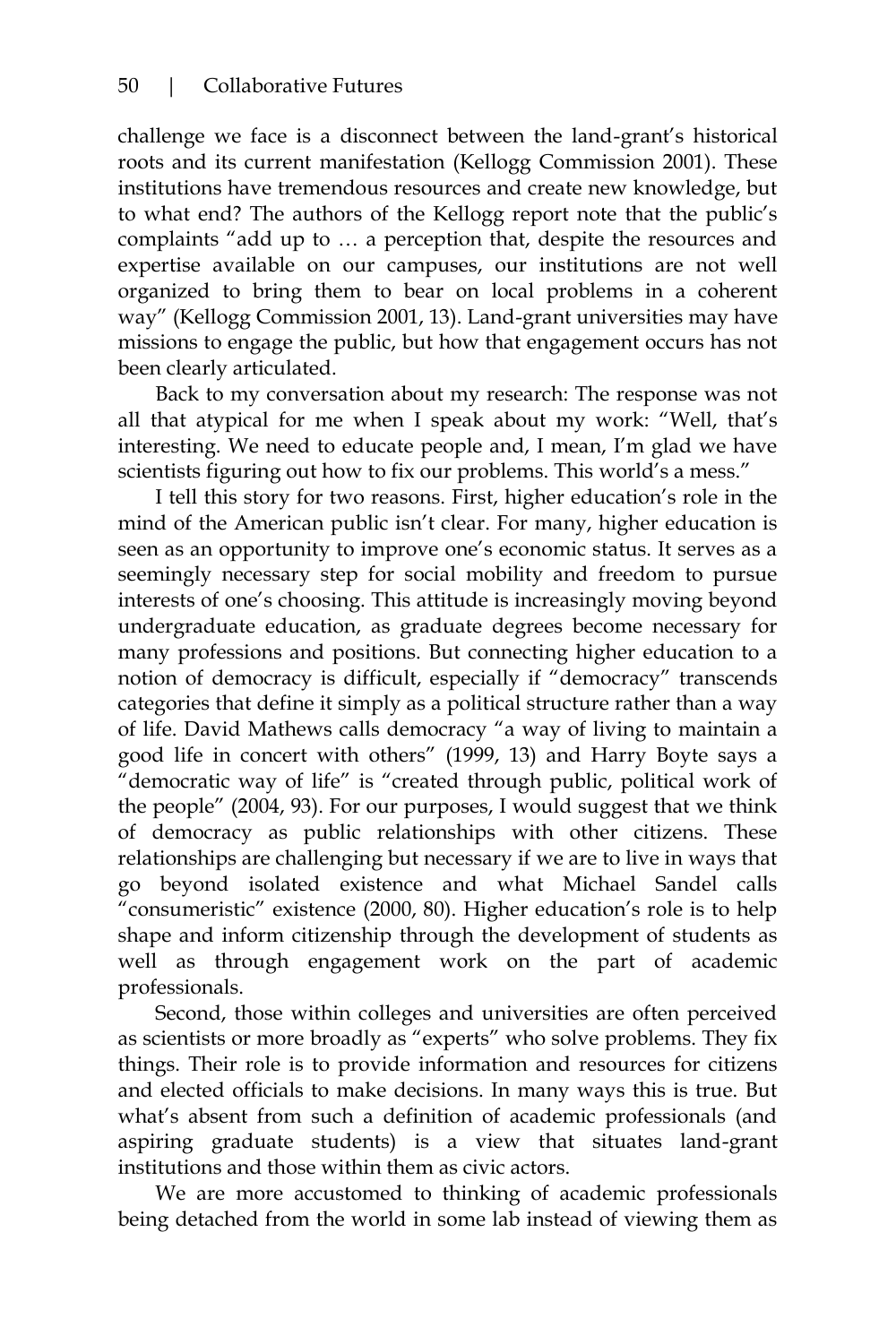challenge we face is a disconnect between the land-grant's historical roots and its current manifestation (Kellogg Commission 2001). These institutions have tremendous resources and create new knowledge, but to what end? The authors of the Kellogg report note that the public's complaints "add up to … a perception that, despite the resources and expertise available on our campuses, our institutions are not well organized to bring them to bear on local problems in a coherent way" (Kellogg Commission 2001, 13). Land-grant universities may have missions to engage the public, but how that engagement occurs has not been clearly articulated.

Back to my conversation about my research: The response was not all that atypical for me when I speak about my work: "Well, that's interesting. We need to educate people and, I mean, I'm glad we have scientists figuring out how to fix our problems. This world's a mess."

I tell this story for two reasons. First, higher education's role in the mind of the American public isn't clear. For many, higher education is seen as an opportunity to improve one's economic status. It serves as a seemingly necessary step for social mobility and freedom to pursue interests of one's choosing. This attitude is increasingly moving beyond undergraduate education, as graduate degrees become necessary for many professions and positions. But connecting higher education to a notion of democracy is difficult, especially if "democracy" transcends categories that define it simply as a political structure rather than a way of life. David Mathews calls democracy "a way of living to maintain a good life in concert with others" (1999, 13) and Harry Boyte says a "democratic way of life" is "created through public, political work of the people" (2004, 93). For our purposes, I would suggest that we think of democracy as public relationships with other citizens. These relationships are challenging but necessary if we are to live in ways that go beyond isolated existence and what Michael Sandel calls "consumeristic" existence (2000, 80). Higher education's role is to help shape and inform citizenship through the development of students as well as through engagement work on the part of academic professionals.

Second, those within colleges and universities are often perceived as scientists or more broadly as "experts" who solve problems. They fix things. Their role is to provide information and resources for citizens and elected officials to make decisions. In many ways this is true. But what's absent from such a definition of academic professionals (and aspiring graduate students) is a view that situates land-grant institutions and those within them as civic actors.

We are more accustomed to thinking of academic professionals being detached from the world in some lab instead of viewing them as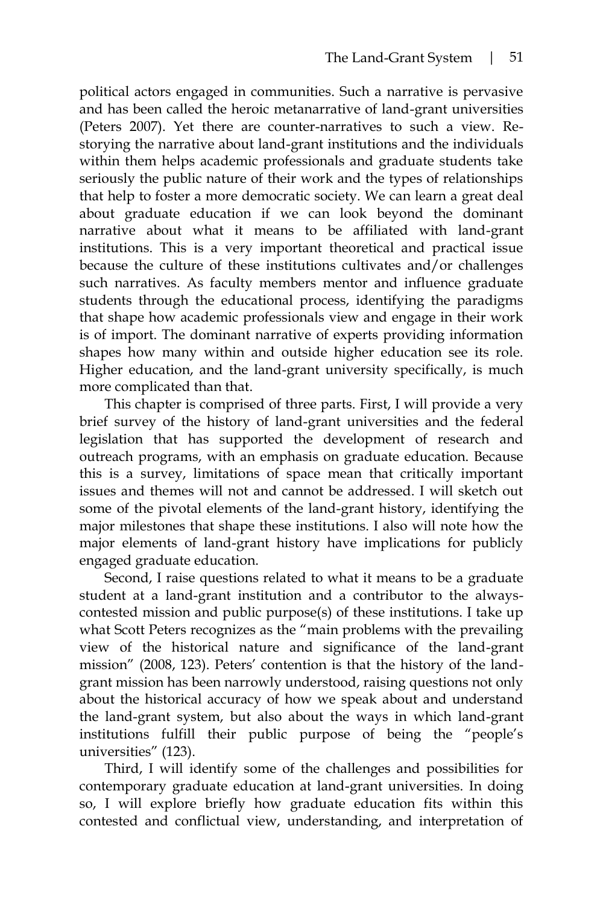political actors engaged in communities. Such a narrative is pervasive and has been called the heroic metanarrative of land-grant universities (Peters 2007). Yet there are counter-narratives to such a view. Re-storying the narrative about land-grant institutions and the individuals within them helps academic professionals and graduate students take seriously the public nature of their work and the types of relationships that help to foster a more democratic society. We can learn a great deal about graduate education if we can look beyond the dominant narrative about what it means to be affiliated with land-grant institutions. This is a very important theoretical and practical issue because the culture of these institutions cultivates and/or challenges such narratives. As faculty members mentor and influence graduate students through the educational process, identifying the paradigms that shape how academic professionals view and engage in their work is of import. The dominant narrative of experts providing information shapes how many within and outside higher education see its role. Higher education, and the land-grant university specifically, is much more complicated than that.

This chapter is comprised of three parts. First, I will provide a very brief survey of the history of land-grant universities and the federal legislation that has supported the development of research and outreach programs, with an emphasis on graduate education. Because this is a survey, limitations of space mean that critically important issues and themes will not and cannot be addressed. I will sketch out some of the pivotal elements of the land-grant history, identifying the major milestones that shape these institutions. I also will note how the major elements of land-grant history have implications for publicly engaged graduate education.

Second, I raise questions related to what it means to be a graduate student at a land-grant institution and a contributor to the always-contested mission and public purpose(s) of these institutions. I take up what Scott Peters recognizes as the "main problems with the prevailing view of the historical nature and significance of the land-grant mission" (2008, 123). Peters' contention is that the history of the land-grant mission has been narrowly understood, raising questions not only about the historical accuracy of how we speak about and understand the land-grant system, but also about the ways in which land-grant institutions fulfill their public purpose of being the "people's universities" (123).

Third, I will identify some of the challenges and possibilities for contemporary graduate education at land-grant universities. In doing so, I will explore briefly how graduate education fits within this contested and conflictual view, understanding, and interpretation of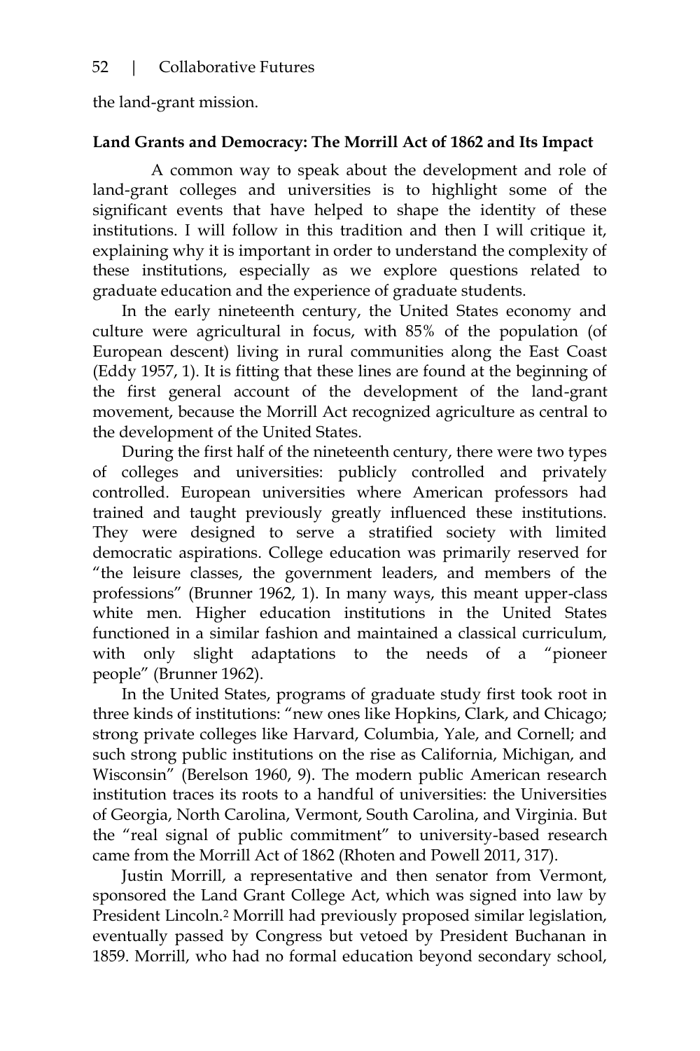the land-grant mission.

**Land Grants and Democracy: The Morrill Act of 1862 and Its Impact**

A common way to speak about the development and role of land-grant colleges and universities is to highlight some of the significant events that have helped to shape the identity of these institutions. I will follow in this tradition and then I will critique it, explaining why it is important in order to understand the complexity of these institutions, especially as we explore questions related to graduate education and the experience of graduate students.

In the early nineteenth century, the United States economy and culture were agricultural in focus, with 85% of the population (of European descent) living in rural communities along the East Coast (Eddy 1957, 1). It is fitting that these lines are found at the beginning of the first general account of the development of the land-grant movement, because the Morrill Act recognized agriculture as central to the development of the United States.

During the first half of the nineteenth century, there were two types of colleges and universities: publicly controlled and privately controlled. European universities where American professors had trained and taught previously greatly influenced these institutions. They were designed to serve a stratified society with limited democratic aspirations. College education was primarily reserved for "the leisure classes, the government leaders, and members of the professions" (Brunner 1962, 1). In many ways, this meant upper-class white men. Higher education institutions in the United States functioned in a similar fashion and maintained a classical curriculum, with only slight adaptations to the needs of a "pioneer people" (Brunner 1962).

In the United States, programs of graduate study first took root in three kinds of institutions: "new ones like Hopkins, Clark, and Chicago; strong private colleges like Harvard, Columbia, Yale, and Cornell; and such strong public institutions on the rise as California, Michigan, and Wisconsin" (Berelson 1960, 9). The modern public American research institution traces its roots to a handful of universities: the Universities of Georgia, North Carolina, Vermont, South Carolina, and Virginia. But the "real signal of public commitment" to university-based research came from the Morrill Act of 1862 (Rhoten and Powell 2011, 317).

Justin Morrill, a representative and then senator from Vermont, sponsored the Land Grant College Act, which was signed into law by President Lincoln.[2] Morrill had previously proposed similar legislation, eventually passed by Congress but vetoed by President Buchanan in 1859. Morrill, who had no formal education beyond secondary school,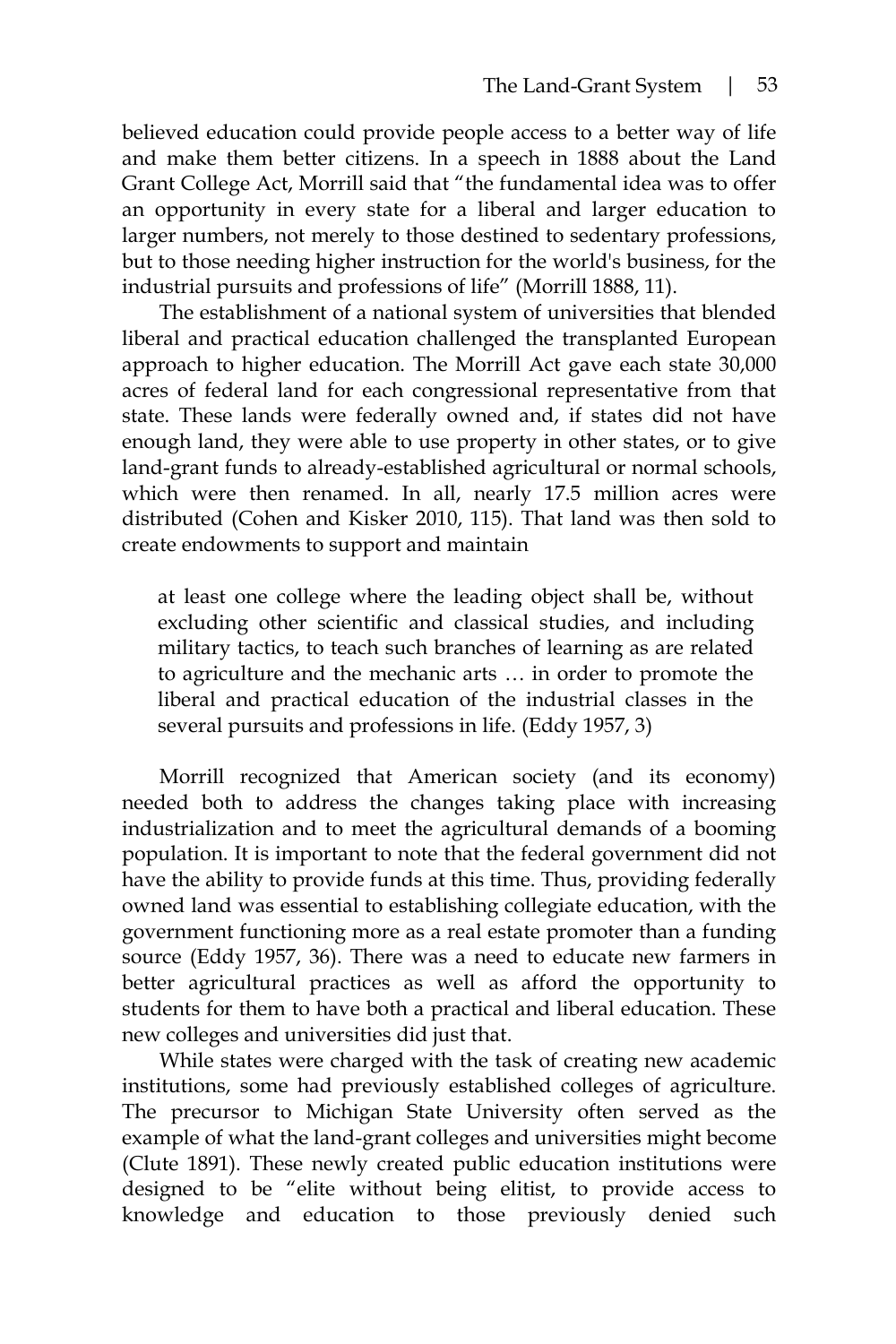believed education could provide people access to a better way of life and make them better citizens. In a speech in 1888 about the Land Grant College Act, Morrill said that "the fundamental idea was to offer an opportunity in every state for a liberal and larger education to larger numbers, not merely to those destined to sedentary professions, but to those needing higher instruction for the world's business, for the industrial pursuits and professions of life" (Morrill 1888, 11).

The establishment of a national system of universities that blended liberal and practical education challenged the transplanted European approach to higher education. The Morrill Act gave each state 30,000 acres of federal land for each congressional representative from that state. These lands were federally owned and, if states did not have enough land, they were able to use property in other states, or to give land-grant funds to already-established agricultural or normal schools, which were then renamed. In all, nearly 17.5 million acres were distributed (Cohen and Kisker 2010, 115). That land was then sold to create endowments to support and maintain

> at least one college where the leading object shall be, without excluding other scientific and classical studies, and including military tactics, to teach such branches of learning as are related to agriculture and the mechanic arts … in order to promote the liberal and practical education of the industrial classes in the several pursuits and professions in life. (Eddy 1957, 3)

Morrill recognized that American society (and its economy) needed both to address the changes taking place with increasing industrialization and to meet the agricultural demands of a booming population. It is important to note that the federal government did not have the ability to provide funds at this time. Thus, providing federally owned land was essential to establishing collegiate education, with the government functioning more as a real estate promoter than a funding source (Eddy 1957, 36). There was a need to educate new farmers in better agricultural practices as well as afford the opportunity to students for them to have both a practical and liberal education. These new colleges and universities did just that.

While states were charged with the task of creating new academic institutions, some had previously established colleges of agriculture. The precursor to Michigan State University often served as the example of what the land-grant colleges and universities might become (Clute 1891). These newly created public education institutions were designed to be "elite without being elitist, to provide access to knowledge and education to those previously denied such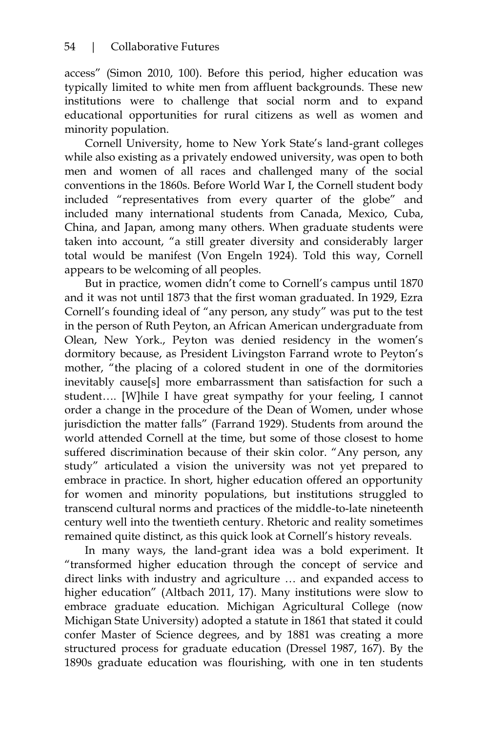access" (Simon 2010, 100). Before this period, higher education was typically limited to white men from affluent backgrounds. These new institutions were to challenge that social norm and to expand educational opportunities for rural citizens as well as women and minority population.

Cornell University, home to New York State's land-grant colleges while also existing as a privately endowed university, was open to both men and women of all races and challenged many of the social conventions in the 1860s. Before World War I, the Cornell student body included "representatives from every quarter of the globe" and included many international students from Canada, Mexico, Cuba, China, and Japan, among many others. When graduate students were taken into account, "a still greater diversity and considerably larger total would be manifest (Von Engeln 1924). Told this way, Cornell appears to be welcoming of all peoples.

But in practice, women didn't come to Cornell's campus until 1870 and it was not until 1873 that the first woman graduated. In 1929, Ezra Cornell's founding ideal of "any person, any study" was put to the test in the person of Ruth Peyton, an African American undergraduate from Olean, New York., Peyton was denied residency in the women's dormitory because, as President Livingston Farrand wrote to Peyton's mother, "the placing of a colored student in one of the dormitories inevitably cause[s] more embarrassment than satisfaction for such a student…. [W]hile I have great sympathy for your feeling, I cannot order a change in the procedure of the Dean of Women, under whose jurisdiction the matter falls" (Farrand 1929). Students from around the world attended Cornell at the time, but some of those closest to home suffered discrimination because of their skin color. "Any person, any study" articulated a vision the university was not yet prepared to embrace in practice. In short, higher education offered an opportunity for women and minority populations, but institutions struggled to transcend cultural norms and practices of the middle-to-late nineteenth century well into the twentieth century. Rhetoric and reality sometimes remained quite distinct, as this quick look at Cornell's history reveals.

In many ways, the land-grant idea was a bold experiment. It "transformed higher education through the concept of service and direct links with industry and agriculture … and expanded access to higher education" (Altbach 2011, 17). Many institutions were slow to embrace graduate education. Michigan Agricultural College (now Michigan State University) adopted a statute in 1861 that stated it could confer Master of Science degrees, and by 1881 was creating a more structured process for graduate education (Dressel 1987, 167). By the 1890s graduate education was flourishing, with one in ten students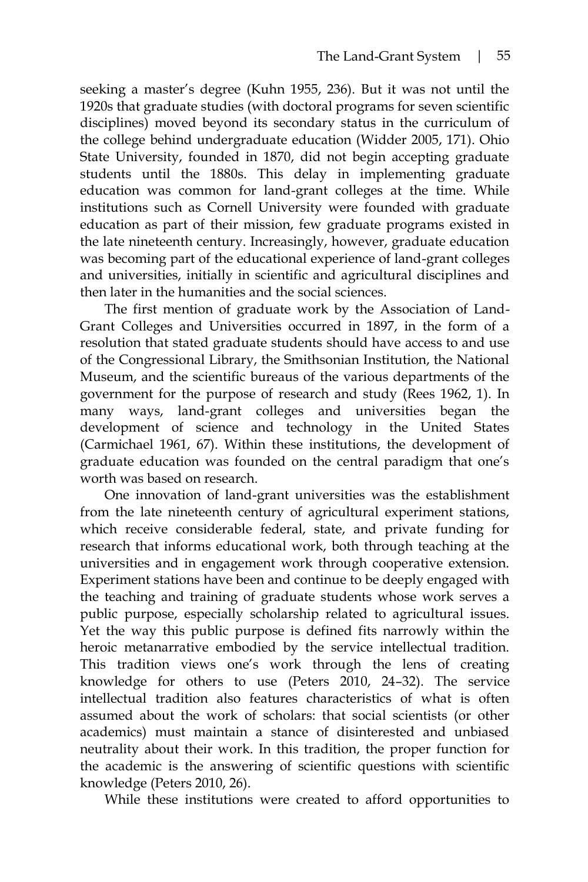seeking a master's degree (Kuhn 1955, 236). But it was not until the 1920s that graduate studies (with doctoral programs for seven scientific disciplines) moved beyond its secondary status in the curriculum of the college behind undergraduate education (Widder 2005, 171). Ohio State University, founded in 1870, did not begin accepting graduate students until the 1880s. This delay in implementing graduate education was common for land-grant colleges at the time. While institutions such as Cornell University were founded with graduate education as part of their mission, few graduate programs existed in the late nineteenth century. Increasingly, however, graduate education was becoming part of the educational experience of land-grant colleges and universities, initially in scientific and agricultural disciplines and then later in the humanities and the social sciences.

The first mention of graduate work by the Association of Land-Grant Colleges and Universities occurred in 1897, in the form of a resolution that stated graduate students should have access to and use of the Congressional Library, the Smithsonian Institution, the National Museum, and the scientific bureaus of the various departments of the government for the purpose of research and study (Rees 1962, 1). In many ways, land-grant colleges and universities began the development of science and technology in the United States (Carmichael 1961, 67). Within these institutions, the development of graduate education was founded on the central paradigm that one's worth was based on research.

One innovation of land-grant universities was the establishment from the late nineteenth century of agricultural experiment stations, which receive considerable federal, state, and private funding for research that informs educational work, both through teaching at the universities and in engagement work through cooperative extension. Experiment stations have been and continue to be deeply engaged with the teaching and training of graduate students whose work serves a public purpose, especially scholarship related to agricultural issues. Yet the way this public purpose is defined fits narrowly within the heroic metanarrative embodied by the service intellectual tradition. This tradition views one's work through the lens of creating knowledge for others to use (Peters 2010, 24–32). The service intellectual tradition also features characteristics of what is often assumed about the work of scholars: that social scientists (or other academics) must maintain a stance of disinterested and unbiased neutrality about their work. In this tradition, the proper function for the academic is the answering of scientific questions with scientific knowledge (Peters 2010, 26).

While these institutions were created to afford opportunities to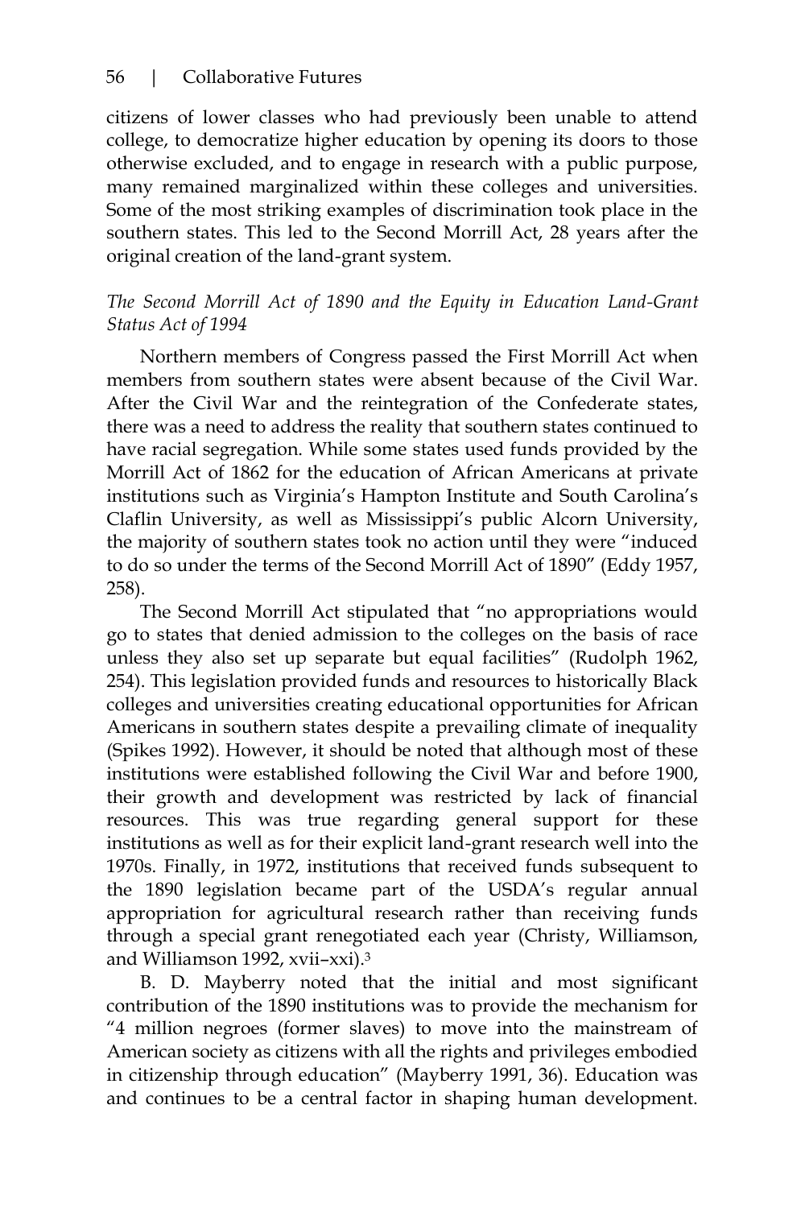citizens of lower classes who had previously been unable to attend college, to democratize higher education by opening its doors to those otherwise excluded, and to engage in research with a public purpose, many remained marginalized within these colleges and universities. Some of the most striking examples of discrimination took place in the southern states. This led to the Second Morrill Act, 28 years after the original creation of the land-grant system.

### *The Second Morrill Act of 1890 and the Equity in Education Land-Grant Status Act of 1994*

Northern members of Congress passed the First Morrill Act when members from southern states were absent because of the Civil War. After the Civil War and the reintegration of the Confederate states, there was a need to address the reality that southern states continued to have racial segregation. While some states used funds provided by the Morrill Act of 1862 for the education of African Americans at private institutions such as Virginia's Hampton Institute and South Carolina's Claflin University, as well as Mississippi's public Alcorn University, the majority of southern states took no action until they were "induced to do so under the terms of the Second Morrill Act of 1890" (Eddy 1957, 258).

The Second Morrill Act stipulated that "no appropriations would go to states that denied admission to the colleges on the basis of race unless they also set up separate but equal facilities" (Rudolph 1962, 254). This legislation provided funds and resources to historically Black colleges and universities creating educational opportunities for African Americans in southern states despite a prevailing climate of inequality (Spikes 1992). However, it should be noted that although most of these institutions were established following the Civil War and before 1900, their growth and development was restricted by lack of financial resources. This was true regarding general support for these institutions as well as for their explicit land-grant research well into the 1970s. Finally, in 1972, institutions that received funds subsequent to the 1890 legislation became part of the USDA's regular annual appropriation for agricultural research rather than receiving funds through a special grant renegotiated each year (Christy, Williamson, and Williamson 1992, xvii–xxi).[3]

B. D. Mayberry noted that the initial and most significant contribution of the 1890 institutions was to provide the mechanism for "4 million negroes (former slaves) to move into the mainstream of American society as citizens with all the rights and privileges embodied in citizenship through education" (Mayberry 1991, 36). Education was and continues to be a central factor in shaping human development.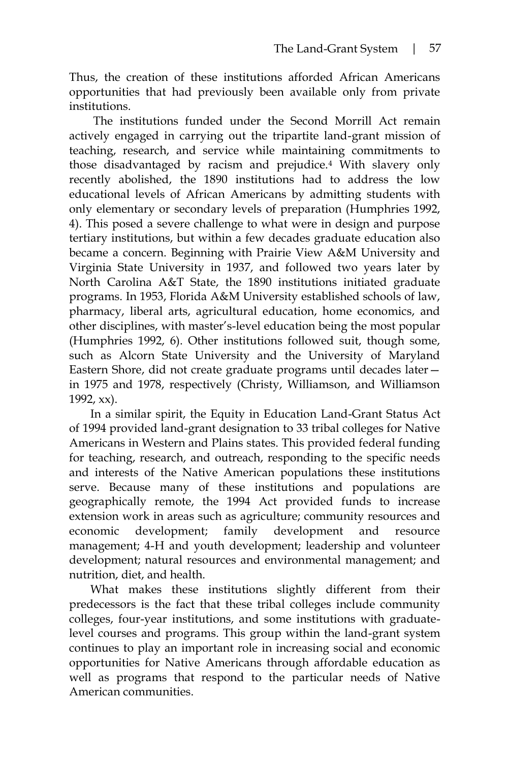Thus, the creation of these institutions afforded African Americans opportunities that had previously been available only from private institutions.

The institutions funded under the Second Morrill Act remain actively engaged in carrying out the tripartite land-grant mission of teaching, research, and service while maintaining commitments to those disadvantaged by racism and prejudice.[4] With slavery only recently abolished, the 1890 institutions had to address the low educational levels of African Americans by admitting students with only elementary or secondary levels of preparation (Humphries 1992, 4). This posed a severe challenge to what were in design and purpose tertiary institutions, but within a few decades graduate education also became a concern. Beginning with Prairie View A&M University and Virginia State University in 1937, and followed two years later by North Carolina A&T State, the 1890 institutions initiated graduate programs. In 1953, Florida A&M University established schools of law, pharmacy, liberal arts, agricultural education, home economics, and other disciplines, with master's-level education being the most popular (Humphries 1992, 6). Other institutions followed suit, though some, such as Alcorn State University and the University of Maryland Eastern Shore, did not create graduate programs until decades later—in 1975 and 1978, respectively (Christy, Williamson, and Williamson 1992, xx).

In a similar spirit, the Equity in Education Land-Grant Status Act of 1994 provided land-grant designation to 33 tribal colleges for Native Americans in Western and Plains states. This provided federal funding for teaching, research, and outreach, responding to the specific needs and interests of the Native American populations these institutions serve. Because many of these institutions and populations are geographically remote, the 1994 Act provided funds to increase extension work in areas such as agriculture; community resources and economic development; family development and resource management; 4-H and youth development; leadership and volunteer development; natural resources and environmental management; and nutrition, diet, and health.

What makes these institutions slightly different from their predecessors is the fact that these tribal colleges include community colleges, four-year institutions, and some institutions with graduate-level courses and programs. This group within the land-grant system continues to play an important role in increasing social and economic opportunities for Native Americans through affordable education as well as programs that respond to the particular needs of Native American communities.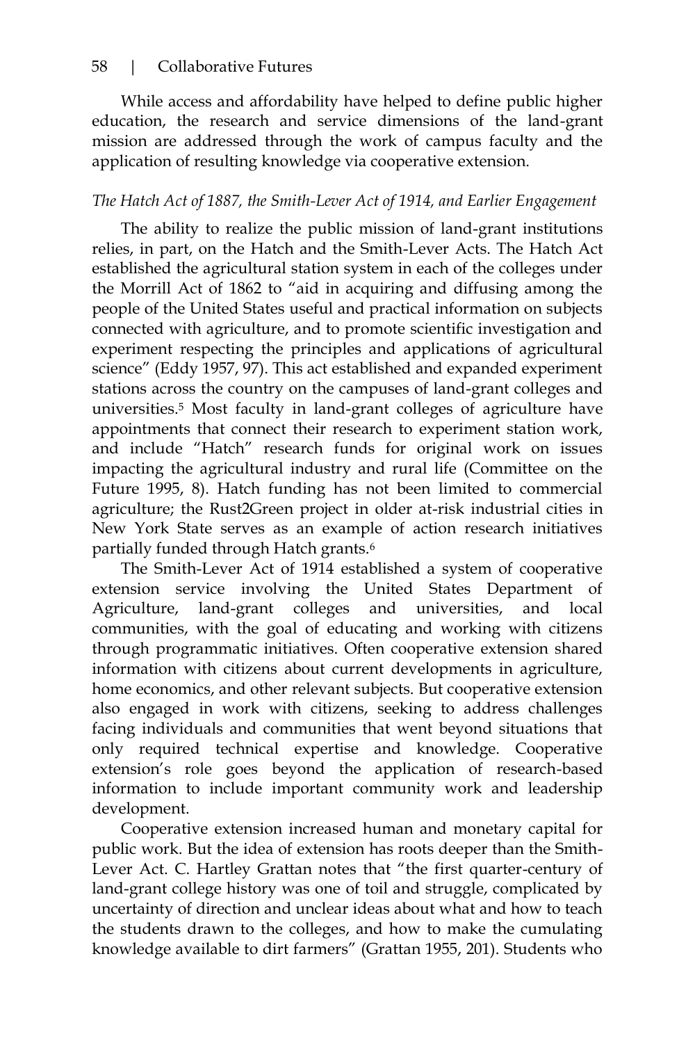While access and affordability have helped to define public higher education, the research and service dimensions of the land-grant mission are addressed through the work of campus faculty and the application of resulting knowledge via cooperative extension.

*The Hatch Act of 1887, the Smith-Lever Act of 1914, and Earlier Engagement*

The ability to realize the public mission of land-grant institutions relies, in part, on the Hatch and the Smith-Lever Acts. The Hatch Act established the agricultural station system in each of the colleges under the Morrill Act of 1862 to "aid in acquiring and diffusing among the people of the United States useful and practical information on subjects connected with agriculture, and to promote scientific investigation and experiment respecting the principles and applications of agricultural science" (Eddy 1957, 97). This act established and expanded experiment stations across the country on the campuses of land-grant colleges and universities.[5] Most faculty in land-grant colleges of agriculture have appointments that connect their research to experiment station work, and include "Hatch" research funds for original work on issues impacting the agricultural industry and rural life (Committee on the Future 1995, 8). Hatch funding has not been limited to commercial agriculture; the Rust2Green project in older at-risk industrial cities in New York State serves as an example of action research initiatives partially funded through Hatch grants.[6]

The Smith-Lever Act of 1914 established a system of cooperative extension service involving the United States Department of Agriculture, land-grant colleges and universities, and local communities, with the goal of educating and working with citizens through programmatic initiatives. Often cooperative extension shared information with citizens about current developments in agriculture, home economics, and other relevant subjects. But cooperative extension also engaged in work with citizens, seeking to address challenges facing individuals and communities that went beyond situations that only required technical expertise and knowledge. Cooperative extension's role goes beyond the application of research-based information to include important community work and leadership development.

Cooperative extension increased human and monetary capital for public work. But the idea of extension has roots deeper than the Smith-Lever Act. C. Hartley Grattan notes that "the first quarter-century of land-grant college history was one of toil and struggle, complicated by uncertainty of direction and unclear ideas about what and how to teach the students drawn to the colleges, and how to make the cumulating knowledge available to dirt farmers" (Grattan 1955, 201). Students who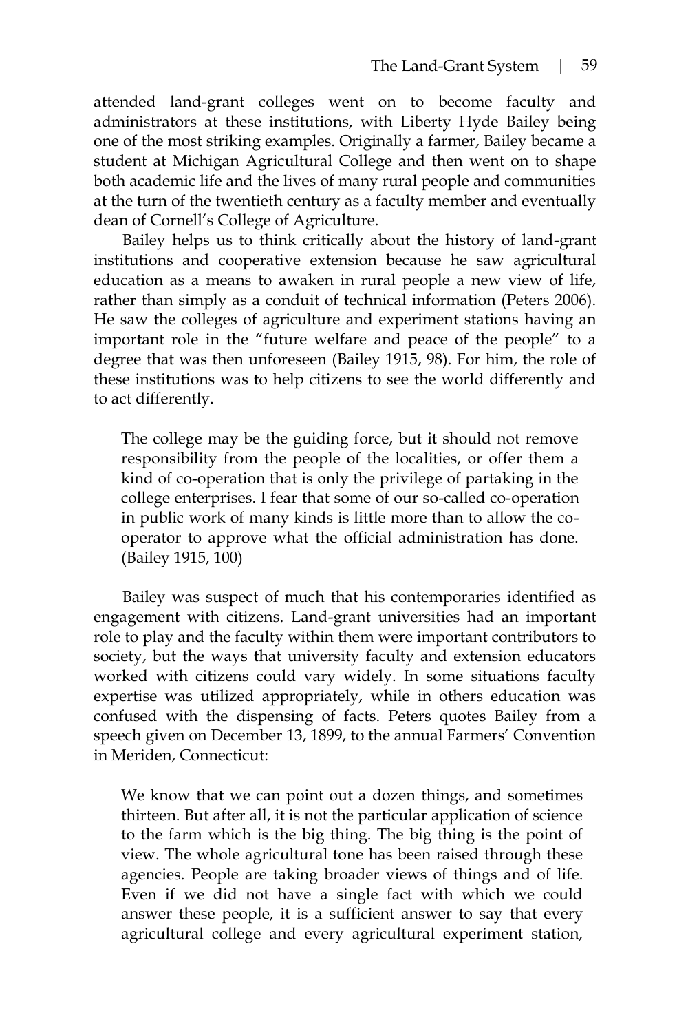attended land-grant colleges went on to become faculty and administrators at these institutions, with Liberty Hyde Bailey being one of the most striking examples. Originally a farmer, Bailey became a student at Michigan Agricultural College and then went on to shape both academic life and the lives of many rural people and communities at the turn of the twentieth century as a faculty member and eventually dean of Cornell's College of Agriculture.

Bailey helps us to think critically about the history of land-grant institutions and cooperative extension because he saw agricultural education as a means to awaken in rural people a new view of life, rather than simply as a conduit of technical information (Peters 2006). He saw the colleges of agriculture and experiment stations having an important role in the "future welfare and peace of the people" to a degree that was then unforeseen (Bailey 1915, 98). For him, the role of these institutions was to help citizens to see the world differently and to act differently.

> The college may be the guiding force, but it should not remove responsibility from the people of the localities, or offer them a kind of co-operation that is only the privilege of partaking in the college enterprises. I fear that some of our so-called co-operation in public work of many kinds is little more than to allow the co-operator to approve what the official administration has done. (Bailey 1915, 100)

Bailey was suspect of much that his contemporaries identified as engagement with citizens. Land-grant universities had an important role to play and the faculty within them were important contributors to society, but the ways that university faculty and extension educators worked with citizens could vary widely. In some situations faculty expertise was utilized appropriately, while in others education was confused with the dispensing of facts. Peters quotes Bailey from a speech given on December 13, 1899, to the annual Farmers' Convention in Meriden, Connecticut:

> We know that we can point out a dozen things, and sometimes thirteen. But after all, it is not the particular application of science to the farm which is the big thing. The big thing is the point of view. The whole agricultural tone has been raised through these agencies. People are taking broader views of things and of life. Even if we did not have a single fact with which we could answer these people, it is a sufficient answer to say that every agricultural college and every agricultural experiment station,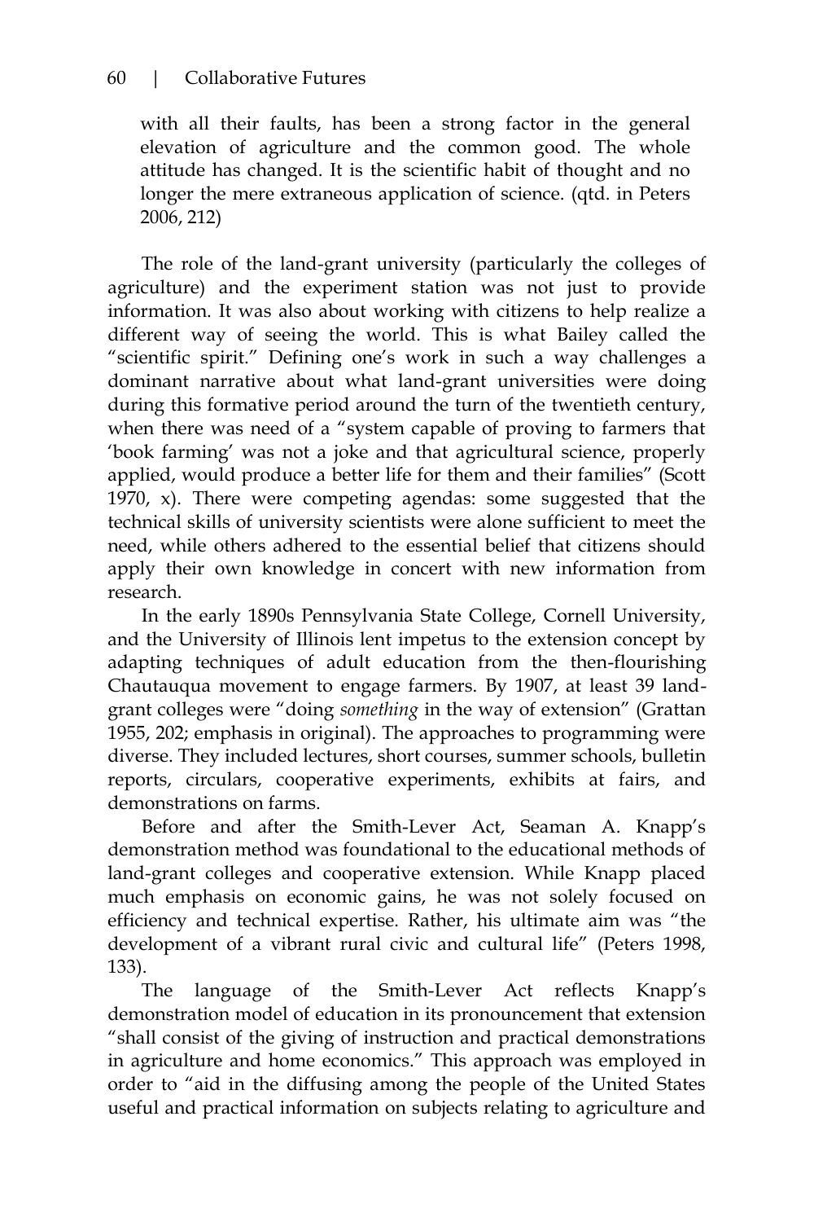> with all their faults, has been a strong factor in the general elevation of agriculture and the common good. The whole attitude has changed. It is the scientific habit of thought and no longer the mere extraneous application of science. (qtd. in Peters 2006, 212)

The role of the land-grant university (particularly the colleges of agriculture) and the experiment station was not just to provide information. It was also about working with citizens to help realize a different way of seeing the world. This is what Bailey called the "scientific spirit." Defining one's work in such a way challenges a dominant narrative about what land-grant universities were doing during this formative period around the turn of the twentieth century, when there was need of a "system capable of proving to farmers that 'book farming' was not a joke and that agricultural science, properly applied, would produce a better life for them and their families" (Scott 1970, x). There were competing agendas: some suggested that the technical skills of university scientists were alone sufficient to meet the need, while others adhered to the essential belief that citizens should apply their own knowledge in concert with new information from research.

In the early 1890s Pennsylvania State College, Cornell University, and the University of Illinois lent impetus to the extension concept by adapting techniques of adult education from the then-flourishing Chautauqua movement to engage farmers. By 1907, at least 39 land-grant colleges were "doing *something* in the way of extension" (Grattan 1955, 202; emphasis in original). The approaches to programming were diverse. They included lectures, short courses, summer schools, bulletin reports, circulars, cooperative experiments, exhibits at fairs, and demonstrations on farms.

Before and after the Smith-Lever Act, Seaman A. Knapp's demonstration method was foundational to the educational methods of land-grant colleges and cooperative extension. While Knapp placed much emphasis on economic gains, he was not solely focused on efficiency and technical expertise. Rather, his ultimate aim was "the development of a vibrant rural civic and cultural life" (Peters 1998, 133).

The language of the Smith-Lever Act reflects Knapp's demonstration model of education in its pronouncement that extension "shall consist of the giving of instruction and practical demonstrations in agriculture and home economics." This approach was employed in order to "aid in the diffusing among the people of the United States useful and practical information on subjects relating to agriculture and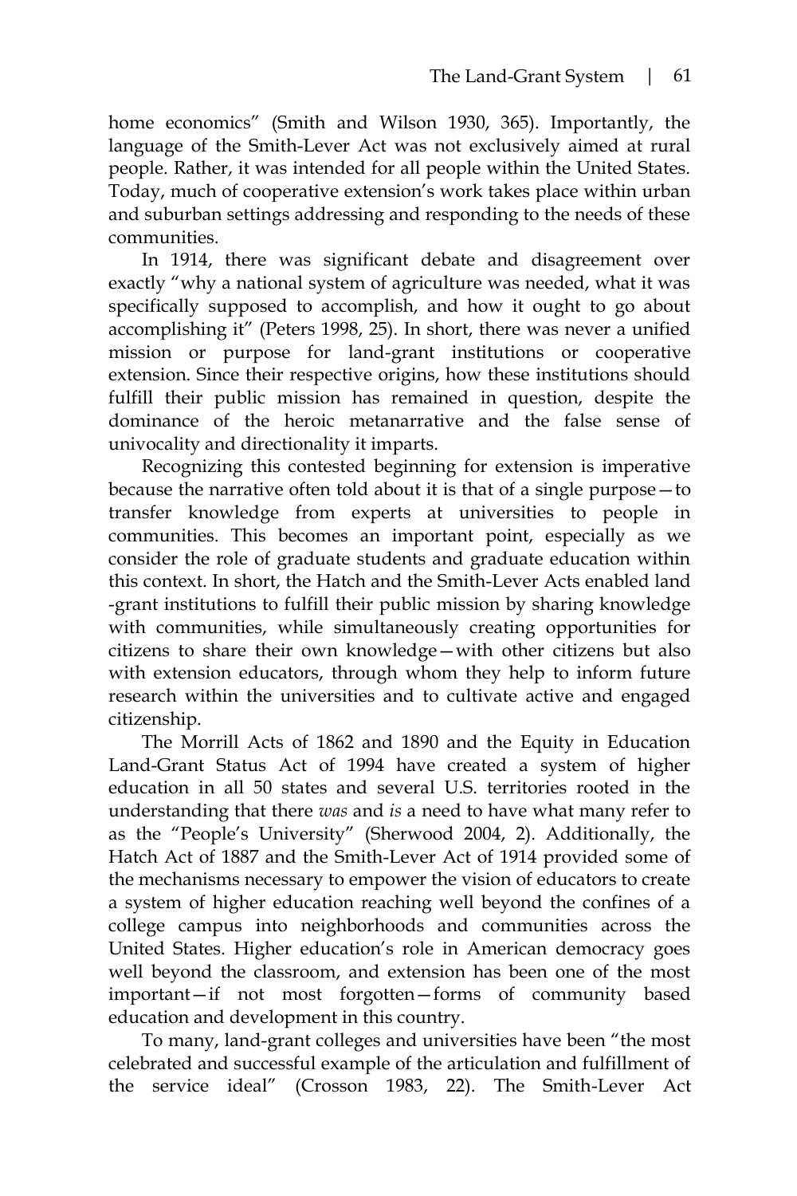home economics" (Smith and Wilson 1930, 365). Importantly, the language of the Smith-Lever Act was not exclusively aimed at rural people. Rather, it was intended for all people within the United States. Today, much of cooperative extension's work takes place within urban and suburban settings addressing and responding to the needs of these communities.

In 1914, there was significant debate and disagreement over exactly "why a national system of agriculture was needed, what it was specifically supposed to accomplish, and how it ought to go about accomplishing it" (Peters 1998, 25). In short, there was never a unified mission or purpose for land-grant institutions or cooperative extension. Since their respective origins, how these institutions should fulfill their public mission has remained in question, despite the dominance of the heroic metanarrative and the false sense of univocality and directionality it imparts.

Recognizing this contested beginning for extension is imperative because the narrative often told about it is that of a single purpose—to transfer knowledge from experts at universities to people in communities. This becomes an important point, especially as we consider the role of graduate students and graduate education within this context. In short, the Hatch and the Smith-Lever Acts enabled land-grant institutions to fulfill their public mission by sharing knowledge with communities, while simultaneously creating opportunities for citizens to share their own knowledge—with other citizens but also with extension educators, through whom they help to inform future research within the universities and to cultivate active and engaged citizenship.

The Morrill Acts of 1862 and 1890 and the Equity in Education Land-Grant Status Act of 1994 have created a system of higher education in all 50 states and several U.S. territories rooted in the understanding that there *was* and *is* a need to have what many refer to as the "People's University" (Sherwood 2004, 2). Additionally, the Hatch Act of 1887 and the Smith-Lever Act of 1914 provided some of the mechanisms necessary to empower the vision of educators to create a system of higher education reaching well beyond the confines of a college campus into neighborhoods and communities across the United States. Higher education's role in American democracy goes well beyond the classroom, and extension has been one of the most important—if not most forgotten—forms of community based education and development in this country.

To many, land-grant colleges and universities have been "the most celebrated and successful example of the articulation and fulfillment of the service ideal" (Crosson 1983, 22). The Smith-Lever Act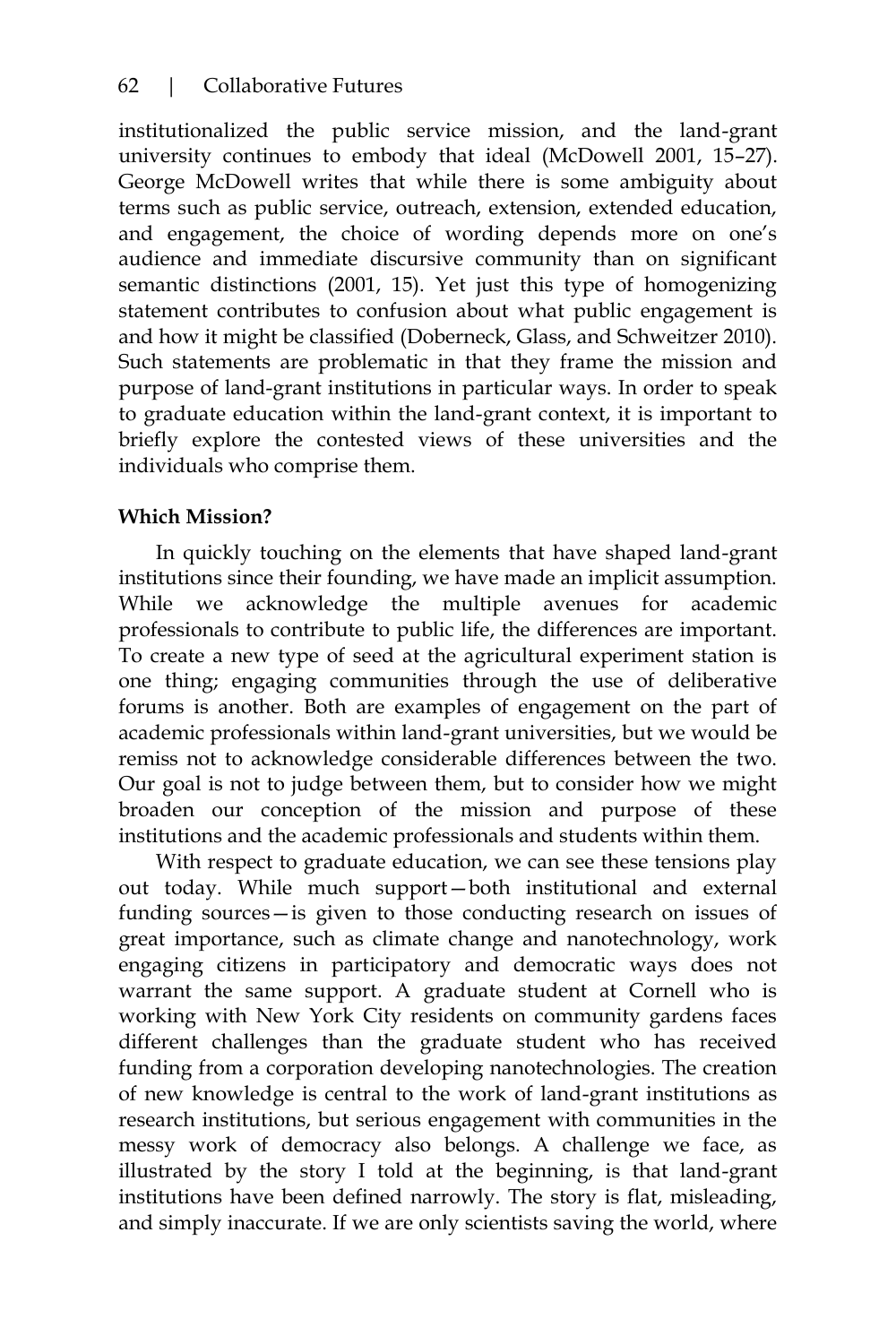institutionalized the public service mission, and the land-grant university continues to embody that ideal (McDowell 2001, 15–27). George McDowell writes that while there is some ambiguity about terms such as public service, outreach, extension, extended education, and engagement, the choice of wording depends more on one's audience and immediate discursive community than on significant semantic distinctions (2001, 15). Yet just this type of homogenizing statement contributes to confusion about what public engagement is and how it might be classified (Doberneck, Glass, and Schweitzer 2010). Such statements are problematic in that they frame the mission and purpose of land-grant institutions in particular ways. In order to speak to graduate education within the land-grant context, it is important to briefly explore the contested views of these universities and the individuals who comprise them.

**Which Mission?**

In quickly touching on the elements that have shaped land-grant institutions since their founding, we have made an implicit assumption. While we acknowledge the multiple avenues for academic professionals to contribute to public life, the differences are important. To create a new type of seed at the agricultural experiment station is one thing; engaging communities through the use of deliberative forums is another. Both are examples of engagement on the part of academic professionals within land-grant universities, but we would be remiss not to acknowledge considerable differences between the two. Our goal is not to judge between them, but to consider how we might broaden our conception of the mission and purpose of these institutions and the academic professionals and students within them.

With respect to graduate education, we can see these tensions play out today. While much support—both institutional and external funding sources—is given to those conducting research on issues of great importance, such as climate change and nanotechnology, work engaging citizens in participatory and democratic ways does not warrant the same support. A graduate student at Cornell who is working with New York City residents on community gardens faces different challenges than the graduate student who has received funding from a corporation developing nanotechnologies. The creation of new knowledge is central to the work of land-grant institutions as research institutions, but serious engagement with communities in the messy work of democracy also belongs. A challenge we face, as illustrated by the story I told at the beginning, is that land-grant institutions have been defined narrowly. The story is flat, misleading, and simply inaccurate. If we are only scientists saving the world, where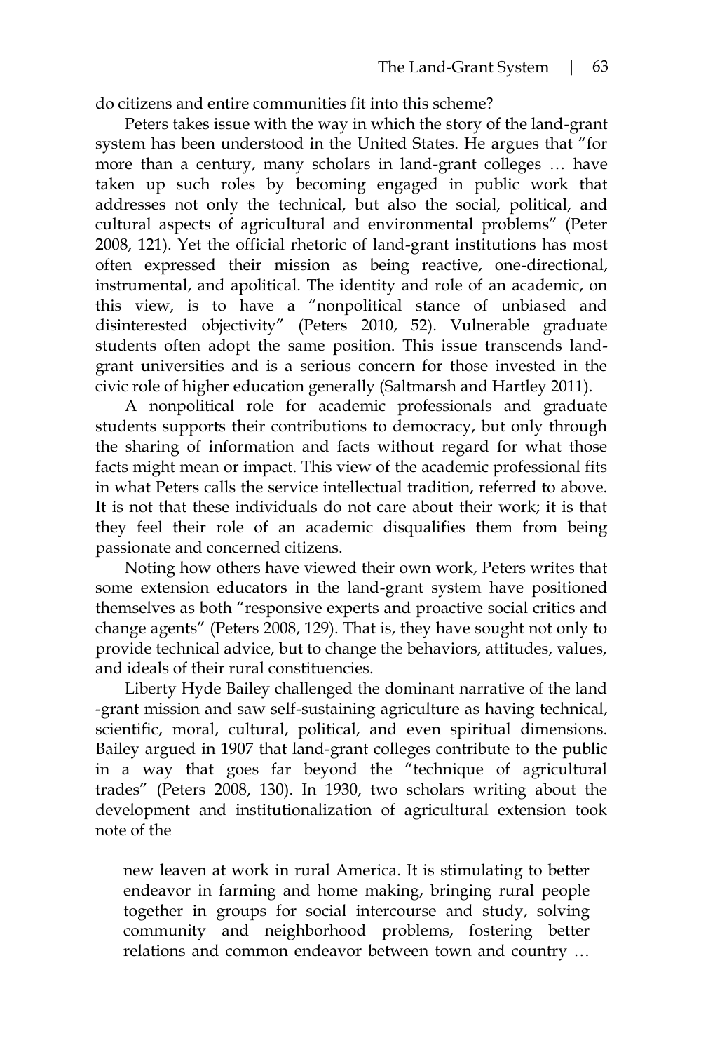do citizens and entire communities fit into this scheme?

Peters takes issue with the way in which the story of the land-grant system has been understood in the United States. He argues that "for more than a century, many scholars in land-grant colleges … have taken up such roles by becoming engaged in public work that addresses not only the technical, but also the social, political, and cultural aspects of agricultural and environmental problems" (Peter 2008, 121). Yet the official rhetoric of land-grant institutions has most often expressed their mission as being reactive, one-directional, instrumental, and apolitical. The identity and role of an academic, on this view, is to have a "nonpolitical stance of unbiased and disinterested objectivity" (Peters 2010, 52). Vulnerable graduate students often adopt the same position. This issue transcends land-grant universities and is a serious concern for those invested in the civic role of higher education generally (Saltmarsh and Hartley 2011).

A nonpolitical role for academic professionals and graduate students supports their contributions to democracy, but only through the sharing of information and facts without regard for what those facts might mean or impact. This view of the academic professional fits in what Peters calls the service intellectual tradition, referred to above. It is not that these individuals do not care about their work; it is that they feel their role of an academic disqualifies them from being passionate and concerned citizens.

Noting how others have viewed their own work, Peters writes that some extension educators in the land-grant system have positioned themselves as both "responsive experts and proactive social critics and change agents" (Peters 2008, 129). That is, they have sought not only to provide technical advice, but to change the behaviors, attitudes, values, and ideals of their rural constituencies.

Liberty Hyde Bailey challenged the dominant narrative of the land-grant mission and saw self-sustaining agriculture as having technical, scientific, moral, cultural, political, and even spiritual dimensions. Bailey argued in 1907 that land-grant colleges contribute to the public in a way that goes far beyond the "technique of agricultural trades" (Peters 2008, 130). In 1930, two scholars writing about the development and institutionalization of agricultural extension took note of the

> new leaven at work in rural America. It is stimulating to better endeavor in farming and home making, bringing rural people together in groups for social intercourse and study, solving community and neighborhood problems, fostering better relations and common endeavor between town and country …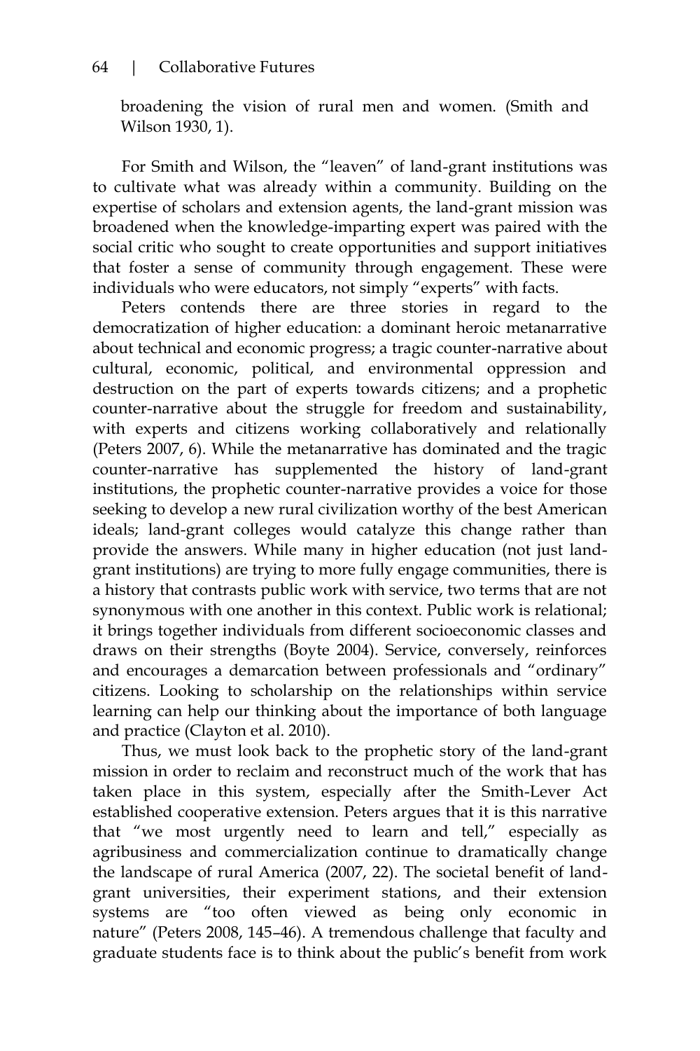broadening the vision of rural men and women. (Smith and Wilson 1930, 1).

For Smith and Wilson, the "leaven" of land-grant institutions was to cultivate what was already within a community. Building on the expertise of scholars and extension agents, the land-grant mission was broadened when the knowledge-imparting expert was paired with the social critic who sought to create opportunities and support initiatives that foster a sense of community through engagement. These were individuals who were educators, not simply "experts" with facts.

Peters contends there are three stories in regard to the democratization of higher education: a dominant heroic metanarrative about technical and economic progress; a tragic counter-narrative about cultural, economic, political, and environmental oppression and destruction on the part of experts towards citizens; and a prophetic counter-narrative about the struggle for freedom and sustainability, with experts and citizens working collaboratively and relationally (Peters 2007, 6). While the metanarrative has dominated and the tragic counter-narrative has supplemented the history of land-grant institutions, the prophetic counter-narrative provides a voice for those seeking to develop a new rural civilization worthy of the best American ideals; land-grant colleges would catalyze this change rather than provide the answers. While many in higher education (not just land-grant institutions) are trying to more fully engage communities, there is a history that contrasts public work with service, two terms that are not synonymous with one another in this context. Public work is relational; it brings together individuals from different socioeconomic classes and draws on their strengths (Boyte 2004). Service, conversely, reinforces and encourages a demarcation between professionals and "ordinary" citizens. Looking to scholarship on the relationships within service learning can help our thinking about the importance of both language and practice (Clayton et al. 2010).

Thus, we must look back to the prophetic story of the land-grant mission in order to reclaim and reconstruct much of the work that has taken place in this system, especially after the Smith-Lever Act established cooperative extension. Peters argues that it is this narrative that "we most urgently need to learn and tell," especially as agribusiness and commercialization continue to dramatically change the landscape of rural America (2007, 22). The societal benefit of land-grant universities, their experiment stations, and their extension systems are "too often viewed as being only economic in nature" (Peters 2008, 145–46). A tremendous challenge that faculty and graduate students face is to think about the public's benefit from work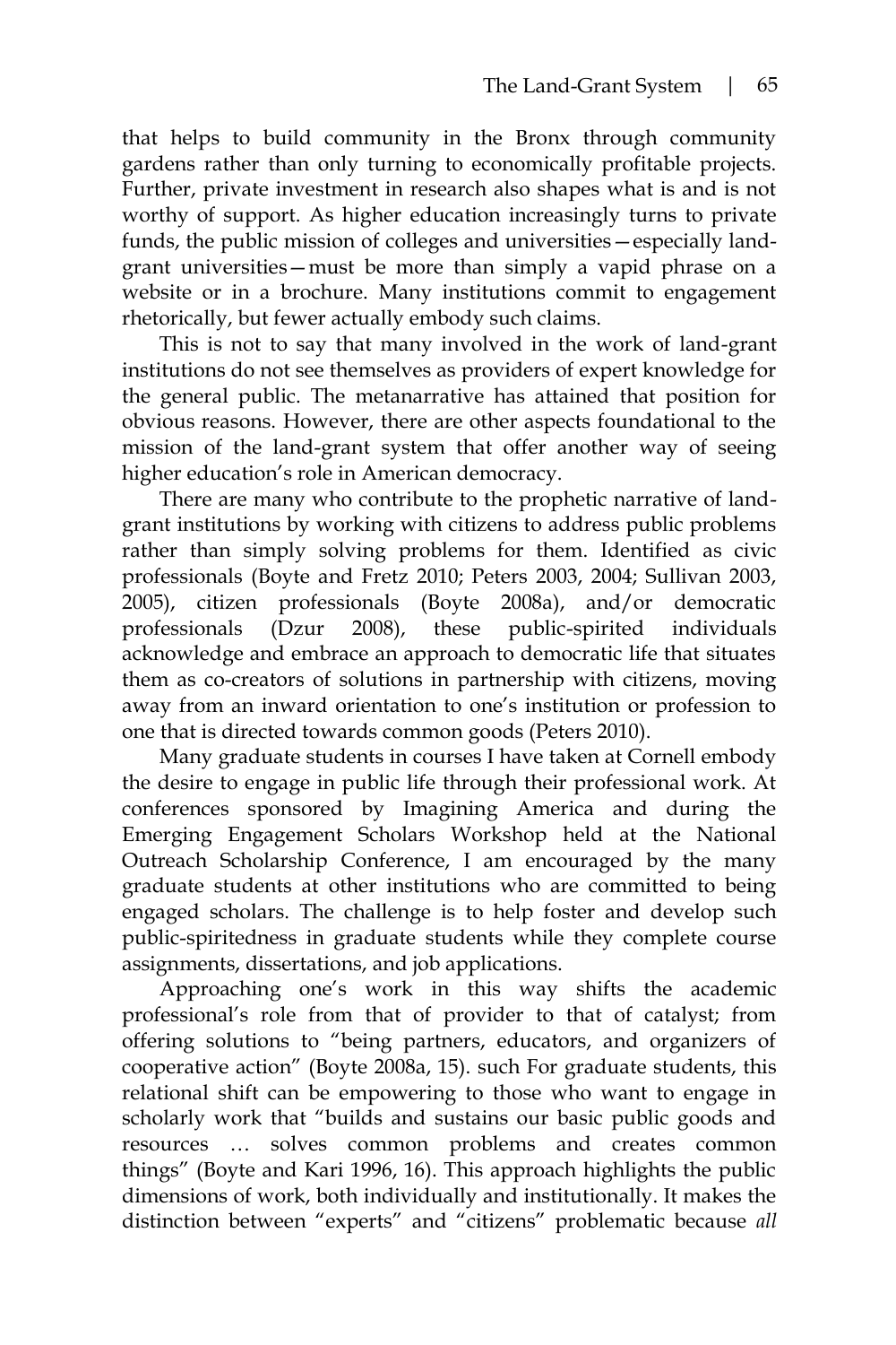that helps to build community in the Bronx through community gardens rather than only turning to economically profitable projects. Further, private investment in research also shapes what is and is not worthy of support. As higher education increasingly turns to private funds, the public mission of colleges and universities—especially land-grant universities—must be more than simply a vapid phrase on a website or in a brochure. Many institutions commit to engagement rhetorically, but fewer actually embody such claims.

This is not to say that many involved in the work of land-grant institutions do not see themselves as providers of expert knowledge for the general public. The metanarrative has attained that position for obvious reasons. However, there are other aspects foundational to the mission of the land-grant system that offer another way of seeing higher education's role in American democracy.

There are many who contribute to the prophetic narrative of land-grant institutions by working with citizens to address public problems rather than simply solving problems for them. Identified as civic professionals (Boyte and Fretz 2010; Peters 2003, 2004; Sullivan 2003, 2005), citizen professionals (Boyte 2008a), and/or democratic professionals (Dzur 2008), these public-spirited individuals acknowledge and embrace an approach to democratic life that situates them as co-creators of solutions in partnership with citizens, moving away from an inward orientation to one's institution or profession to one that is directed towards common goods (Peters 2010).

Many graduate students in courses I have taken at Cornell embody the desire to engage in public life through their professional work. At conferences sponsored by Imagining America and during the Emerging Engagement Scholars Workshop held at the National Outreach Scholarship Conference, I am encouraged by the many graduate students at other institutions who are committed to being engaged scholars. The challenge is to help foster and develop such public-spiritedness in graduate students while they complete course assignments, dissertations, and job applications.

Approaching one's work in this way shifts the academic professional's role from that of provider to that of catalyst; from offering solutions to "being partners, educators, and organizers of cooperative action" (Boyte 2008a, 15). such For graduate students, this relational shift can be empowering to those who want to engage in scholarly work that "builds and sustains our basic public goods and resources … solves common problems and creates common things" (Boyte and Kari 1996, 16). This approach highlights the public dimensions of work, both individually and institutionally. It makes the distinction between "experts" and "citizens" problematic because *all*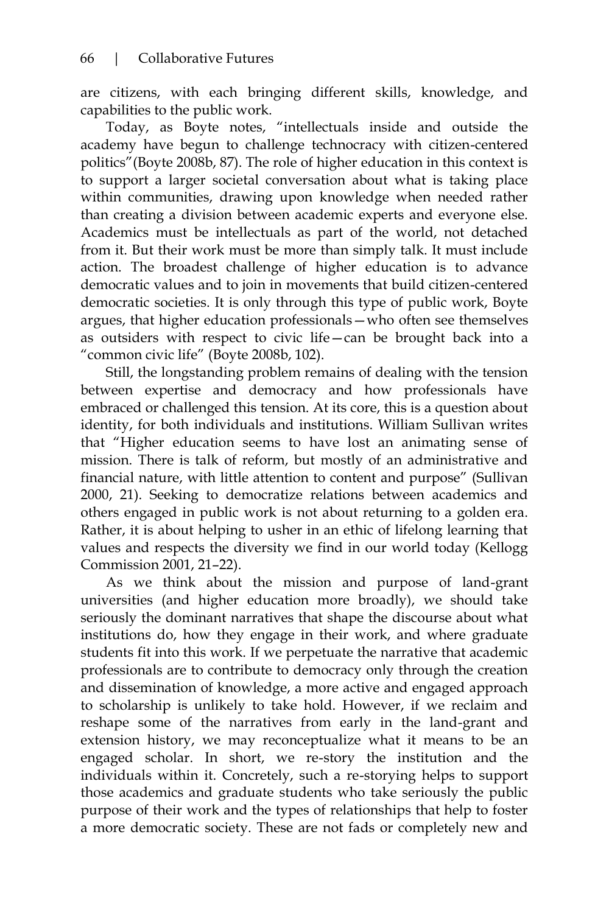are citizens, with each bringing different skills, knowledge, and capabilities to the public work.

Today, as Boyte notes, "intellectuals inside and outside the academy have begun to challenge technocracy with citizen-centered politics"(Boyte 2008b, 87). The role of higher education in this context is to support a larger societal conversation about what is taking place within communities, drawing upon knowledge when needed rather than creating a division between academic experts and everyone else. Academics must be intellectuals as part of the world, not detached from it. But their work must be more than simply talk. It must include action. The broadest challenge of higher education is to advance democratic values and to join in movements that build citizen-centered democratic societies. It is only through this type of public work, Boyte argues, that higher education professionals—who often see themselves as outsiders with respect to civic life—can be brought back into a "common civic life" (Boyte 2008b, 102).

Still, the longstanding problem remains of dealing with the tension between expertise and democracy and how professionals have embraced or challenged this tension. At its core, this is a question about identity, for both individuals and institutions. William Sullivan writes that "Higher education seems to have lost an animating sense of mission. There is talk of reform, but mostly of an administrative and financial nature, with little attention to content and purpose" (Sullivan 2000, 21). Seeking to democratize relations between academics and others engaged in public work is not about returning to a golden era. Rather, it is about helping to usher in an ethic of lifelong learning that values and respects the diversity we find in our world today (Kellogg Commission 2001, 21–22).

As we think about the mission and purpose of land-grant universities (and higher education more broadly), we should take seriously the dominant narratives that shape the discourse about what institutions do, how they engage in their work, and where graduate students fit into this work. If we perpetuate the narrative that academic professionals are to contribute to democracy only through the creation and dissemination of knowledge, a more active and engaged approach to scholarship is unlikely to take hold. However, if we reclaim and reshape some of the narratives from early in the land-grant and extension history, we may reconceptualize what it means to be an engaged scholar. In short, we re-story the institution and the individuals within it. Concretely, such a re-storying helps to support those academics and graduate students who take seriously the public purpose of their work and the types of relationships that help to foster a more democratic society. These are not fads or completely new and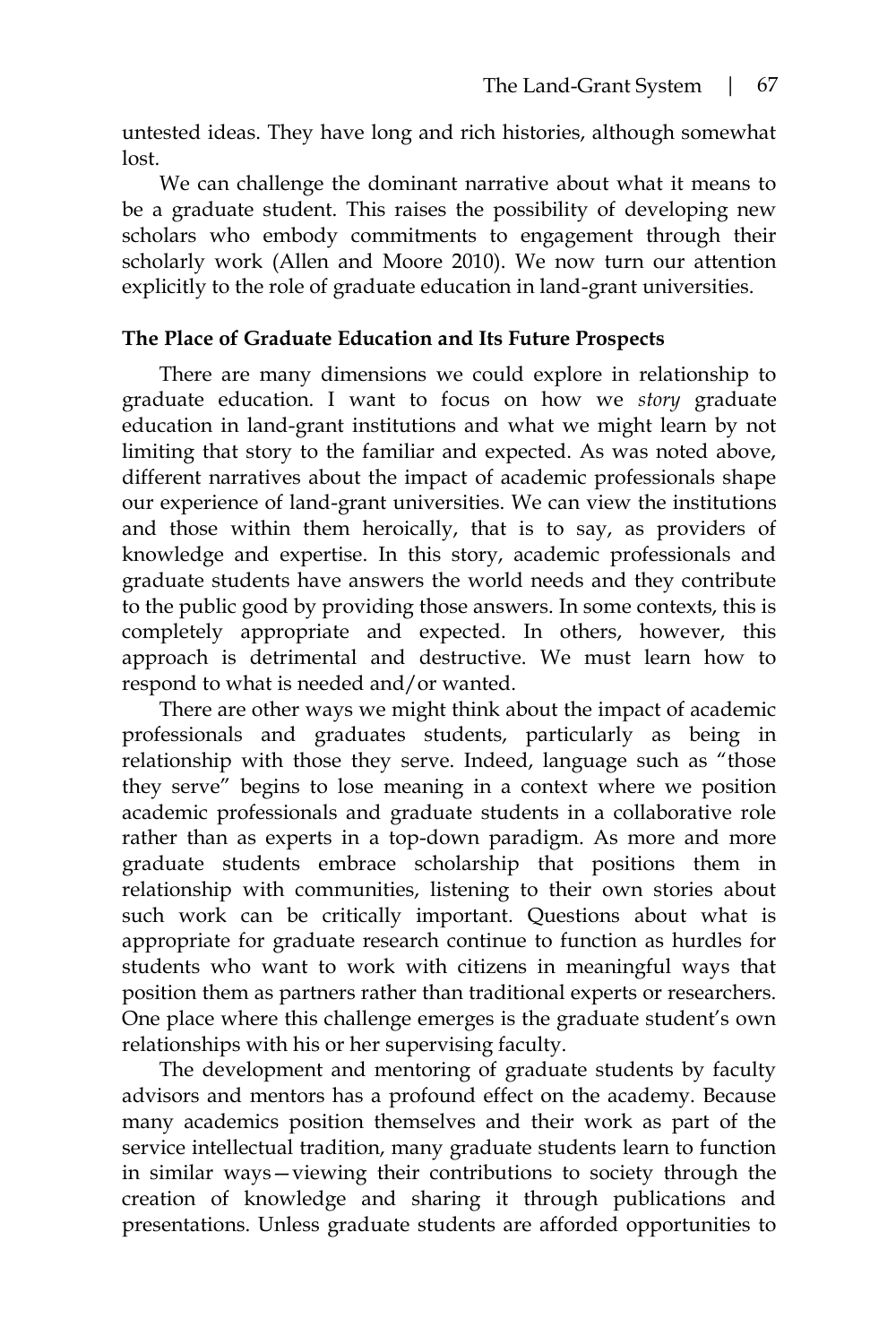untested ideas. They have long and rich histories, although somewhat lost.

We can challenge the dominant narrative about what it means to be a graduate student. This raises the possibility of developing new scholars who embody commitments to engagement through their scholarly work (Allen and Moore 2010). We now turn our attention explicitly to the role of graduate education in land-grant universities.

**The Place of Graduate Education and Its Future Prospects**

There are many dimensions we could explore in relationship to graduate education. I want to focus on how we *story* graduate education in land-grant institutions and what we might learn by not limiting that story to the familiar and expected. As was noted above, different narratives about the impact of academic professionals shape our experience of land-grant universities. We can view the institutions and those within them heroically, that is to say, as providers of knowledge and expertise. In this story, academic professionals and graduate students have answers the world needs and they contribute to the public good by providing those answers. In some contexts, this is completely appropriate and expected. In others, however, this approach is detrimental and destructive. We must learn how to respond to what is needed and/or wanted.

There are other ways we might think about the impact of academic professionals and graduates students, particularly as being in relationship with those they serve. Indeed, language such as "those they serve" begins to lose meaning in a context where we position academic professionals and graduate students in a collaborative role rather than as experts in a top-down paradigm. As more and more graduate students embrace scholarship that positions them in relationship with communities, listening to their own stories about such work can be critically important. Questions about what is appropriate for graduate research continue to function as hurdles for students who want to work with citizens in meaningful ways that position them as partners rather than traditional experts or researchers. One place where this challenge emerges is the graduate student's own relationships with his or her supervising faculty.

The development and mentoring of graduate students by faculty advisors and mentors has a profound effect on the academy. Because many academics position themselves and their work as part of the service intellectual tradition, many graduate students learn to function in similar ways—viewing their contributions to society through the creation of knowledge and sharing it through publications and presentations. Unless graduate students are afforded opportunities to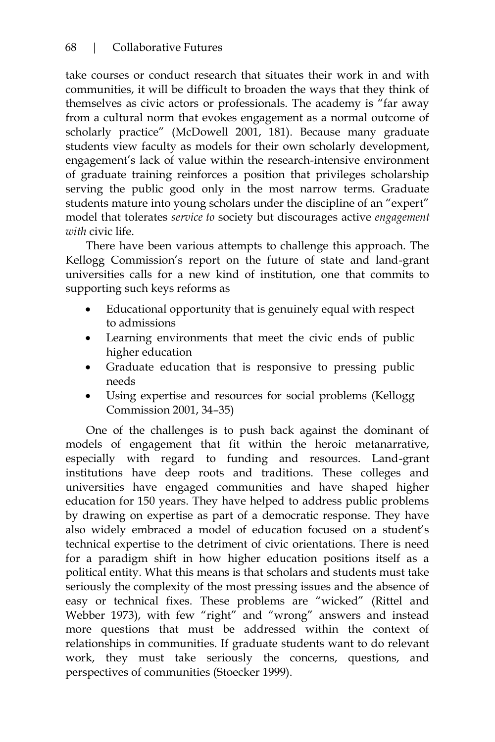take courses or conduct research that situates their work in and with communities, it will be difficult to broaden the ways that they think of themselves as civic actors or professionals. The academy is "far away from a cultural norm that evokes engagement as a normal outcome of scholarly practice" (McDowell 2001, 181). Because many graduate students view faculty as models for their own scholarly development, engagement's lack of value within the research-intensive environment of graduate training reinforces a position that privileges scholarship serving the public good only in the most narrow terms. Graduate students mature into young scholars under the discipline of an "expert" model that tolerates *service to* society but discourages active *engagement with* civic life.

There have been various attempts to challenge this approach. The Kellogg Commission's report on the future of state and land-grant universities calls for a new kind of institution, one that commits to supporting such keys reforms as

- Educational opportunity that is genuinely equal with respect to admissions
- Learning environments that meet the civic ends of public higher education
- Graduate education that is responsive to pressing public needs
- Using expertise and resources for social problems (Kellogg Commission 2001, 34–35)

One of the challenges is to push back against the dominant of models of engagement that fit within the heroic metanarrative, especially with regard to funding and resources. Land-grant institutions have deep roots and traditions. These colleges and universities have engaged communities and have shaped higher education for 150 years. They have helped to address public problems by drawing on expertise as part of a democratic response. They have also widely embraced a model of education focused on a student's technical expertise to the detriment of civic orientations. There is need for a paradigm shift in how higher education positions itself as a political entity. What this means is that scholars and students must take seriously the complexity of the most pressing issues and the absence of easy or technical fixes. These problems are "wicked" (Rittel and Webber 1973), with few "right" and "wrong" answers and instead more questions that must be addressed within the context of relationships in communities. If graduate students want to do relevant work, they must take seriously the concerns, questions, and perspectives of communities (Stoecker 1999).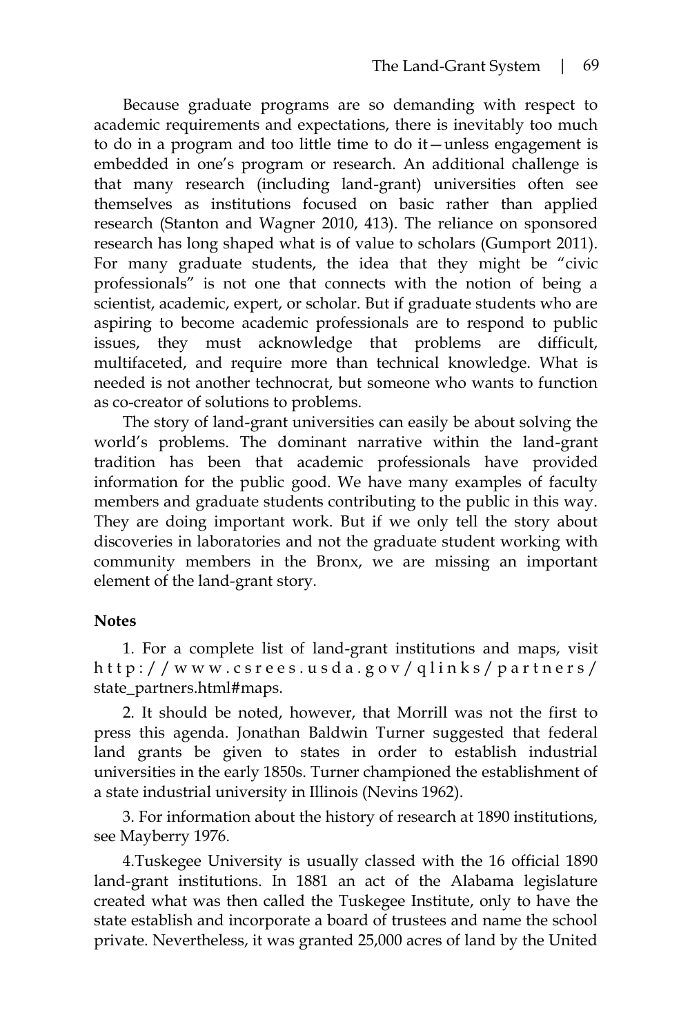Because graduate programs are so demanding with respect to academic requirements and expectations, there is inevitably too much to do in a program and too little time to do it—unless engagement is embedded in one's program or research. An additional challenge is that many research (including land-grant) universities often see themselves as institutions focused on basic rather than applied research (Stanton and Wagner 2010, 413). The reliance on sponsored research has long shaped what is of value to scholars (Gumport 2011). For many graduate students, the idea that they might be "civic professionals" is not one that connects with the notion of being a scientist, academic, expert, or scholar. But if graduate students who are aspiring to become academic professionals are to respond to public issues, they must acknowledge that problems are difficult, multifaceted, and require more than technical knowledge. What is needed is not another technocrat, but someone who wants to function as co-creator of solutions to problems.

The story of land-grant universities can easily be about solving the world's problems. The dominant narrative within the land-grant tradition has been that academic professionals have provided information for the public good. We have many examples of faculty members and graduate students contributing to the public in this way. They are doing important work. But if we only tell the story about discoveries in laboratories and not the graduate student working with community members in the Bronx, we are missing an important element of the land-grant story.

**Notes**

1. For a complete list of land-grant institutions and maps, visit http://www.csrees.usda.gov/qlinks/partners/state_partners.html#maps.

2. It should be noted, however, that Morrill was not the first to press this agenda. Jonathan Baldwin Turner suggested that federal land grants be given to states in order to establish industrial universities in the early 1850s. Turner championed the establishment of a state industrial university in Illinois (Nevins 1962).

3. For information about the history of research at 1890 institutions, see Mayberry 1976.

4. Tuskegee University is usually classed with the 16 official 1890 land-grant institutions. In 1881 an act of the Alabama legislature created what was then called the Tuskegee Institute, only to have the state establish and incorporate a board of trustees and name the school private. Nevertheless, it was granted 25,000 acres of land by the United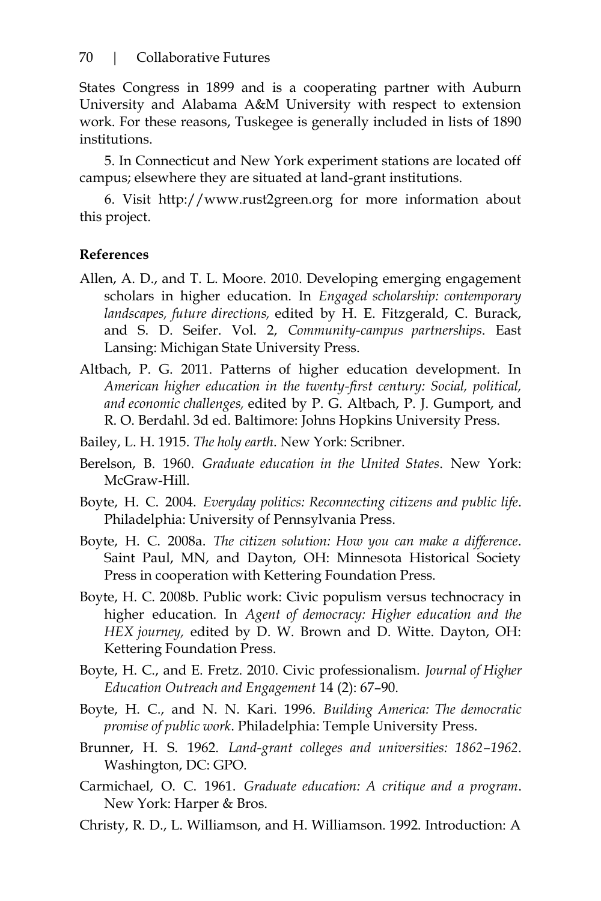States Congress in 1899 and is a cooperating partner with Auburn University and Alabama A&M University with respect to extension work. For these reasons, Tuskegee is generally included in lists of 1890 institutions.

5. In Connecticut and New York experiment stations are located off campus; elsewhere they are situated at land-grant institutions.

6. Visit http://www.rust2green.org for more information about this project.

**References**

Allen, A. D., and T. L. Moore. 2010. Developing emerging engagement scholars in higher education. In *Engaged scholarship: contemporary landscapes, future directions,* edited by H. E. Fitzgerald, C. Burack, and S. D. Seifer. Vol. 2, *Community-campus partnerships*. East Lansing: Michigan State University Press.

Altbach, P. G. 2011. Patterns of higher education development. In *American higher education in the twenty-first century: Social, political, and economic challenges,* edited by P. G. Altbach, P. J. Gumport, and R. O. Berdahl. 3d ed. Baltimore: Johns Hopkins University Press.

Bailey, L. H. 1915. *The holy earth*. New York: Scribner.

Berelson, B. 1960. *Graduate education in the United States*. New York: McGraw-Hill.

Boyte, H. C. 2004. *Everyday politics: Reconnecting citizens and public life*. Philadelphia: University of Pennsylvania Press.

Boyte, H. C. 2008a. *The citizen solution: How you can make a difference*. Saint Paul, MN, and Dayton, OH: Minnesota Historical Society Press in cooperation with Kettering Foundation Press.

Boyte, H. C. 2008b. Public work: Civic populism versus technocracy in higher education. In *Agent of democracy: Higher education and the HEX journey,* edited by D. W. Brown and D. Witte. Dayton, OH: Kettering Foundation Press.

Boyte, H. C., and E. Fretz. 2010. Civic professionalism. *Journal of Higher Education Outreach and Engagement* 14 (2): 67–90.

Boyte, H. C., and N. N. Kari. 1996. *Building America: The democratic promise of public work*. Philadelphia: Temple University Press.

Brunner, H. S. 1962. *Land-grant colleges and universities: 1862–1962*. Washington, DC: GPO.

Carmichael, O. C. 1961. *Graduate education: A critique and a program*. New York: Harper & Bros.

Christy, R. D., L. Williamson, and H. Williamson. 1992. Introduction: A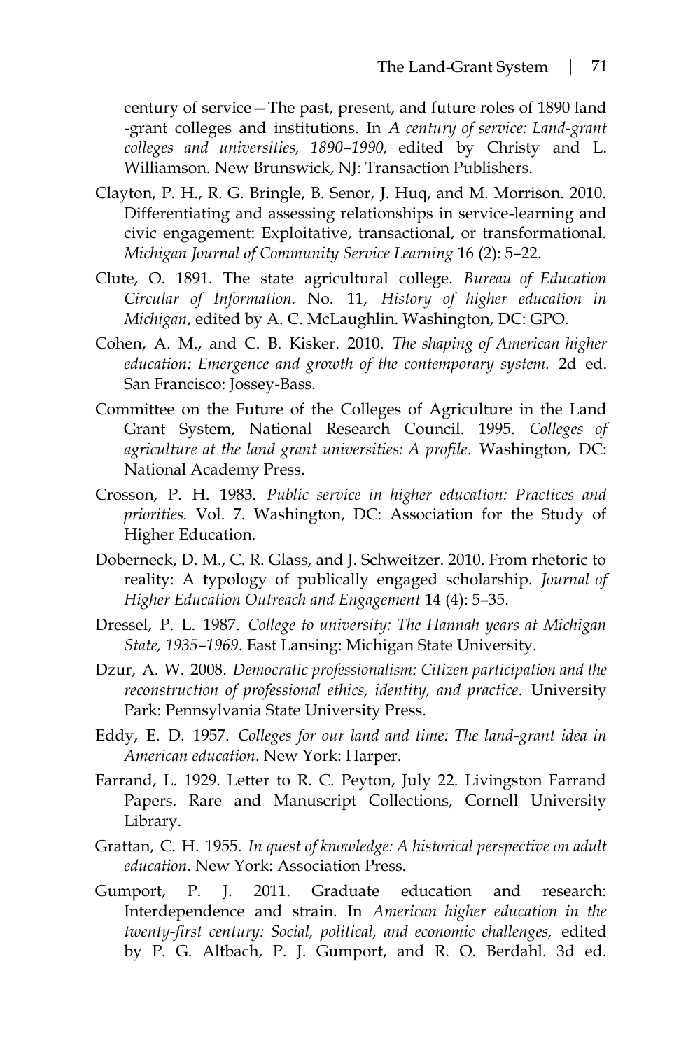century of service—The past, present, and future roles of 1890 land -grant colleges and institutions. In *A century of service: Land-grant colleges and universities, 1890–1990,* edited by Christy and L. Williamson. New Brunswick, NJ: Transaction Publishers.

Clayton, P. H., R. G. Bringle, B. Senor, J. Huq, and M. Morrison. 2010. Differentiating and assessing relationships in service-learning and civic engagement: Exploitative, transactional, or transformational. *Michigan Journal of Community Service Learning* 16 (2): 5–22.

Clute, O. 1891. The state agricultural college. *Bureau of Education Circular of Information.* No. 11, *History of higher education in Michigan*, edited by A. C. McLaughlin. Washington, DC: GPO.

Cohen, A. M., and C. B. Kisker. 2010. *The shaping of American higher education: Emergence and growth of the contemporary system.* 2d ed. San Francisco: Jossey-Bass.

Committee on the Future of the Colleges of Agriculture in the Land Grant System, National Research Council. 1995. *Colleges of agriculture at the land grant universities: A profile*. Washington, DC: National Academy Press.

Crosson, P. H. 1983. *Public service in higher education: Practices and priorities.* Vol. 7. Washington, DC: Association for the Study of Higher Education.

Doberneck, D. M., C. R. Glass, and J. Schweitzer. 2010. From rhetoric to reality: A typology of publically engaged scholarship. *Journal of Higher Education Outreach and Engagement* 14 (4): 5–35.

Dressel, P. L. 1987. *College to university: The Hannah years at Michigan State, 1935–1969*. East Lansing: Michigan State University.

Dzur, A. W. 2008. *Democratic professionalism: Citizen participation and the reconstruction of professional ethics, identity, and practice*. University Park: Pennsylvania State University Press.

Eddy, E. D. 1957. *Colleges for our land and time: The land-grant idea in American education*. New York: Harper.

Farrand, L. 1929. Letter to R. C. Peyton, July 22. Livingston Farrand Papers. Rare and Manuscript Collections, Cornell University Library.

Grattan, C. H. 1955. *In quest of knowledge: A historical perspective on adult education*. New York: Association Press.

Gumport, P. J. 2011. Graduate education and research: Interdependence and strain. In *American higher education in the twenty-first century: Social, political, and economic challenges,* edited by P. G. Altbach, P. J. Gumport, and R. O. Berdahl. 3d ed.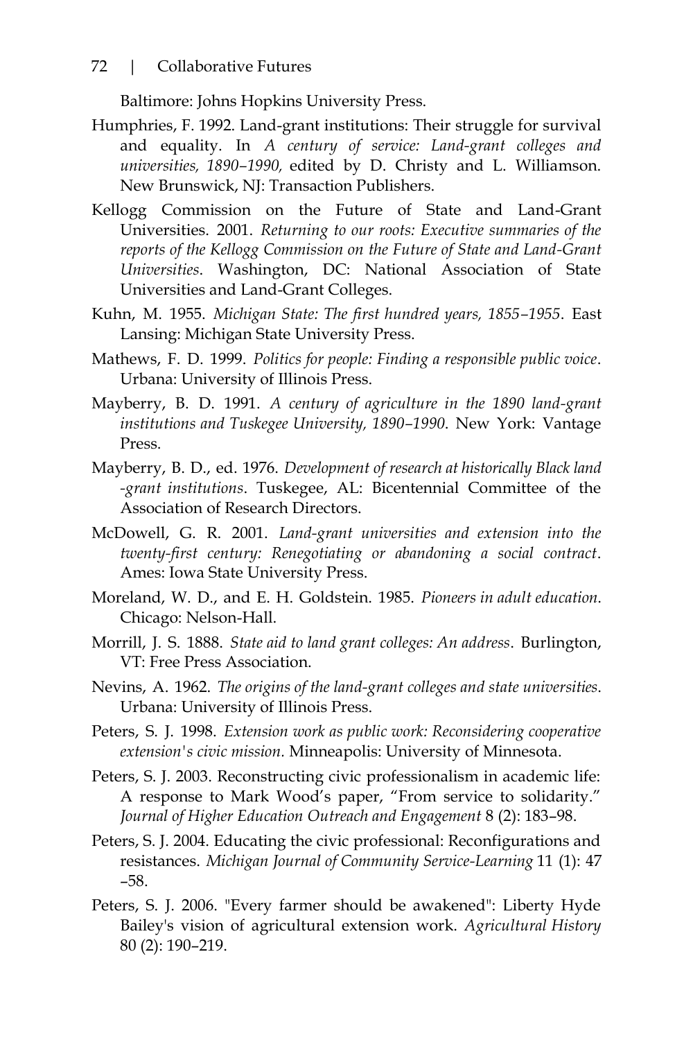Baltimore: Johns Hopkins University Press.

Humphries, F. 1992. Land-grant institutions: Their struggle for survival and equality. In *A century of service: Land-grant colleges and universities, 1890–1990,* edited by D. Christy and L. Williamson. New Brunswick, NJ: Transaction Publishers.

Kellogg Commission on the Future of State and Land-Grant Universities. 2001. *Returning to our roots: Executive summaries of the reports of the Kellogg Commission on the Future of State and Land-Grant Universities*. Washington, DC: National Association of State Universities and Land-Grant Colleges.

Kuhn, M. 1955. *Michigan State: The first hundred years, 1855–1955*. East Lansing: Michigan State University Press.

Mathews, F. D. 1999. *Politics for people: Finding a responsible public voice*. Urbana: University of Illinois Press.

Mayberry, B. D. 1991. *A century of agriculture in the 1890 land-grant institutions and Tuskegee University, 1890–1990*. New York: Vantage Press.

Mayberry, B. D., ed. 1976. *Development of research at historically Black land -grant institutions*. Tuskegee, AL: Bicentennial Committee of the Association of Research Directors.

McDowell, G. R. 2001. *Land-grant universities and extension into the twenty-first century: Renegotiating or abandoning a social contract*. Ames: Iowa State University Press.

Moreland, W. D., and E. H. Goldstein. 1985. *Pioneers in adult education*. Chicago: Nelson-Hall.

Morrill, J. S. 1888. *State aid to land grant colleges: An address*. Burlington, VT: Free Press Association.

Nevins, A. 1962. *The origins of the land-grant colleges and state universities*. Urbana: University of Illinois Press.

Peters, S. J. 1998. *Extension work as public work: Reconsidering cooperative extension's civic mission.* Minneapolis: University of Minnesota.

Peters, S. J. 2003. Reconstructing civic professionalism in academic life: A response to Mark Wood's paper, "From service to solidarity." *Journal of Higher Education Outreach and Engagement* 8 (2): 183–98.

Peters, S. J. 2004. Educating the civic professional: Reconfigurations and resistances. *Michigan Journal of Community Service-Learning* 11 (1): 47 –58.

Peters, S. J. 2006. "Every farmer should be awakened": Liberty Hyde Bailey's vision of agricultural extension work. *Agricultural History* 80 (2): 190–219.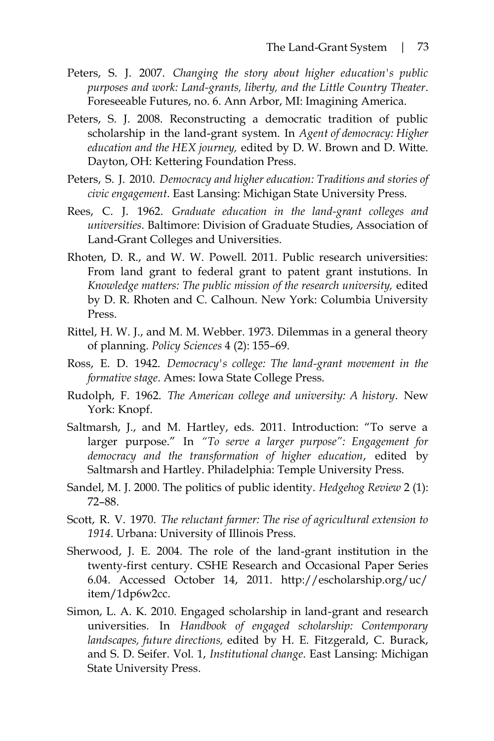Peters, S. J. 2007. *Changing the story about higher education's public purposes and work: Land-grants, liberty, and the Little Country Theater*. Foreseeable Futures, no. 6. Ann Arbor, MI: Imagining America.

Peters, S. J. 2008. Reconstructing a democratic tradition of public scholarship in the land-grant system. In *Agent of democracy: Higher education and the HEX journey,* edited by D. W. Brown and D. Witte. Dayton, OH: Kettering Foundation Press.

Peters, S. J. 2010. *Democracy and higher education: Traditions and stories of civic engagement*. East Lansing: Michigan State University Press.

Rees, C. J. 1962. *Graduate education in the land-grant colleges and universities*. Baltimore: Division of Graduate Studies, Association of Land-Grant Colleges and Universities.

Rhoten, D. R., and W. W. Powell. 2011. Public research universities: From land grant to federal grant to patent grant instutions. In *Knowledge matters: The public mission of the research university,* edited by D. R. Rhoten and C. Calhoun. New York: Columbia University Press.

Rittel, H. W. J., and M. M. Webber. 1973. Dilemmas in a general theory of planning. *Policy Sciences* 4 (2): 155–69.

Ross, E. D. 1942. *Democracy's college: The land-grant movement in the formative stage*. Ames: Iowa State College Press.

Rudolph, F. 1962. *The American college and university: A history*. New York: Knopf.

Saltmarsh, J., and M. Hartley, eds. 2011. Introduction: "To serve a larger purpose." In *"To serve a larger purpose": Engagement for democracy and the transformation of higher education*, edited by Saltmarsh and Hartley. Philadelphia: Temple University Press.

Sandel, M. J. 2000. The politics of public identity. *Hedgehog Review* 2 (1): 72–88.

Scott, R. V. 1970. *The reluctant farmer: The rise of agricultural extension to 1914*. Urbana: University of Illinois Press.

Sherwood, J. E. 2004. The role of the land-grant institution in the twenty-first century. CSHE Research and Occasional Paper Series 6.04. Accessed October 14, 2011. http://escholarship.org/uc/item/1dp6w2cc.

Simon, L. A. K. 2010. Engaged scholarship in land-grant and research universities. In *Handbook of engaged scholarship: Contemporary landscapes, future directions,* edited by H. E. Fitzgerald, C. Burack, and S. D. Seifer. Vol. 1, *Institutional change*. East Lansing: Michigan State University Press.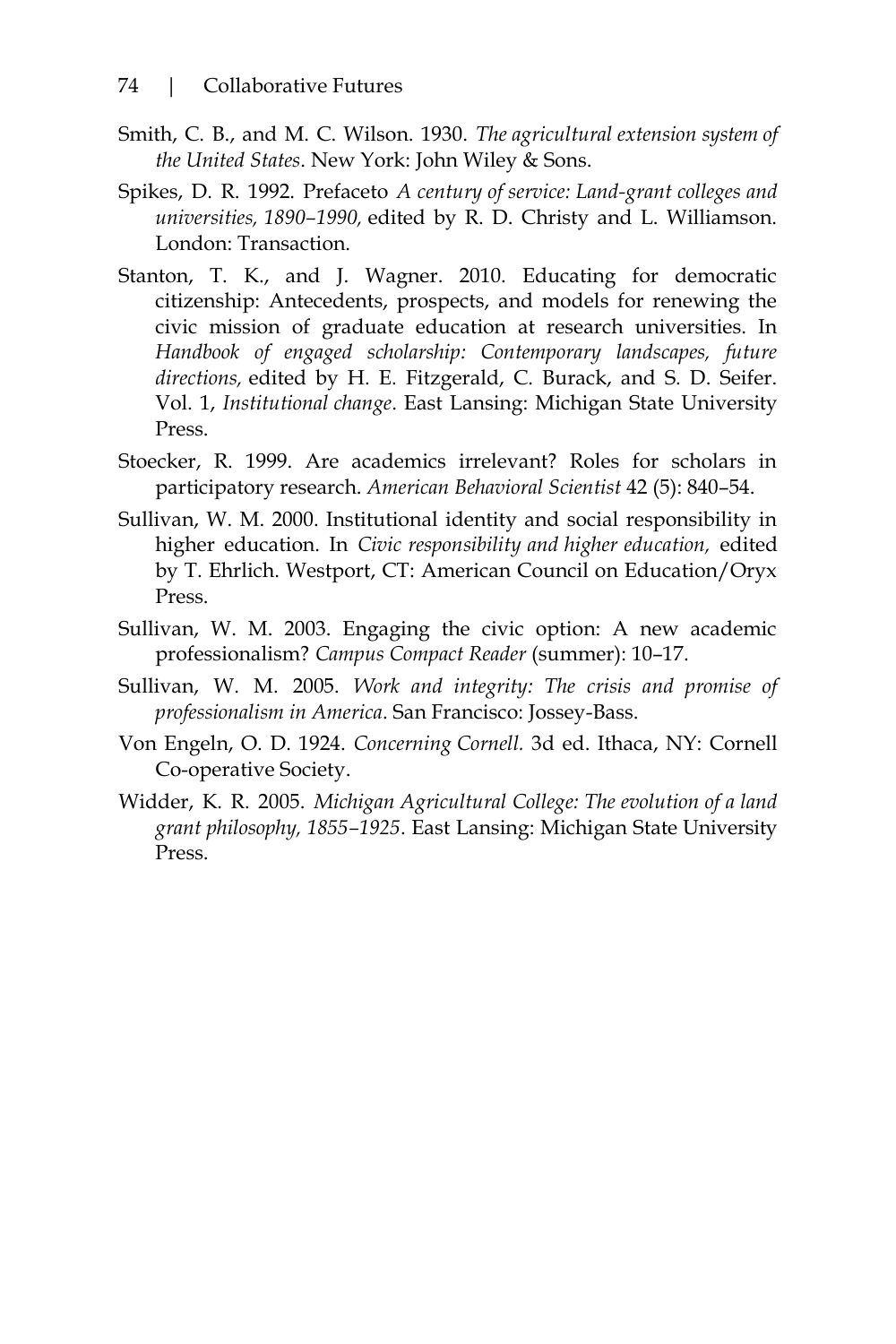Smith, C. B., and M. C. Wilson. 1930. *The agricultural extension system of the United States*. New York: John Wiley & Sons.

Spikes, D. R. 1992. Prefaceto *A century of service: Land-grant colleges and universities, 1890–1990,* edited by R. D. Christy and L. Williamson. London: Transaction.

Stanton, T. K., and J. Wagner. 2010. Educating for democratic citizenship: Antecedents, prospects, and models for renewing the civic mission of graduate education at research universities. In *Handbook of engaged scholarship: Contemporary landscapes, future directions,* edited by H. E. Fitzgerald, C. Burack, and S. D. Seifer. Vol. 1, *Institutional change*. East Lansing: Michigan State University Press.

Stoecker, R. 1999. Are academics irrelevant? Roles for scholars in participatory research. *American Behavioral Scientist* 42 (5): 840–54.

Sullivan, W. M. 2000. Institutional identity and social responsibility in higher education. In *Civic responsibility and higher education,* edited by T. Ehrlich. Westport, CT: American Council on Education/Oryx Press.

Sullivan, W. M. 2003. Engaging the civic option: A new academic professionalism? *Campus Compact Reader* (summer): 10–17.

Sullivan, W. M. 2005. *Work and integrity: The crisis and promise of professionalism in America*. San Francisco: Jossey-Bass.

Von Engeln, O. D. 1924. *Concerning Cornell.* 3d ed. Ithaca, NY: Cornell Co-operative Society.

Widder, K. R. 2005. *Michigan Agricultural College: The evolution of a land grant philosophy, 1855–1925*. East Lansing: Michigan State University Press.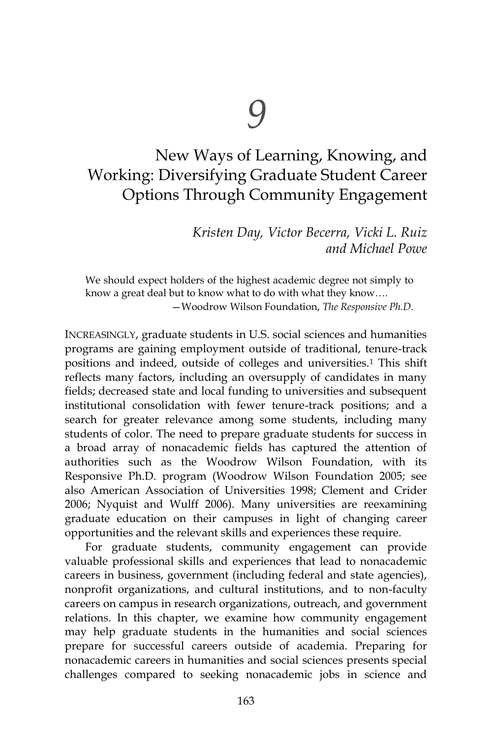# 9

## New Ways of Learning, Knowing, and Working: Diversifying Graduate Student Career Options Through Community Engagement

*Kristen Day, Victor Becerra, Vicki L. Ruiz and Michael Powe*

> We should expect holders of the highest academic degree not simply to know a great deal but to know what to do with what they know….
>
> —Woodrow Wilson Foundation, *The Responsive Ph.D.*

INCREASINGLY, graduate students in U.S. social sciences and humanities programs are gaining employment outside of traditional, tenure-track positions and indeed, outside of colleges and universities.[1] This shift reflects many factors, including an oversupply of candidates in many fields; decreased state and local funding to universities and subsequent institutional consolidation with fewer tenure-track positions; and a search for greater relevance among some students, including many students of color. The need to prepare graduate students for success in a broad array of nonacademic fields has captured the attention of authorities such as the Woodrow Wilson Foundation, with its Responsive Ph.D. program (Woodrow Wilson Foundation 2005; see also American Association of Universities 1998; Clement and Crider 2006; Nyquist and Wulff 2006). Many universities are reexamining graduate education on their campuses in light of changing career opportunities and the relevant skills and experiences these require.

For graduate students, community engagement can provide valuable professional skills and experiences that lead to nonacademic careers in business, government (including federal and state agencies), nonprofit organizations, and cultural institutions, and to non-faculty careers on campus in research organizations, outreach, and government relations. In this chapter, we examine how community engagement may help graduate students in the humanities and social sciences prepare for successful careers outside of academia. Preparing for nonacademic careers in humanities and social sciences presents special challenges compared to seeking nonacademic jobs in science and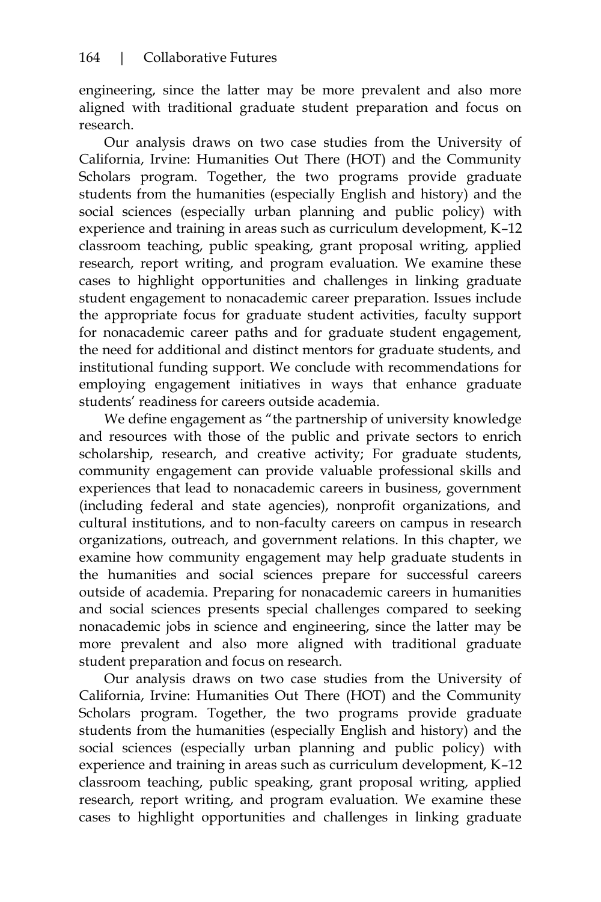engineering, since the latter may be more prevalent and also more aligned with traditional graduate student preparation and focus on research.

Our analysis draws on two case studies from the University of California, Irvine: Humanities Out There (HOT) and the Community Scholars program. Together, the two programs provide graduate students from the humanities (especially English and history) and the social sciences (especially urban planning and public policy) with experience and training in areas such as curriculum development, K–12 classroom teaching, public speaking, grant proposal writing, applied research, report writing, and program evaluation. We examine these cases to highlight opportunities and challenges in linking graduate student engagement to nonacademic career preparation. Issues include the appropriate focus for graduate student activities, faculty support for nonacademic career paths and for graduate student engagement, the need for additional and distinct mentors for graduate students, and institutional funding support. We conclude with recommendations for employing engagement initiatives in ways that enhance graduate students' readiness for careers outside academia.

We define engagement as "the partnership of university knowledge and resources with those of the public and private sectors to enrich scholarship, research, and creative activity; For graduate students, community engagement can provide valuable professional skills and experiences that lead to nonacademic careers in business, government (including federal and state agencies), nonprofit organizations, and cultural institutions, and to non-faculty careers on campus in research organizations, outreach, and government relations. In this chapter, we examine how community engagement may help graduate students in the humanities and social sciences prepare for successful careers outside of academia. Preparing for nonacademic careers in humanities and social sciences presents special challenges compared to seeking nonacademic jobs in science and engineering, since the latter may be more prevalent and also more aligned with traditional graduate student preparation and focus on research.

Our analysis draws on two case studies from the University of California, Irvine: Humanities Out There (HOT) and the Community Scholars program. Together, the two programs provide graduate students from the humanities (especially English and history) and the social sciences (especially urban planning and public policy) with experience and training in areas such as curriculum development, K–12 classroom teaching, public speaking, grant proposal writing, applied research, report writing, and program evaluation. We examine these cases to highlight opportunities and challenges in linking graduate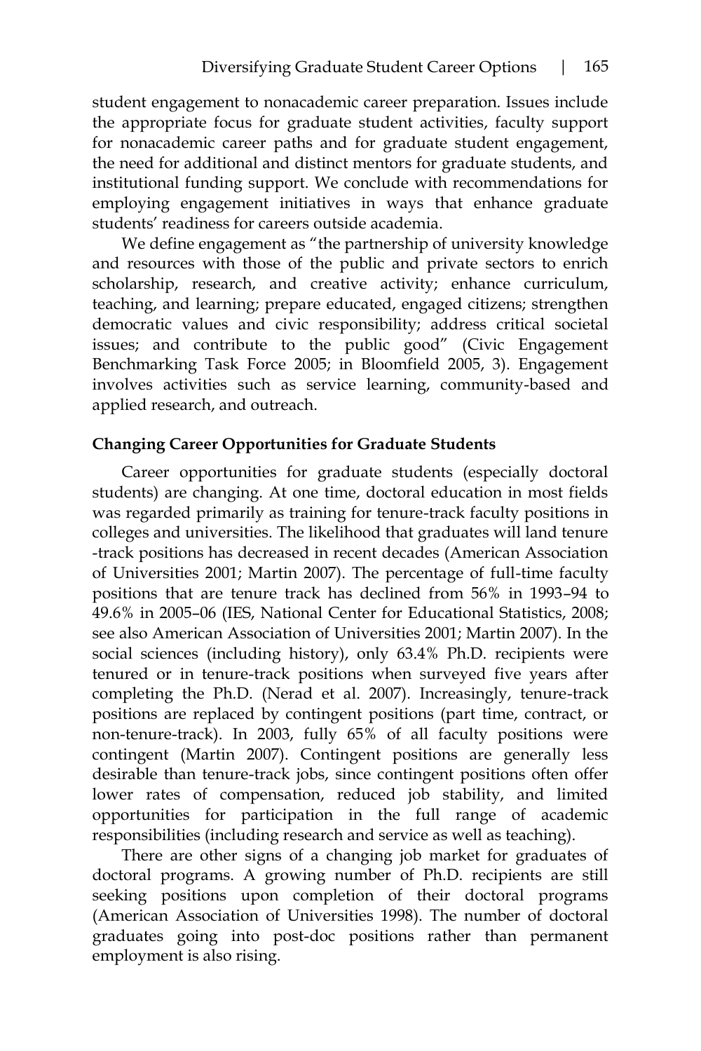student engagement to nonacademic career preparation. Issues include the appropriate focus for graduate student activities, faculty support for nonacademic career paths and for graduate student engagement, the need for additional and distinct mentors for graduate students, and institutional funding support. We conclude with recommendations for employing engagement initiatives in ways that enhance graduate students' readiness for careers outside academia.

We define engagement as "the partnership of university knowledge and resources with those of the public and private sectors to enrich scholarship, research, and creative activity; enhance curriculum, teaching, and learning; prepare educated, engaged citizens; strengthen democratic values and civic responsibility; address critical societal issues; and contribute to the public good" (Civic Engagement Benchmarking Task Force 2005; in Bloomfield 2005, 3). Engagement involves activities such as service learning, community-based and applied research, and outreach.

**Changing Career Opportunities for Graduate Students**

Career opportunities for graduate students (especially doctoral students) are changing. At one time, doctoral education in most fields was regarded primarily as training for tenure-track faculty positions in colleges and universities. The likelihood that graduates will land tenure-track positions has decreased in recent decades (American Association of Universities 2001; Martin 2007). The percentage of full-time faculty positions that are tenure track has declined from 56% in 1993–94 to 49.6% in 2005–06 (IES, National Center for Educational Statistics, 2008; see also American Association of Universities 2001; Martin 2007). In the social sciences (including history), only 63.4% Ph.D. recipients were tenured or in tenure-track positions when surveyed five years after completing the Ph.D. (Nerad et al. 2007). Increasingly, tenure-track positions are replaced by contingent positions (part time, contract, or non-tenure-track). In 2003, fully 65% of all faculty positions were contingent (Martin 2007). Contingent positions are generally less desirable than tenure-track jobs, since contingent positions often offer lower rates of compensation, reduced job stability, and limited opportunities for participation in the full range of academic responsibilities (including research and service as well as teaching).

There are other signs of a changing job market for graduates of doctoral programs. A growing number of Ph.D. recipients are still seeking positions upon completion of their doctoral programs (American Association of Universities 1998). The number of doctoral graduates going into post-doc positions rather than permanent employment is also rising.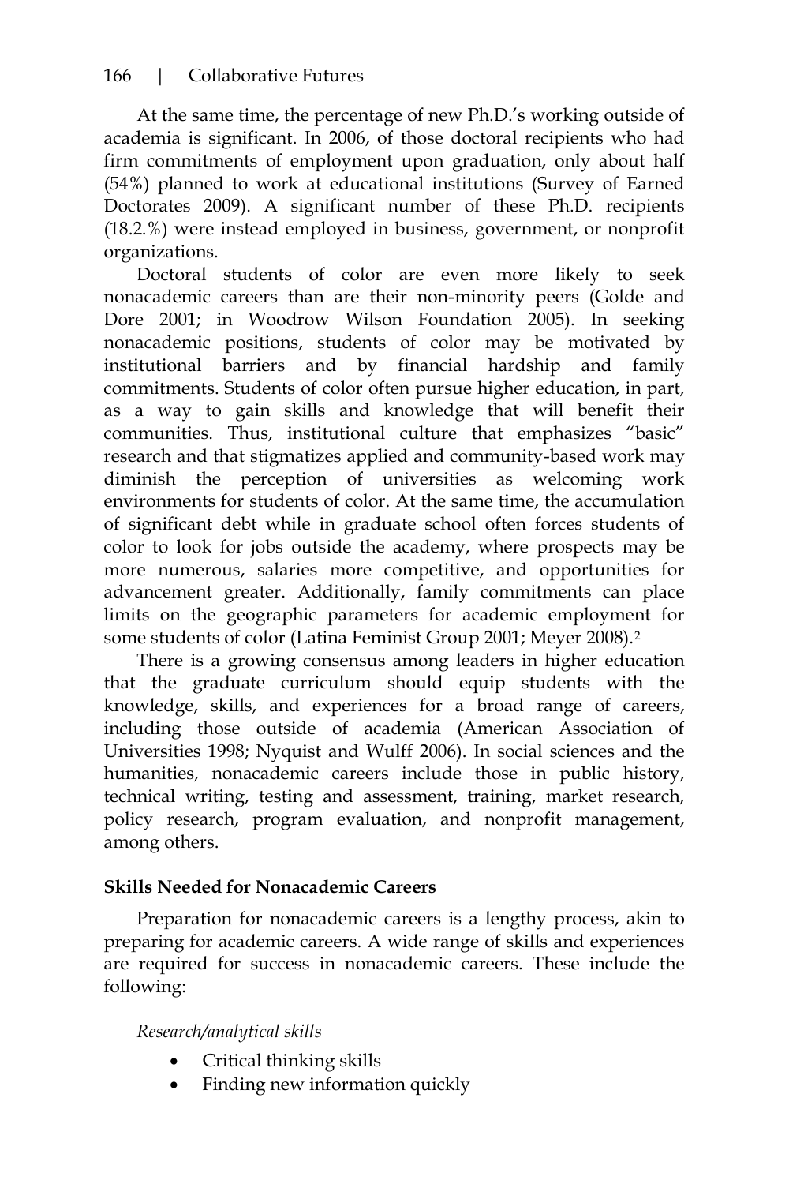At the same time, the percentage of new Ph.D.'s working outside of academia is significant. In 2006, of those doctoral recipients who had firm commitments of employment upon graduation, only about half (54%) planned to work at educational institutions (Survey of Earned Doctorates 2009). A significant number of these Ph.D. recipients (18.2.%) were instead employed in business, government, or nonprofit organizations.

Doctoral students of color are even more likely to seek nonacademic careers than are their non-minority peers (Golde and Dore 2001; in Woodrow Wilson Foundation 2005). In seeking nonacademic positions, students of color may be motivated by institutional barriers and by financial hardship and family commitments. Students of color often pursue higher education, in part, as a way to gain skills and knowledge that will benefit their communities. Thus, institutional culture that emphasizes "basic" research and that stigmatizes applied and community-based work may diminish the perception of universities as welcoming work environments for students of color. At the same time, the accumulation of significant debt while in graduate school often forces students of color to look for jobs outside the academy, where prospects may be more numerous, salaries more competitive, and opportunities for advancement greater. Additionally, family commitments can place limits on the geographic parameters for academic employment for some students of color (Latina Feminist Group 2001; Meyer 2008).[2]

There is a growing consensus among leaders in higher education that the graduate curriculum should equip students with the knowledge, skills, and experiences for a broad range of careers, including those outside of academia (American Association of Universities 1998; Nyquist and Wulff 2006). In social sciences and the humanities, nonacademic careers include those in public history, technical writing, testing and assessment, training, market research, policy research, program evaluation, and nonprofit management, among others.

**Skills Needed for Nonacademic Careers**

Preparation for nonacademic careers is a lengthy process, akin to preparing for academic careers. A wide range of skills and experiences are required for success in nonacademic careers. These include the following:

*Research/analytical skills*

- Critical thinking skills
- Finding new information quickly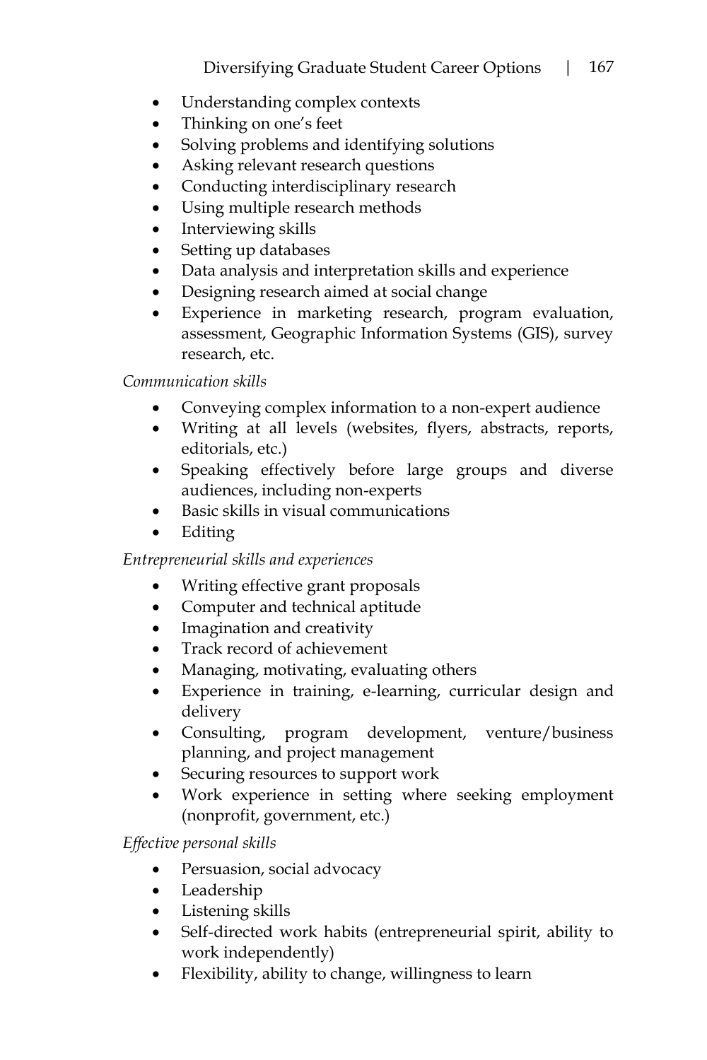- Understanding complex contexts
- Thinking on one's feet
- Solving problems and identifying solutions
- Asking relevant research questions
- Conducting interdisciplinary research
- Using multiple research methods
- Interviewing skills
- Setting up databases
- Data analysis and interpretation skills and experience
- Designing research aimed at social change
- Experience in marketing research, program evaluation, assessment, Geographic Information Systems (GIS), survey research, etc.

*Communication skills*

- Conveying complex information to a non-expert audience
- Writing at all levels (websites, flyers, abstracts, reports, editorials, etc.)
- Speaking effectively before large groups and diverse audiences, including non-experts
- Basic skills in visual communications
- Editing

*Entrepreneurial skills and experiences*

- Writing effective grant proposals
- Computer and technical aptitude
- Imagination and creativity
- Track record of achievement
- Managing, motivating, evaluating others
- Experience in training, e-learning, curricular design and delivery
- Consulting, program development, venture/business planning, and project management
- Securing resources to support work
- Work experience in setting where seeking employment (nonprofit, government, etc.)

*Effective personal skills*

- Persuasion, social advocacy
- Leadership
- Listening skills
- Self-directed work habits (entrepreneurial spirit, ability to work independently)
- Flexibility, ability to change, willingness to learn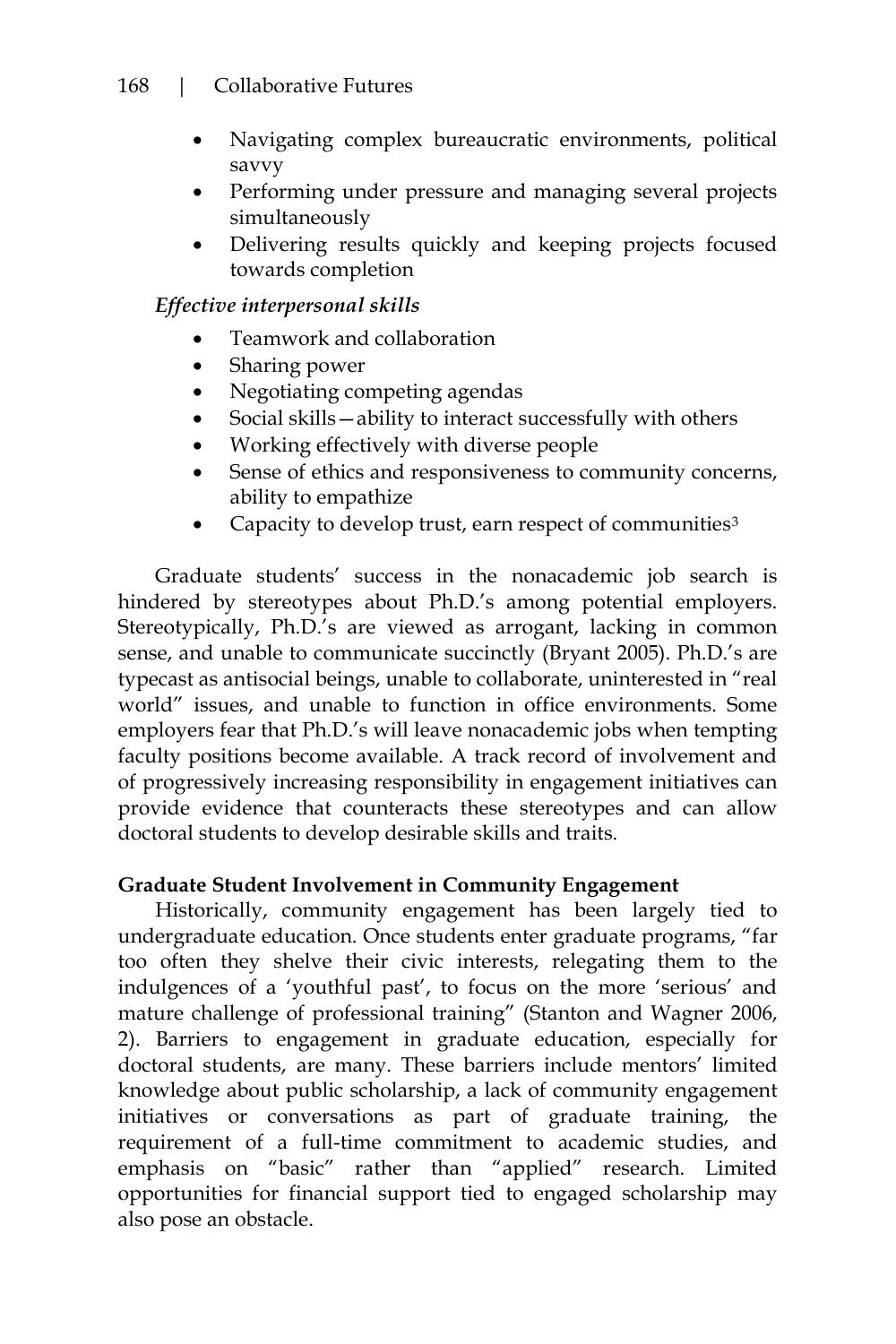- Navigating complex bureaucratic environments, political savvy
- Performing under pressure and managing several projects simultaneously
- Delivering results quickly and keeping projects focused towards completion

*Effective interpersonal skills*

- Teamwork and collaboration
- Sharing power
- Negotiating competing agendas
- Social skills—ability to interact successfully with others
- Working effectively with diverse people
- Sense of ethics and responsiveness to community concerns, ability to empathize
- Capacity to develop trust, earn respect of communities[3]

Graduate students' success in the nonacademic job search is hindered by stereotypes about Ph.D.'s among potential employers. Stereotypically, Ph.D.'s are viewed as arrogant, lacking in common sense, and unable to communicate succinctly (Bryant 2005). Ph.D.'s are typecast as antisocial beings, unable to collaborate, uninterested in "real world" issues, and unable to function in office environments. Some employers fear that Ph.D.'s will leave nonacademic jobs when tempting faculty positions become available. A track record of involvement and of progressively increasing responsibility in engagement initiatives can provide evidence that counteracts these stereotypes and can allow doctoral students to develop desirable skills and traits.

**Graduate Student Involvement in Community Engagement**

Historically, community engagement has been largely tied to undergraduate education. Once students enter graduate programs, "far too often they shelve their civic interests, relegating them to the indulgences of a 'youthful past', to focus on the more 'serious' and mature challenge of professional training" (Stanton and Wagner 2006, 2). Barriers to engagement in graduate education, especially for doctoral students, are many. These barriers include mentors' limited knowledge about public scholarship, a lack of community engagement initiatives or conversations as part of graduate training, the requirement of a full-time commitment to academic studies, and emphasis on "basic" rather than "applied" research. Limited opportunities for financial support tied to engaged scholarship may also pose an obstacle.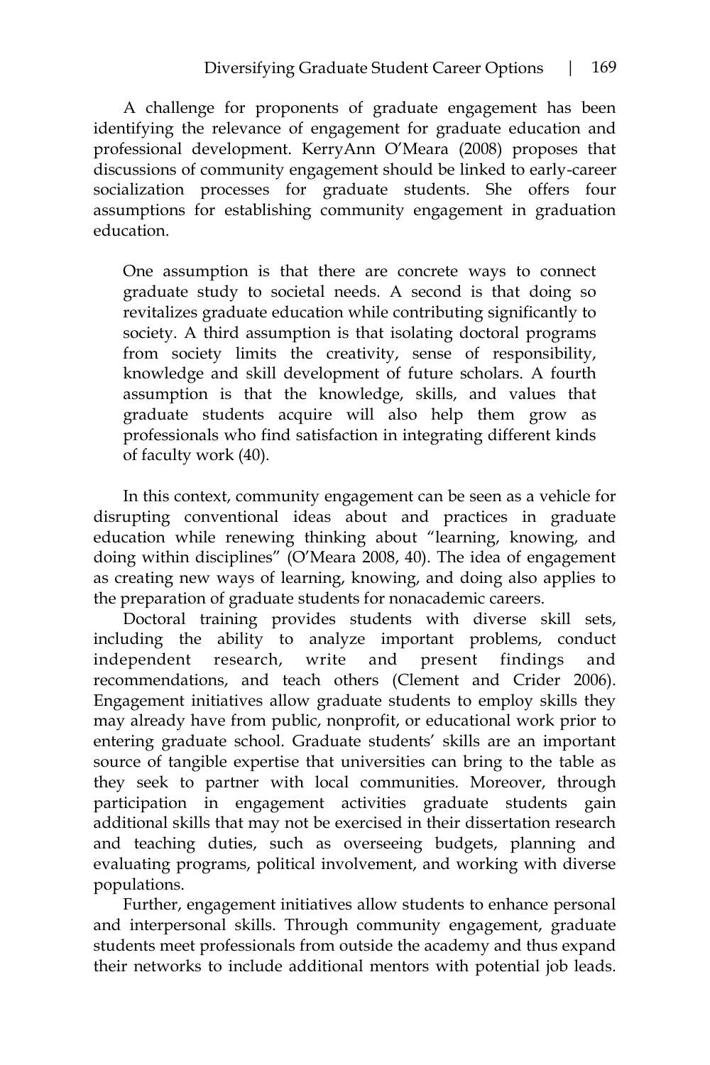A challenge for proponents of graduate engagement has been identifying the relevance of engagement for graduate education and professional development. KerryAnn O'Meara (2008) proposes that discussions of community engagement should be linked to early-career socialization processes for graduate students. She offers four assumptions for establishing community engagement in graduation education.

> One assumption is that there are concrete ways to connect graduate study to societal needs. A second is that doing so revitalizes graduate education while contributing significantly to society. A third assumption is that isolating doctoral programs from society limits the creativity, sense of responsibility, knowledge and skill development of future scholars. A fourth assumption is that the knowledge, skills, and values that graduate students acquire will also help them grow as professionals who find satisfaction in integrating different kinds of faculty work (40).

In this context, community engagement can be seen as a vehicle for disrupting conventional ideas about and practices in graduate education while renewing thinking about "learning, knowing, and doing within disciplines" (O'Meara 2008, 40). The idea of engagement as creating new ways of learning, knowing, and doing also applies to the preparation of graduate students for nonacademic careers.

Doctoral training provides students with diverse skill sets, including the ability to analyze important problems, conduct independent research, write and present findings and recommendations, and teach others (Clement and Crider 2006). Engagement initiatives allow graduate students to employ skills they may already have from public, nonprofit, or educational work prior to entering graduate school. Graduate students' skills are an important source of tangible expertise that universities can bring to the table as they seek to partner with local communities. Moreover, through participation in engagement activities graduate students gain additional skills that may not be exercised in their dissertation research and teaching duties, such as overseeing budgets, planning and evaluating programs, political involvement, and working with diverse populations.

Further, engagement initiatives allow students to enhance personal and interpersonal skills. Through community engagement, graduate students meet professionals from outside the academy and thus expand their networks to include additional mentors with potential job leads.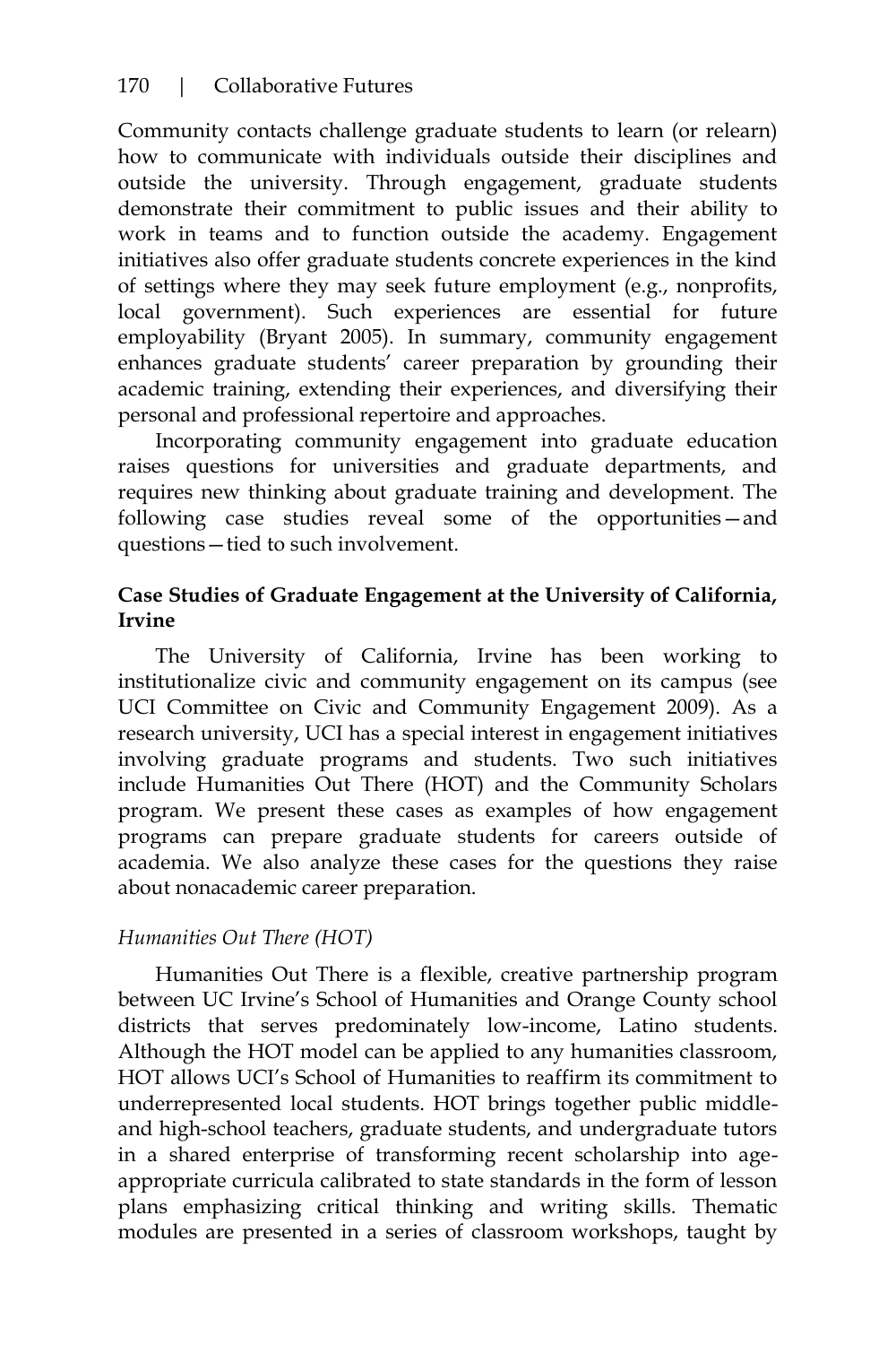Community contacts challenge graduate students to learn (or relearn) how to communicate with individuals outside their disciplines and outside the university. Through engagement, graduate students demonstrate their commitment to public issues and their ability to work in teams and to function outside the academy. Engagement initiatives also offer graduate students concrete experiences in the kind of settings where they may seek future employment (e.g., nonprofits, local government). Such experiences are essential for future employability (Bryant 2005). In summary, community engagement enhances graduate students' career preparation by grounding their academic training, extending their experiences, and diversifying their personal and professional repertoire and approaches.

Incorporating community engagement into graduate education raises questions for universities and graduate departments, and requires new thinking about graduate training and development. The following case studies reveal some of the opportunities—and questions—tied to such involvement.

**Case Studies of Graduate Engagement at the University of California, Irvine**

The University of California, Irvine has been working to institutionalize civic and community engagement on its campus (see UCI Committee on Civic and Community Engagement 2009). As a research university, UCI has a special interest in engagement initiatives involving graduate programs and students. Two such initiatives include Humanities Out There (HOT) and the Community Scholars program. We present these cases as examples of how engagement programs can prepare graduate students for careers outside of academia. We also analyze these cases for the questions they raise about nonacademic career preparation.

*Humanities Out There (HOT)*

Humanities Out There is a flexible, creative partnership program between UC Irvine's School of Humanities and Orange County school districts that serves predominately low-income, Latino students. Although the HOT model can be applied to any humanities classroom, HOT allows UCI's School of Humanities to reaffirm its commitment to underrepresented local students. HOT brings together public middle- and high-school teachers, graduate students, and undergraduate tutors in a shared enterprise of transforming recent scholarship into age-appropriate curricula calibrated to state standards in the form of lesson plans emphasizing critical thinking and writing skills. Thematic modules are presented in a series of classroom workshops, taught by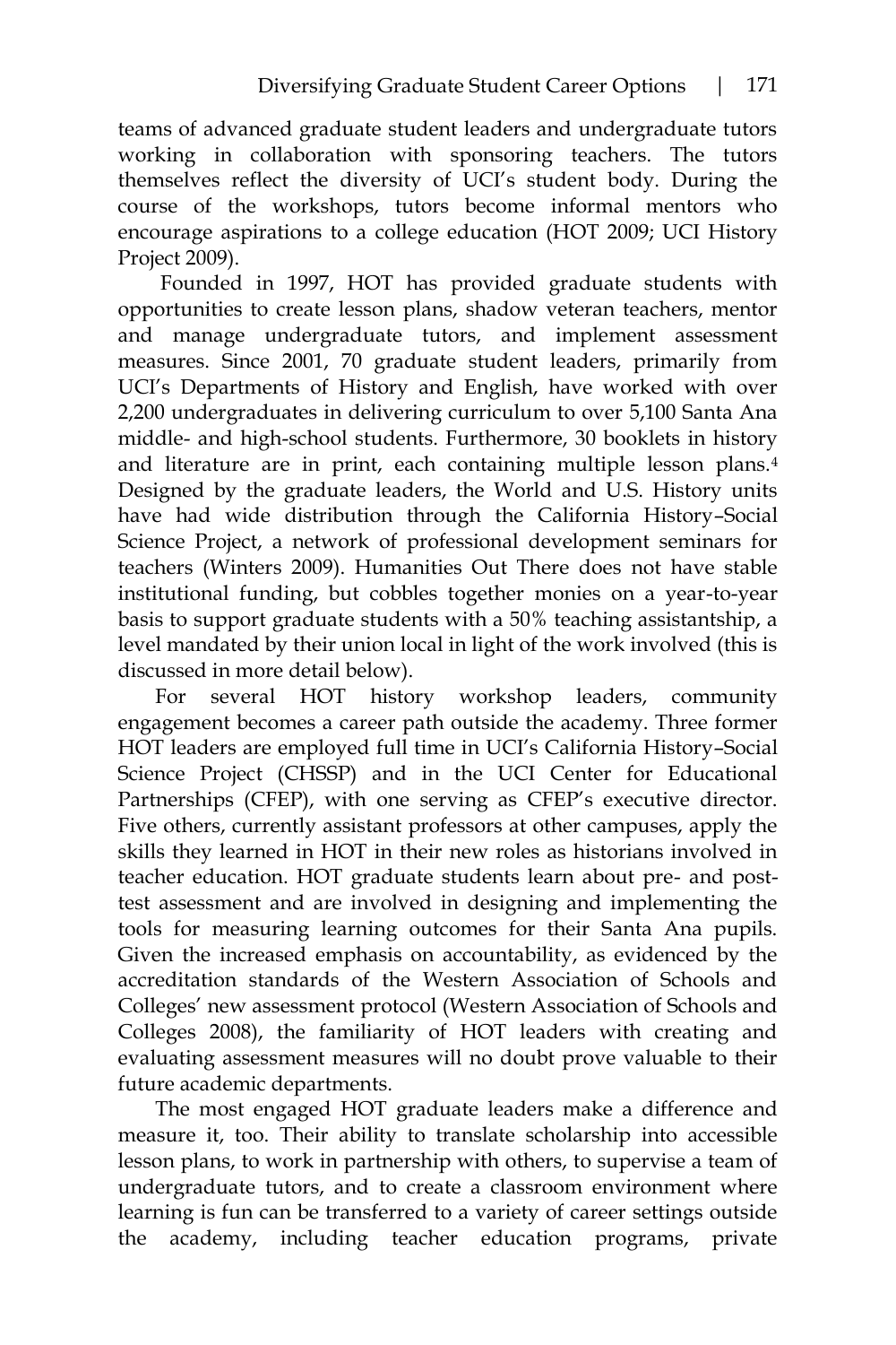teams of advanced graduate student leaders and undergraduate tutors working in collaboration with sponsoring teachers. The tutors themselves reflect the diversity of UCI's student body. During the course of the workshops, tutors become informal mentors who encourage aspirations to a college education (HOT 2009; UCI History Project 2009).

Founded in 1997, HOT has provided graduate students with opportunities to create lesson plans, shadow veteran teachers, mentor and manage undergraduate tutors, and implement assessment measures. Since 2001, 70 graduate student leaders, primarily from UCI's Departments of History and English, have worked with over 2,200 undergraduates in delivering curriculum to over 5,100 Santa Ana middle- and high-school students. Furthermore, 30 booklets in history and literature are in print, each containing multiple lesson plans.[4] Designed by the graduate leaders, the World and U.S. History units have had wide distribution through the California History–Social Science Project, a network of professional development seminars for teachers (Winters 2009). Humanities Out There does not have stable institutional funding, but cobbles together monies on a year-to-year basis to support graduate students with a 50% teaching assistantship, a level mandated by their union local in light of the work involved (this is discussed in more detail below).

For several HOT history workshop leaders, community engagement becomes a career path outside the academy. Three former HOT leaders are employed full time in UCI's California History–Social Science Project (CHSSP) and in the UCI Center for Educational Partnerships (CFEP), with one serving as CFEP's executive director. Five others, currently assistant professors at other campuses, apply the skills they learned in HOT in their new roles as historians involved in teacher education. HOT graduate students learn about pre- and post-test assessment and are involved in designing and implementing the tools for measuring learning outcomes for their Santa Ana pupils. Given the increased emphasis on accountability, as evidenced by the accreditation standards of the Western Association of Schools and Colleges' new assessment protocol (Western Association of Schools and Colleges 2008), the familiarity of HOT leaders with creating and evaluating assessment measures will no doubt prove valuable to their future academic departments.

The most engaged HOT graduate leaders make a difference and measure it, too. Their ability to translate scholarship into accessible lesson plans, to work in partnership with others, to supervise a team of undergraduate tutors, and to create a classroom environment where learning is fun can be transferred to a variety of career settings outside the academy, including teacher education programs, private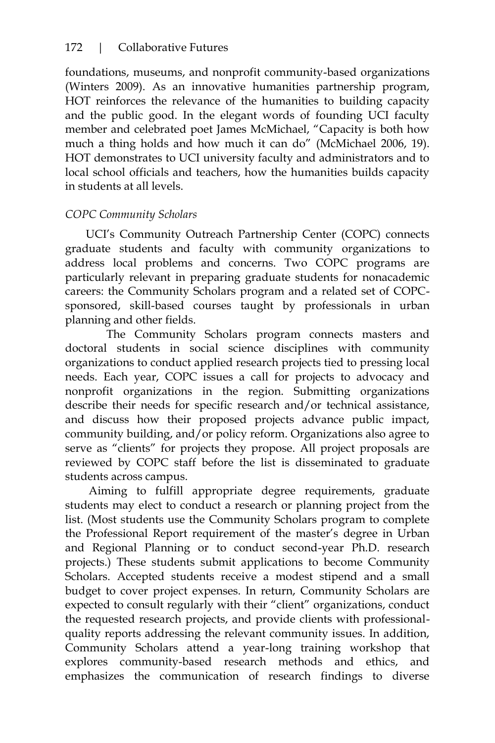foundations, museums, and nonprofit community-based organizations (Winters 2009). As an innovative humanities partnership program, HOT reinforces the relevance of the humanities to building capacity and the public good. In the elegant words of founding UCI faculty member and celebrated poet James McMichael, "Capacity is both how much a thing holds and how much it can do" (McMichael 2006, 19). HOT demonstrates to UCI university faculty and administrators and to local school officials and teachers, how the humanities builds capacity in students at all levels.

*COPC Community Scholars*

UCI's Community Outreach Partnership Center (COPC) connects graduate students and faculty with community organizations to address local problems and concerns. Two COPC programs are particularly relevant in preparing graduate students for nonacademic careers: the Community Scholars program and a related set of COPC-sponsored, skill-based courses taught by professionals in urban planning and other fields.

The Community Scholars program connects masters and doctoral students in social science disciplines with community organizations to conduct applied research projects tied to pressing local needs. Each year, COPC issues a call for projects to advocacy and nonprofit organizations in the region. Submitting organizations describe their needs for specific research and/or technical assistance, and discuss how their proposed projects advance public impact, community building, and/or policy reform. Organizations also agree to serve as "clients" for projects they propose. All project proposals are reviewed by COPC staff before the list is disseminated to graduate students across campus.

Aiming to fulfill appropriate degree requirements, graduate students may elect to conduct a research or planning project from the list. (Most students use the Community Scholars program to complete the Professional Report requirement of the master's degree in Urban and Regional Planning or to conduct second-year Ph.D. research projects.) These students submit applications to become Community Scholars. Accepted students receive a modest stipend and a small budget to cover project expenses. In return, Community Scholars are expected to consult regularly with their "client" organizations, conduct the requested research projects, and provide clients with professional-quality reports addressing the relevant community issues. In addition, Community Scholars attend a year-long training workshop that explores community-based research methods and ethics, and emphasizes the communication of research findings to diverse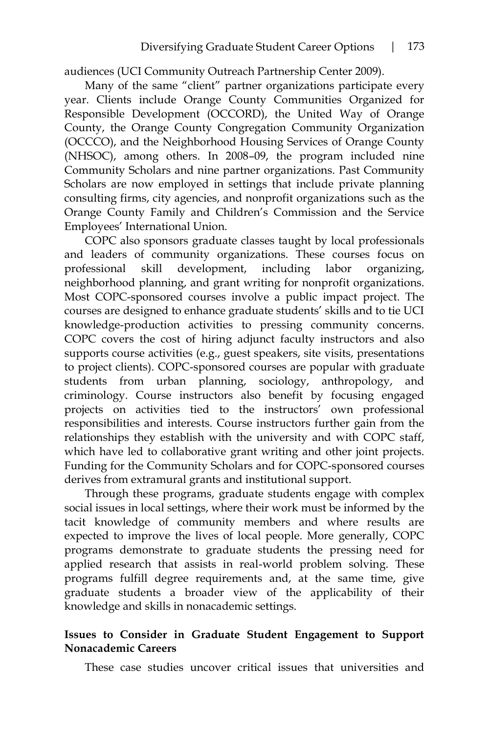audiences (UCI Community Outreach Partnership Center 2009).

Many of the same "client" partner organizations participate every year. Clients include Orange County Communities Organized for Responsible Development (OCCORD), the United Way of Orange County, the Orange County Congregation Community Organization (OCCCO), and the Neighborhood Housing Services of Orange County (NHSOC), among others. In 2008–09, the program included nine Community Scholars and nine partner organizations. Past Community Scholars are now employed in settings that include private planning consulting firms, city agencies, and nonprofit organizations such as the Orange County Family and Children's Commission and the Service Employees' International Union.

COPC also sponsors graduate classes taught by local professionals and leaders of community organizations. These courses focus on professional skill development, including labor organizing, neighborhood planning, and grant writing for nonprofit organizations. Most COPC-sponsored courses involve a public impact project. The courses are designed to enhance graduate students' skills and to tie UCI knowledge-production activities to pressing community concerns. COPC covers the cost of hiring adjunct faculty instructors and also supports course activities (e.g., guest speakers, site visits, presentations to project clients). COPC-sponsored courses are popular with graduate students from urban planning, sociology, anthropology, and criminology. Course instructors also benefit by focusing engaged projects on activities tied to the instructors' own professional responsibilities and interests. Course instructors further gain from the relationships they establish with the university and with COPC staff, which have led to collaborative grant writing and other joint projects. Funding for the Community Scholars and for COPC-sponsored courses derives from extramural grants and institutional support.

Through these programs, graduate students engage with complex social issues in local settings, where their work must be informed by the tacit knowledge of community members and where results are expected to improve the lives of local people. More generally, COPC programs demonstrate to graduate students the pressing need for applied research that assists in real-world problem solving. These programs fulfill degree requirements and, at the same time, give graduate students a broader view of the applicability of their knowledge and skills in nonacademic settings.

**Issues to Consider in Graduate Student Engagement to Support Nonacademic Careers**

These case studies uncover critical issues that universities and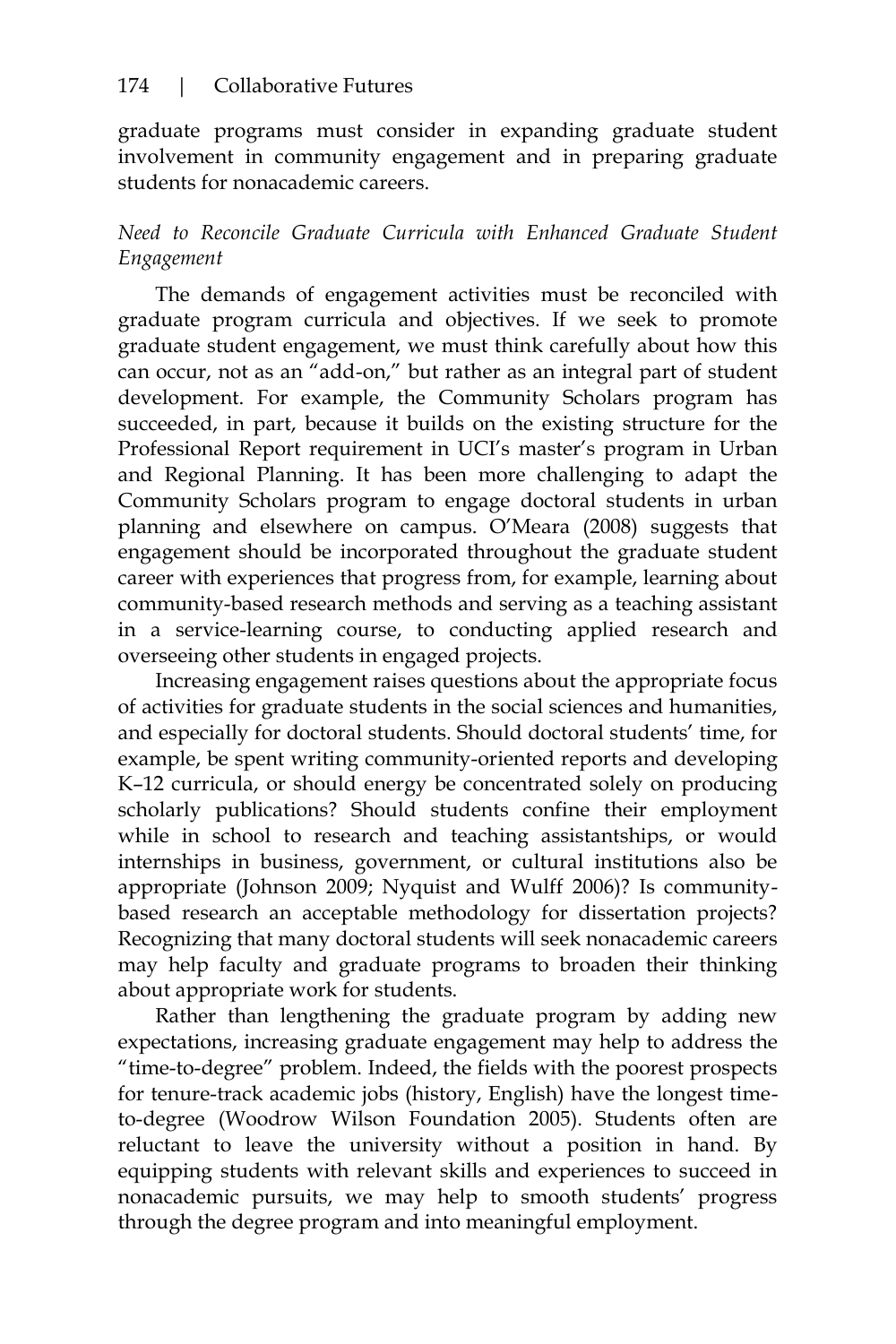graduate programs must consider in expanding graduate student involvement in community engagement and in preparing graduate students for nonacademic careers.

*Need to Reconcile Graduate Curricula with Enhanced Graduate Student Engagement*

The demands of engagement activities must be reconciled with graduate program curricula and objectives. If we seek to promote graduate student engagement, we must think carefully about how this can occur, not as an "add-on," but rather as an integral part of student development. For example, the Community Scholars program has succeeded, in part, because it builds on the existing structure for the Professional Report requirement in UCI's master's program in Urban and Regional Planning. It has been more challenging to adapt the Community Scholars program to engage doctoral students in urban planning and elsewhere on campus. O'Meara (2008) suggests that engagement should be incorporated throughout the graduate student career with experiences that progress from, for example, learning about community-based research methods and serving as a teaching assistant in a service-learning course, to conducting applied research and overseeing other students in engaged projects.

Increasing engagement raises questions about the appropriate focus of activities for graduate students in the social sciences and humanities, and especially for doctoral students. Should doctoral students' time, for example, be spent writing community-oriented reports and developing K–12 curricula, or should energy be concentrated solely on producing scholarly publications? Should students confine their employment while in school to research and teaching assistantships, or would internships in business, government, or cultural institutions also be appropriate (Johnson 2009; Nyquist and Wulff 2006)? Is community-based research an acceptable methodology for dissertation projects? Recognizing that many doctoral students will seek nonacademic careers may help faculty and graduate programs to broaden their thinking about appropriate work for students.

Rather than lengthening the graduate program by adding new expectations, increasing graduate engagement may help to address the "time-to-degree" problem. Indeed, the fields with the poorest prospects for tenure-track academic jobs (history, English) have the longest time-to-degree (Woodrow Wilson Foundation 2005). Students often are reluctant to leave the university without a position in hand. By equipping students with relevant skills and experiences to succeed in nonacademic pursuits, we may help to smooth students' progress through the degree program and into meaningful employment.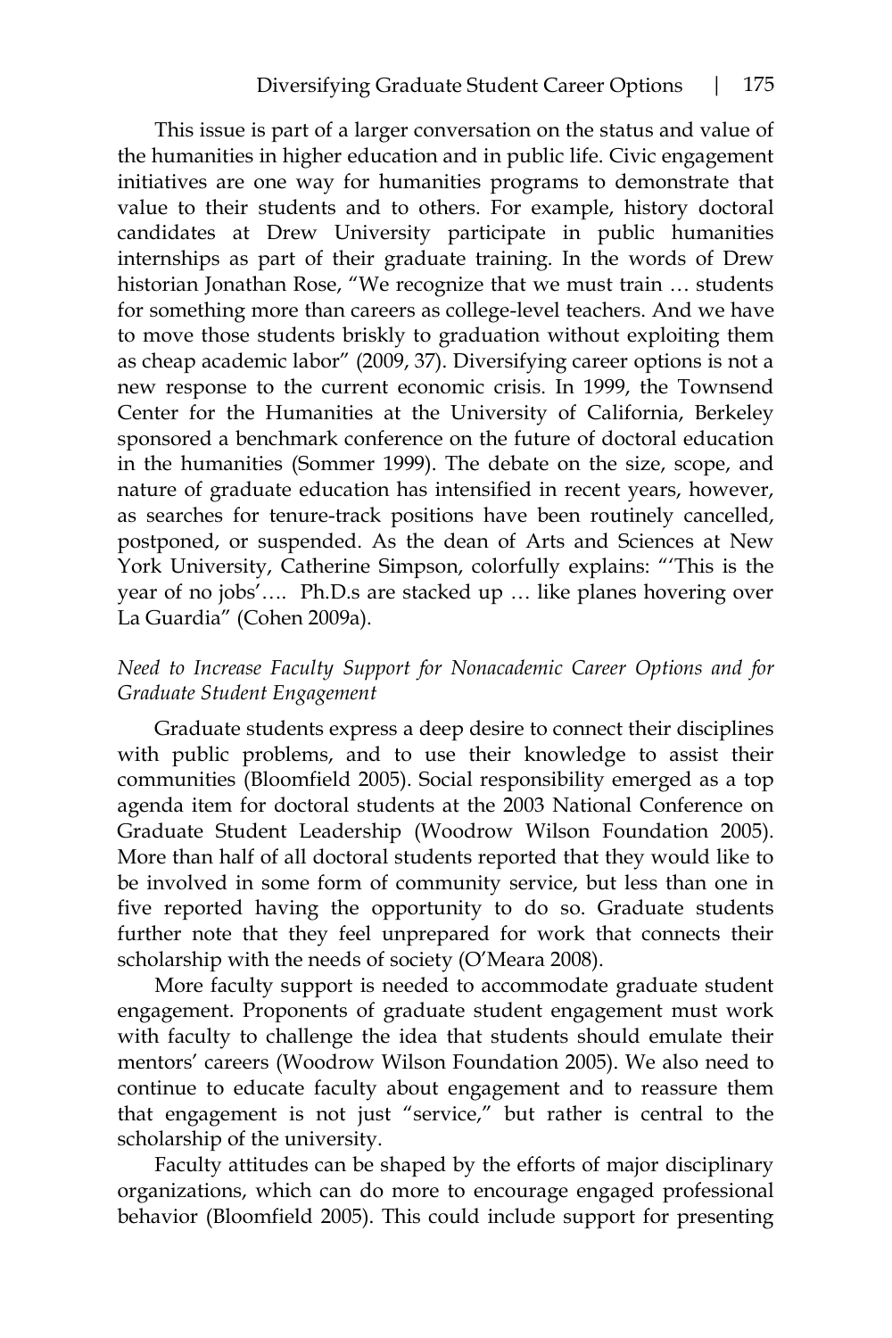This issue is part of a larger conversation on the status and value of the humanities in higher education and in public life. Civic engagement initiatives are one way for humanities programs to demonstrate that value to their students and to others. For example, history doctoral candidates at Drew University participate in public humanities internships as part of their graduate training. In the words of Drew historian Jonathan Rose, "We recognize that we must train … students for something more than careers as college-level teachers. And we have to move those students briskly to graduation without exploiting them as cheap academic labor" (2009, 37). Diversifying career options is not a new response to the current economic crisis. In 1999, the Townsend Center for the Humanities at the University of California, Berkeley sponsored a benchmark conference on the future of doctoral education in the humanities (Sommer 1999). The debate on the size, scope, and nature of graduate education has intensified in recent years, however, as searches for tenure-track positions have been routinely cancelled, postponed, or suspended. As the dean of Arts and Sciences at New York University, Catherine Simpson, colorfully explains: "'This is the year of no jobs'…. Ph.D.s are stacked up … like planes hovering over La Guardia" (Cohen 2009a).

### *Need to Increase Faculty Support for Nonacademic Career Options and for Graduate Student Engagement*

Graduate students express a deep desire to connect their disciplines with public problems, and to use their knowledge to assist their communities (Bloomfield 2005). Social responsibility emerged as a top agenda item for doctoral students at the 2003 National Conference on Graduate Student Leadership (Woodrow Wilson Foundation 2005). More than half of all doctoral students reported that they would like to be involved in some form of community service, but less than one in five reported having the opportunity to do so. Graduate students further note that they feel unprepared for work that connects their scholarship with the needs of society (O'Meara 2008).

More faculty support is needed to accommodate graduate student engagement. Proponents of graduate student engagement must work with faculty to challenge the idea that students should emulate their mentors' careers (Woodrow Wilson Foundation 2005). We also need to continue to educate faculty about engagement and to reassure them that engagement is not just "service," but rather is central to the scholarship of the university.

Faculty attitudes can be shaped by the efforts of major disciplinary organizations, which can do more to encourage engaged professional behavior (Bloomfield 2005). This could include support for presenting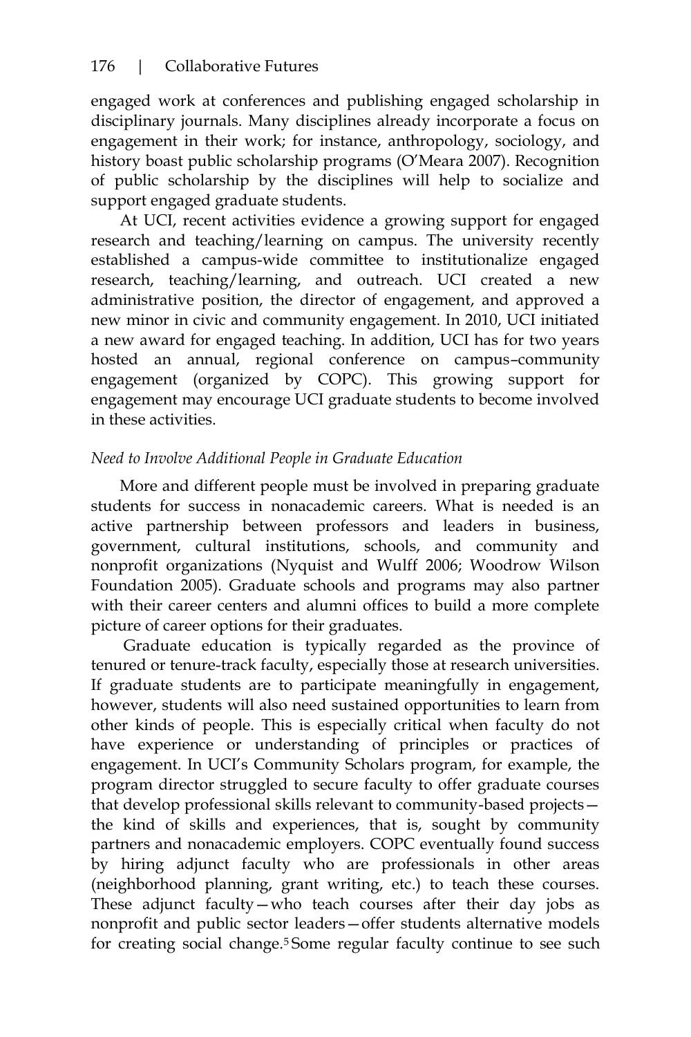engaged work at conferences and publishing engaged scholarship in disciplinary journals. Many disciplines already incorporate a focus on engagement in their work; for instance, anthropology, sociology, and history boast public scholarship programs (O'Meara 2007). Recognition of public scholarship by the disciplines will help to socialize and support engaged graduate students.

At UCI, recent activities evidence a growing support for engaged research and teaching/learning on campus. The university recently established a campus-wide committee to institutionalize engaged research, teaching/learning, and outreach. UCI created a new administrative position, the director of engagement, and approved a new minor in civic and community engagement. In 2010, UCI initiated a new award for engaged teaching. In addition, UCI has for two years hosted an annual, regional conference on campus–community engagement (organized by COPC). This growing support for engagement may encourage UCI graduate students to become involved in these activities.

*Need to Involve Additional People in Graduate Education*

More and different people must be involved in preparing graduate students for success in nonacademic careers. What is needed is an active partnership between professors and leaders in business, government, cultural institutions, schools, and community and nonprofit organizations (Nyquist and Wulff 2006; Woodrow Wilson Foundation 2005). Graduate schools and programs may also partner with their career centers and alumni offices to build a more complete picture of career options for their graduates.

Graduate education is typically regarded as the province of tenured or tenure-track faculty, especially those at research universities. If graduate students are to participate meaningfully in engagement, however, students will also need sustained opportunities to learn from other kinds of people. This is especially critical when faculty do not have experience or understanding of principles or practices of engagement. In UCI's Community Scholars program, for example, the program director struggled to secure faculty to offer graduate courses that develop professional skills relevant to community-based projects—the kind of skills and experiences, that is, sought by community partners and nonacademic employers. COPC eventually found success by hiring adjunct faculty who are professionals in other areas (neighborhood planning, grant writing, etc.) to teach these courses. These adjunct faculty—who teach courses after their day jobs as nonprofit and public sector leaders—offer students alternative models for creating social change.[5] Some regular faculty continue to see such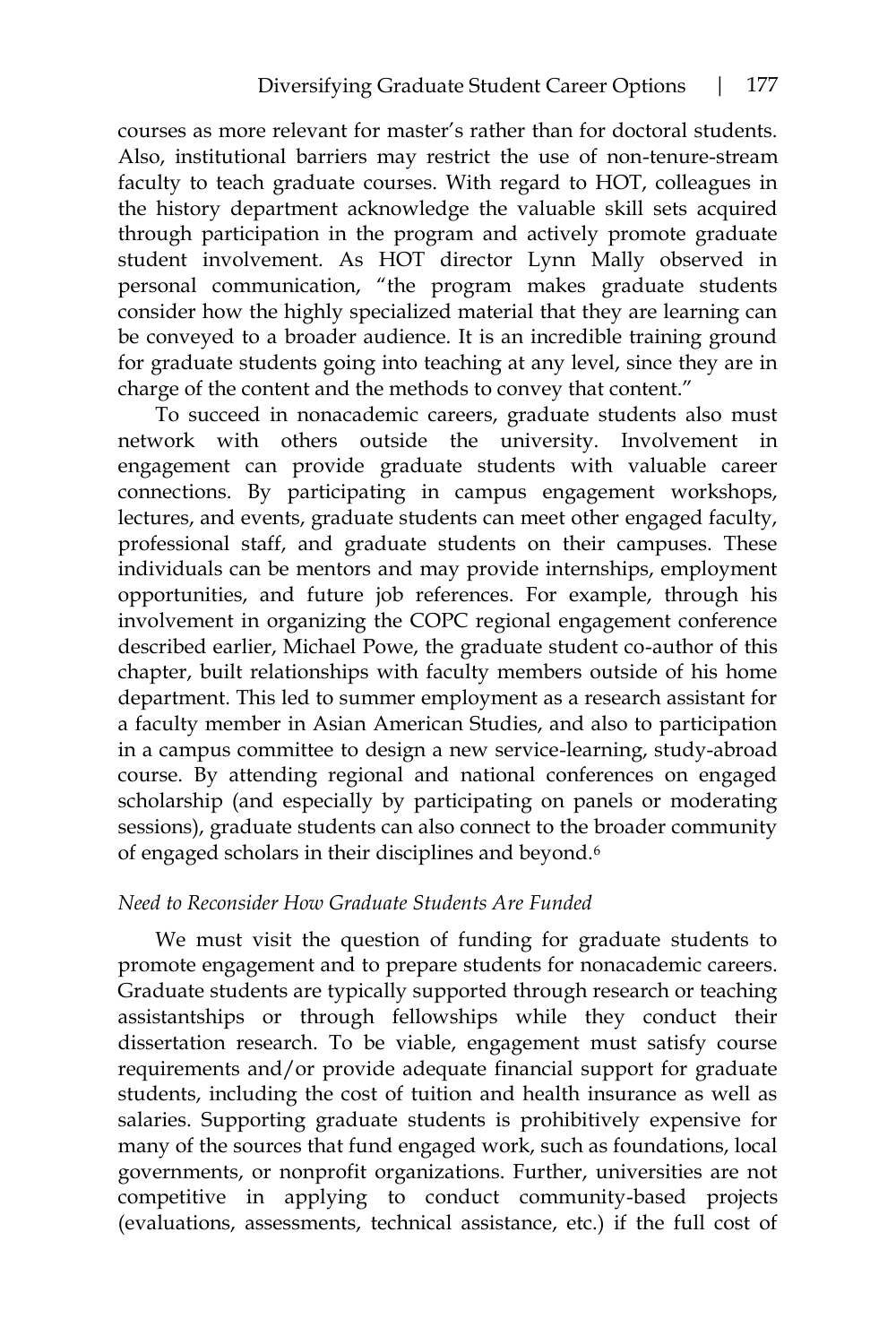courses as more relevant for master's rather than for doctoral students. Also, institutional barriers may restrict the use of non-tenure-stream faculty to teach graduate courses. With regard to HOT, colleagues in the history department acknowledge the valuable skill sets acquired through participation in the program and actively promote graduate student involvement. As HOT director Lynn Mally observed in personal communication, "the program makes graduate students consider how the highly specialized material that they are learning can be conveyed to a broader audience. It is an incredible training ground for graduate students going into teaching at any level, since they are in charge of the content and the methods to convey that content."

To succeed in nonacademic careers, graduate students also must network with others outside the university. Involvement in engagement can provide graduate students with valuable career connections. By participating in campus engagement workshops, lectures, and events, graduate students can meet other engaged faculty, professional staff, and graduate students on their campuses. These individuals can be mentors and may provide internships, employment opportunities, and future job references. For example, through his involvement in organizing the COPC regional engagement conference described earlier, Michael Powe, the graduate student co-author of this chapter, built relationships with faculty members outside of his home department. This led to summer employment as a research assistant for a faculty member in Asian American Studies, and also to participation in a campus committee to design a new service-learning, study-abroad course. By attending regional and national conferences on engaged scholarship (and especially by participating on panels or moderating sessions), graduate students can also connect to the broader community of engaged scholars in their disciplines and beyond.[6]

*Need to Reconsider How Graduate Students Are Funded*

We must visit the question of funding for graduate students to promote engagement and to prepare students for nonacademic careers. Graduate students are typically supported through research or teaching assistantships or through fellowships while they conduct their dissertation research. To be viable, engagement must satisfy course requirements and/or provide adequate financial support for graduate students, including the cost of tuition and health insurance as well as salaries. Supporting graduate students is prohibitively expensive for many of the sources that fund engaged work, such as foundations, local governments, or nonprofit organizations. Further, universities are not competitive in applying to conduct community-based projects (evaluations, assessments, technical assistance, etc.) if the full cost of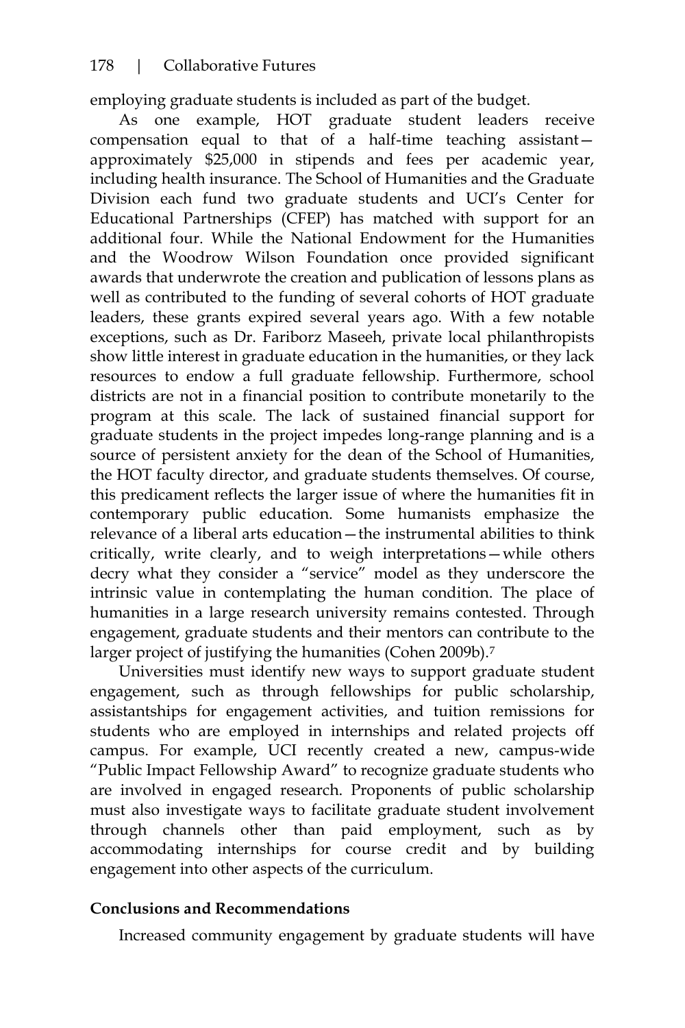employing graduate students is included as part of the budget.

As one example, HOT graduate student leaders receive compensation equal to that of a half-time teaching assistant—approximately $25,000 in stipends and fees per academic year, including health insurance. The School of Humanities and the Graduate Division each fund two graduate students and UCI's Center for Educational Partnerships (CFEP) has matched with support for an additional four. While the National Endowment for the Humanities and the Woodrow Wilson Foundation once provided significant awards that underwrote the creation and publication of lessons plans as well as contributed to the funding of several cohorts of HOT graduate leaders, these grants expired several years ago. With a few notable exceptions, such as Dr. Fariborz Maseeh, private local philanthropists show little interest in graduate education in the humanities, or they lack resources to endow a full graduate fellowship. Furthermore, school districts are not in a financial position to contribute monetarily to the program at this scale. The lack of sustained financial support for graduate students in the project impedes long-range planning and is a source of persistent anxiety for the dean of the School of Humanities, the HOT faculty director, and graduate students themselves. Of course, this predicament reflects the larger issue of where the humanities fit in contemporary public education. Some humanists emphasize the relevance of a liberal arts education—the instrumental abilities to think critically, write clearly, and to weigh interpretations—while others decry what they consider a "service" model as they underscore the intrinsic value in contemplating the human condition. The place of humanities in a large research university remains contested. Through engagement, graduate students and their mentors can contribute to the larger project of justifying the humanities (Cohen 2009b).[7]

Universities must identify new ways to support graduate student engagement, such as through fellowships for public scholarship, assistantships for engagement activities, and tuition remissions for students who are employed in internships and related projects off campus. For example, UCI recently created a new, campus-wide "Public Impact Fellowship Award" to recognize graduate students who are involved in engaged research. Proponents of public scholarship must also investigate ways to facilitate graduate student involvement through channels other than paid employment, such as by accommodating internships for course credit and by building engagement into other aspects of the curriculum.

**Conclusions and Recommendations**

Increased community engagement by graduate students will have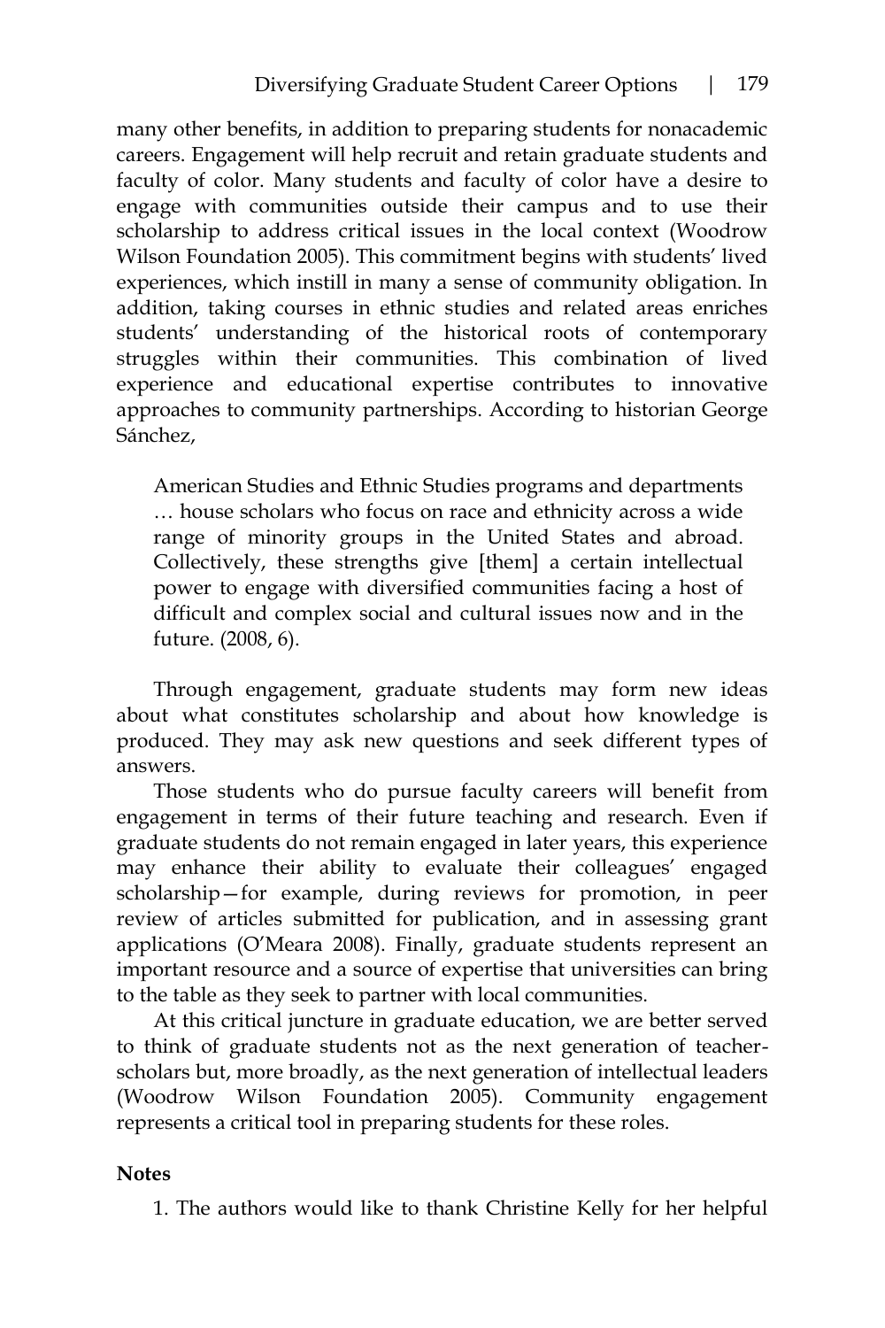many other benefits, in addition to preparing students for nonacademic careers. Engagement will help recruit and retain graduate students and faculty of color. Many students and faculty of color have a desire to engage with communities outside their campus and to use their scholarship to address critical issues in the local context (Woodrow Wilson Foundation 2005). This commitment begins with students' lived experiences, which instill in many a sense of community obligation. In addition, taking courses in ethnic studies and related areas enriches students' understanding of the historical roots of contemporary struggles within their communities. This combination of lived experience and educational expertise contributes to innovative approaches to community partnerships. According to historian George Sánchez,

> American Studies and Ethnic Studies programs and departments … house scholars who focus on race and ethnicity across a wide range of minority groups in the United States and abroad. Collectively, these strengths give [them] a certain intellectual power to engage with diversified communities facing a host of difficult and complex social and cultural issues now and in the future. (2008, 6).

Through engagement, graduate students may form new ideas about what constitutes scholarship and about how knowledge is produced. They may ask new questions and seek different types of answers.

Those students who do pursue faculty careers will benefit from engagement in terms of their future teaching and research. Even if graduate students do not remain engaged in later years, this experience may enhance their ability to evaluate their colleagues' engaged scholarship—for example, during reviews for promotion, in peer review of articles submitted for publication, and in assessing grant applications (O'Meara 2008). Finally, graduate students represent an important resource and a source of expertise that universities can bring to the table as they seek to partner with local communities.

At this critical juncture in graduate education, we are better served to think of graduate students not as the next generation of teacher-scholars but, more broadly, as the next generation of intellectual leaders (Woodrow Wilson Foundation 2005). Community engagement represents a critical tool in preparing students for these roles.

**Notes**

1. The authors would like to thank Christine Kelly for her helpful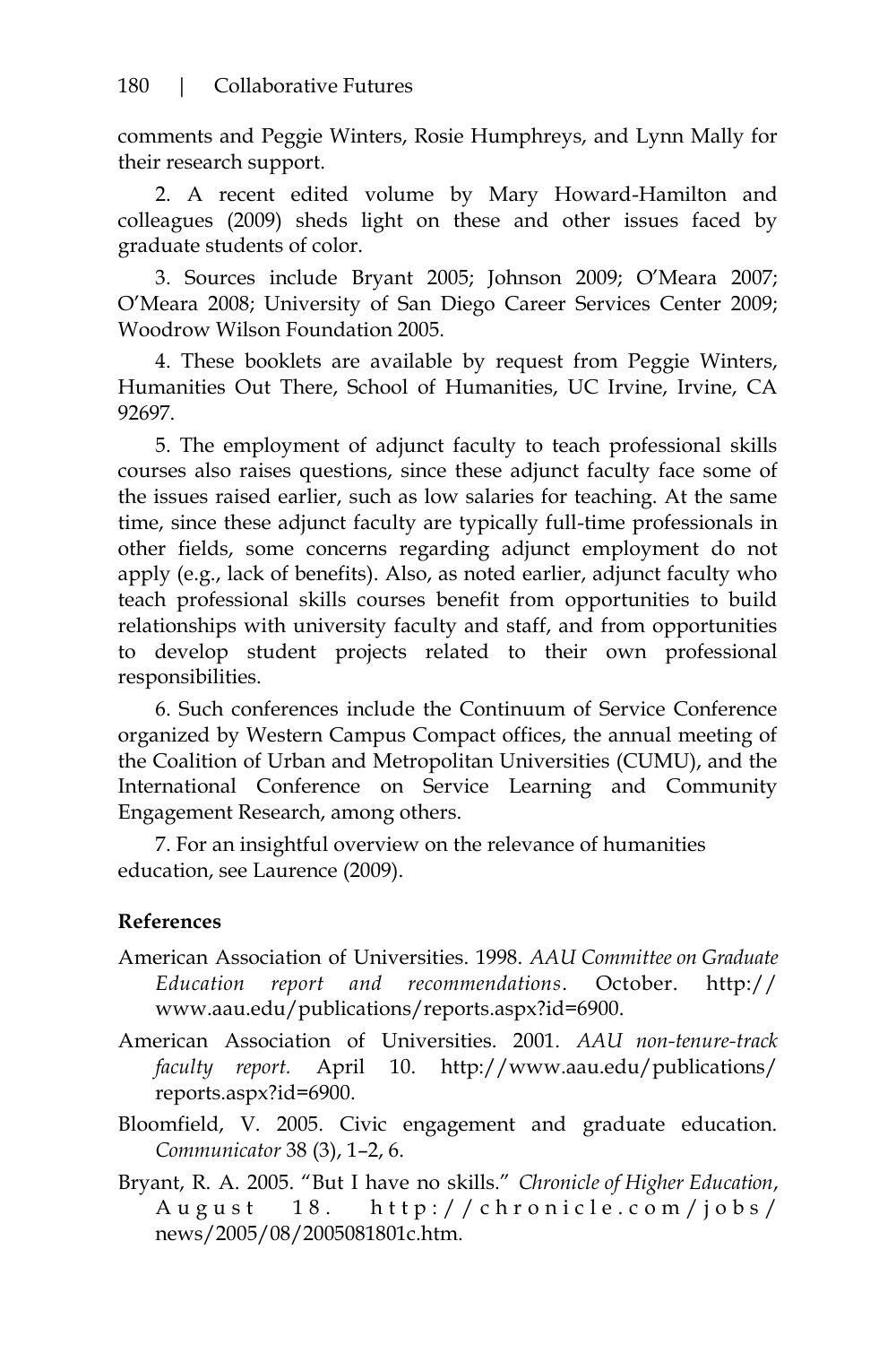comments and Peggie Winters, Rosie Humphreys, and Lynn Mally for their research support.

2. A recent edited volume by Mary Howard-Hamilton and colleagues (2009) sheds light on these and other issues faced by graduate students of color.

3. Sources include Bryant 2005; Johnson 2009; O'Meara 2007; O'Meara 2008; University of San Diego Career Services Center 2009; Woodrow Wilson Foundation 2005.

4. These booklets are available by request from Peggie Winters, Humanities Out There, School of Humanities, UC Irvine, Irvine, CA 92697.

5. The employment of adjunct faculty to teach professional skills courses also raises questions, since these adjunct faculty face some of the issues raised earlier, such as low salaries for teaching. At the same time, since these adjunct faculty are typically full-time professionals in other fields, some concerns regarding adjunct employment do not apply (e.g., lack of benefits). Also, as noted earlier, adjunct faculty who teach professional skills courses benefit from opportunities to build relationships with university faculty and staff, and from opportunities to develop student projects related to their own professional responsibilities.

6. Such conferences include the Continuum of Service Conference organized by Western Campus Compact offices, the annual meeting of the Coalition of Urban and Metropolitan Universities (CUMU), and the International Conference on Service Learning and Community Engagement Research, among others.

7. For an insightful overview on the relevance of humanities education, see Laurence (2009).

**References**

American Association of Universities. 1998. *AAU Committee on Graduate Education report and recommendations*. October. http://www.aau.edu/publications/reports.aspx?id=6900.

American Association of Universities. 2001. *AAU non-tenure-track faculty report.* April 10. http://www.aau.edu/publications/reports.aspx?id=6900.

Bloomfield, V. 2005. Civic engagement and graduate education. *Communicator* 38 (3), 1–2, 6.

Bryant, R. A. 2005. "But I have no skills." *Chronicle of Higher Education*, August 18. http://chronicle.com/jobs/news/2005/08/2005081801c.htm.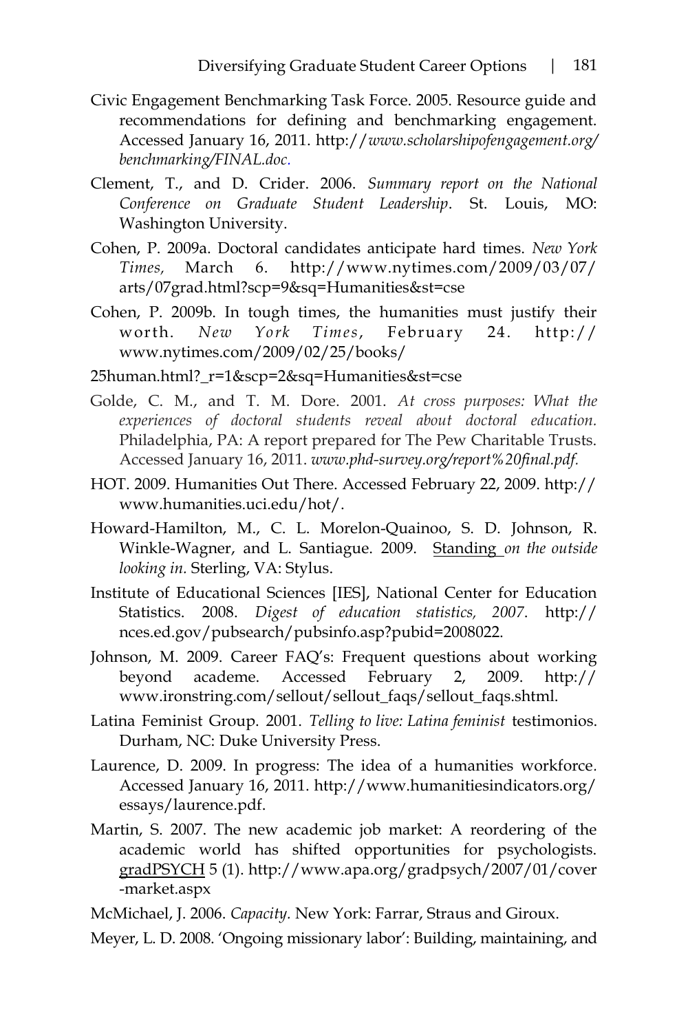Civic Engagement Benchmarking Task Force. 2005. Resource guide and recommendations for defining and benchmarking engagement. Accessed January 16, 2011. http://*www.scholarshipofengagement.org/benchmarking/FINAL.doc.*

Clement, T., and D. Crider. 2006. *Summary report on the National Conference on Graduate Student Leadership*. St. Louis, MO: Washington University.

Cohen, P. 2009a. Doctoral candidates anticipate hard times. *New York Times,* March 6. http://www.nytimes.com/2009/03/07/arts/07grad.html?scp=9&sq=Humanities&st=cse

Cohen, P. 2009b. In tough times, the humanities must justify their worth. *New York Times*, February 24. http://www.nytimes.com/2009/02/25/books/

25human.html?_r=1&scp=2&sq=Humanities&st=cse

Golde, C. M., and T. M. Dore. 2001. *At cross purposes: What the experiences of doctoral students reveal about doctoral education.* Philadelphia, PA: A report prepared for The Pew Charitable Trusts. Accessed January 16, 2011. *www.phd-survey.org/report%20final.pdf.*

HOT. 2009. Humanities Out There. Accessed February 22, 2009. http://www.humanities.uci.edu/hot/.

Howard-Hamilton, M., C. L. Morelon-Quainoo, S. D. Johnson, R. Winkle-Wagner, and L. Santiague. 2009. Standing *on the outside looking in.* Sterling, VA: Stylus.

Institute of Educational Sciences [IES], National Center for Education Statistics. 2008. *Digest of education statistics, 2007*. http://nces.ed.gov/pubsearch/pubsinfo.asp?pubid=2008022.

Johnson, M. 2009. Career FAQ's: Frequent questions about working beyond academe. Accessed February 2, 2009. http://www.ironstring.com/sellout/sellout_faqs/sellout_faqs.shtml.

Latina Feminist Group. 2001. *Telling to live: Latina feminist* testimonios. Durham, NC: Duke University Press.

Laurence, D. 2009. In progress: The idea of a humanities workforce. Accessed January 16, 2011. http://www.humanitiesindicators.org/essays/laurence.pdf.

Martin, S. 2007. The new academic job market: A reordering of the academic world has shifted opportunities for psychologists. gradPSYCH 5 (1). http://www.apa.org/gradpsych/2007/01/cover-market.aspx

McMichael, J. 2006. *Capacity.* New York: Farrar, Straus and Giroux.

Meyer, L. D. 2008. 'Ongoing missionary labor': Building, maintaining, and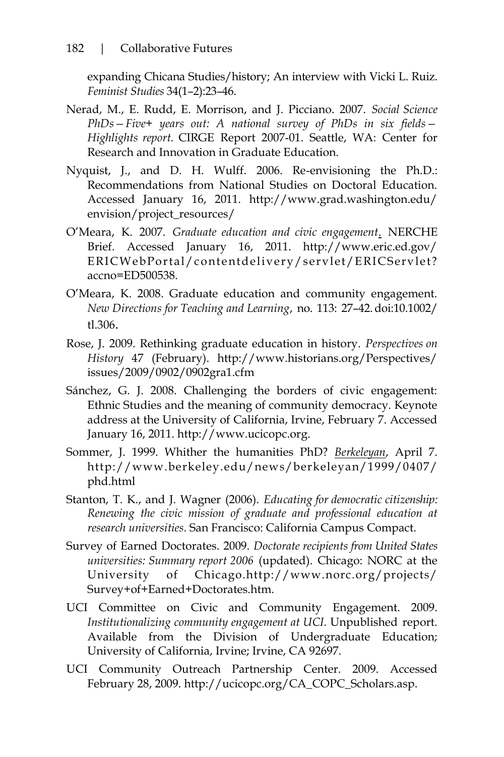expanding Chicana Studies/history; An interview with Vicki L. Ruiz. *Feminist Studies* 34(1–2):23–46.

Nerad, M., E. Rudd, E. Morrison, and J. Picciano. 2007. *Social Science PhDs—Five+ years out: A national survey of PhDs in six fields—Highlights report.* CIRGE Report 2007-01. Seattle, WA: Center for Research and Innovation in Graduate Education.

Nyquist, J., and D. H. Wulff. 2006. Re-envisioning the Ph.D.: Recommendations from National Studies on Doctoral Education. Accessed January 16, 2011. http://www.grad.washington.edu/envision/project_resources/

O'Meara, K. 2007. *Graduate education and civic engagement*. NERCHE Brief. Accessed January 16, 2011. http://www.eric.ed.gov/ERICWebPortal/contentdelivery/servlet/ERICServlet?accno=ED500538.

O'Meara, K. 2008. Graduate education and community engagement. *New Directions for Teaching and Learning*, no. 113: 27–42. doi:10.1002/tl.306.

Rose, J. 2009. Rethinking graduate education in history. *Perspectives on History* 47 (February). http://www.historians.org/Perspectives/issues/2009/0902/0902gra1.cfm

Sánchez, G. J. 2008. Challenging the borders of civic engagement: Ethnic Studies and the meaning of community democracy. Keynote address at the University of California, Irvine, February 7. Accessed January 16, 2011. http://www.ucicopc.org.

Sommer, J. 1999. Whither the humanities PhD? *Berkeleyan*, April 7. http://www.berkeley.edu/news/berkeleyan/1999/0407/phd.html

Stanton, T. K., and J. Wagner (2006). *Educating for democratic citizenship: Renewing the civic mission of graduate and professional education at research universities*. San Francisco: California Campus Compact.

Survey of Earned Doctorates. 2009. *Doctorate recipients from United States universities: Summary report 2006* (updated). Chicago: NORC at the University of Chicago.http://www.norc.org/projects/Survey+of+Earned+Doctorates.htm.

UCI Committee on Civic and Community Engagement. 2009. *Institutionalizing community engagement at UCI.* Unpublished report. Available from the Division of Undergraduate Education; University of California, Irvine; Irvine, CA 92697.

UCI Community Outreach Partnership Center. 2009. Accessed February 28, 2009. http://ucicopc.org/CA_COPC_Scholars.asp.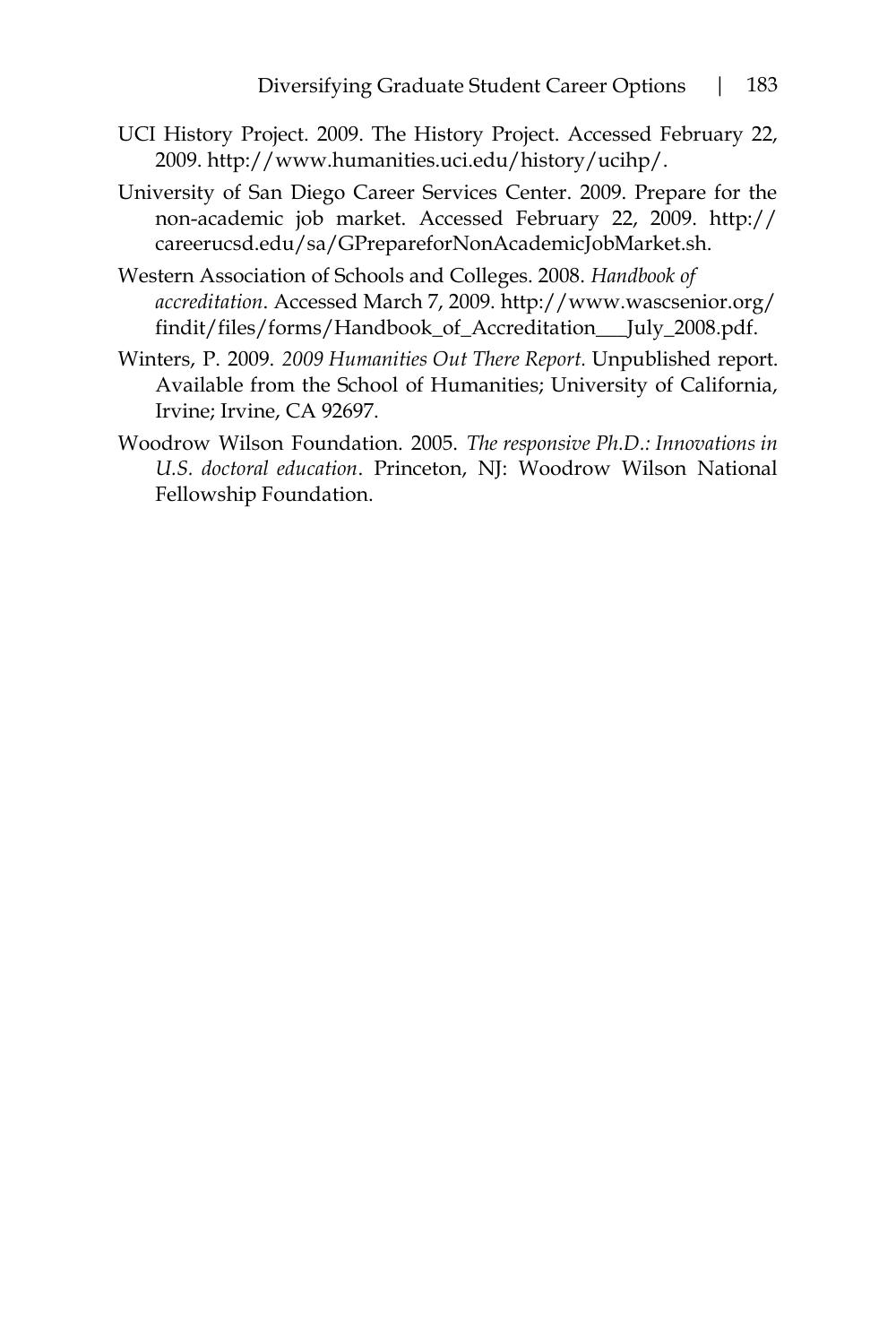UCI History Project. 2009. The History Project. Accessed February 22, 2009. http://www.humanities.uci.edu/history/ucihp/.

University of San Diego Career Services Center. 2009. Prepare for the non-academic job market. Accessed February 22, 2009. http://careerucsd.edu/sa/GPrepareforNonAcademicJobMarket.sh.

Western Association of Schools and Colleges. 2008. *Handbook of accreditation*. Accessed March 7, 2009. http://www.wascsenior.org/findit/files/forms/Handbook_of_Accreditation___July_2008.pdf.

Winters, P. 2009. *2009 Humanities Out There Report.* Unpublished report. Available from the School of Humanities; University of California, Irvine; Irvine, CA 92697.

Woodrow Wilson Foundation. 2005. *The responsive Ph.D.: Innovations in U.S. doctoral education*. Princeton, NJ: Woodrow Wilson National Fellowship Foundation.